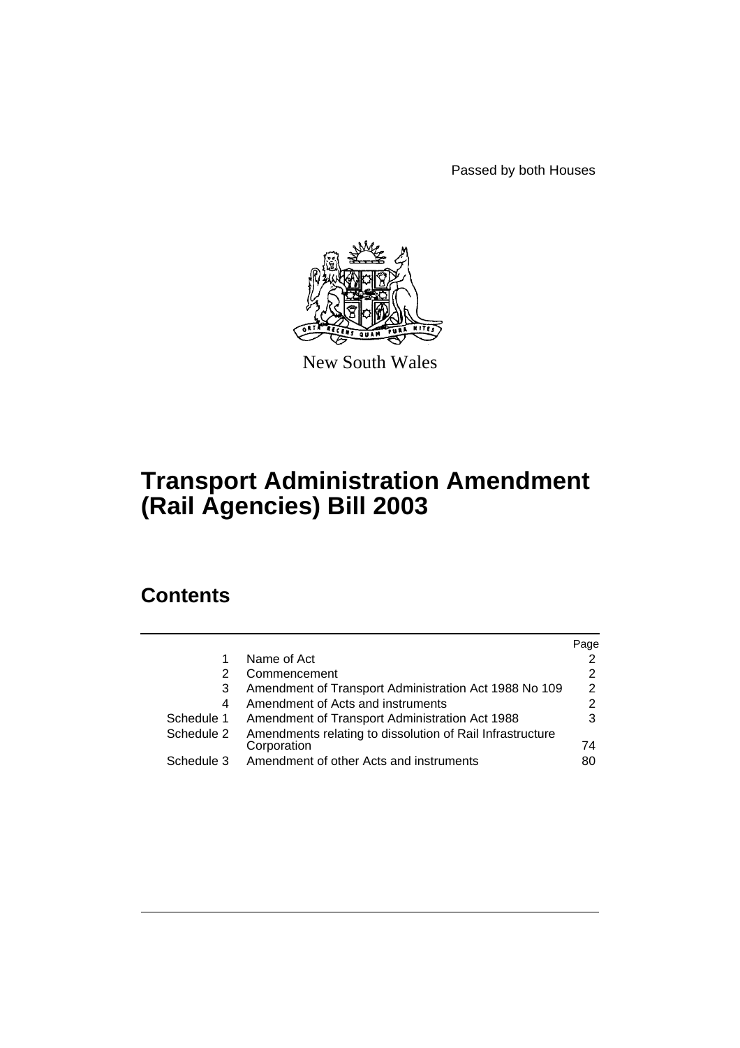Passed by both Houses

New South Wales

# Transport Administration Amendment (Rail Agencies) Bill 2003

## Contents

| | | Page |
|---|---|---|
| 1 | Name of Act | 2 |
| 2 | Commencement | 2 |
| 3 | Amendment of Transport Administration Act 1988 No 109 | 2 |
| 4 | Amendment of Acts and instruments | 2 |
| Schedule 1 | Amendment of Transport Administration Act 1988 | 3 |
| Schedule 2 | Amendments relating to dissolution of Rail Infrastructure Corporation | 74 |
| Schedule 3 | Amendment of other Acts and instruments | 80 |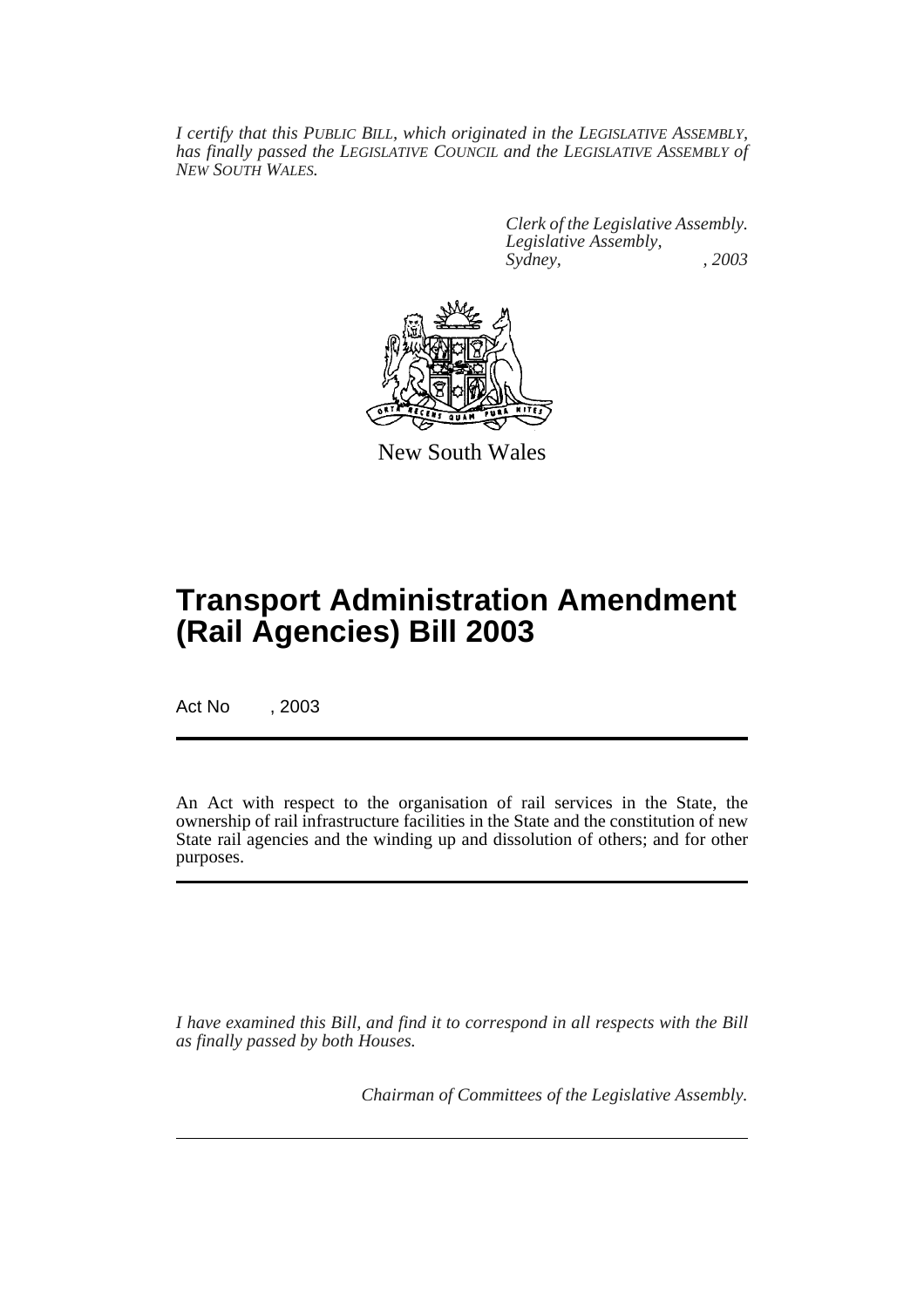*I certify that this PUBLIC BILL, which originated in the LEGISLATIVE ASSEMBLY, has finally passed the LEGISLATIVE COUNCIL and the LEGISLATIVE ASSEMBLY of NEW SOUTH WALES.*

*Clerk of the Legislative Assembly.*
*Legislative Assembly,*
*Sydney, , 2003*

New South Wales

# Transport Administration Amendment (Rail Agencies) Bill 2003

Act No , 2003

An Act with respect to the organisation of rail services in the State, the ownership of rail infrastructure facilities in the State and the constitution of new State rail agencies and the winding up and dissolution of others; and for other purposes.

*I have examined this Bill, and find it to correspond in all respects with the Bill as finally passed by both Houses.*

*Chairman of Committees of the Legislative Assembly.*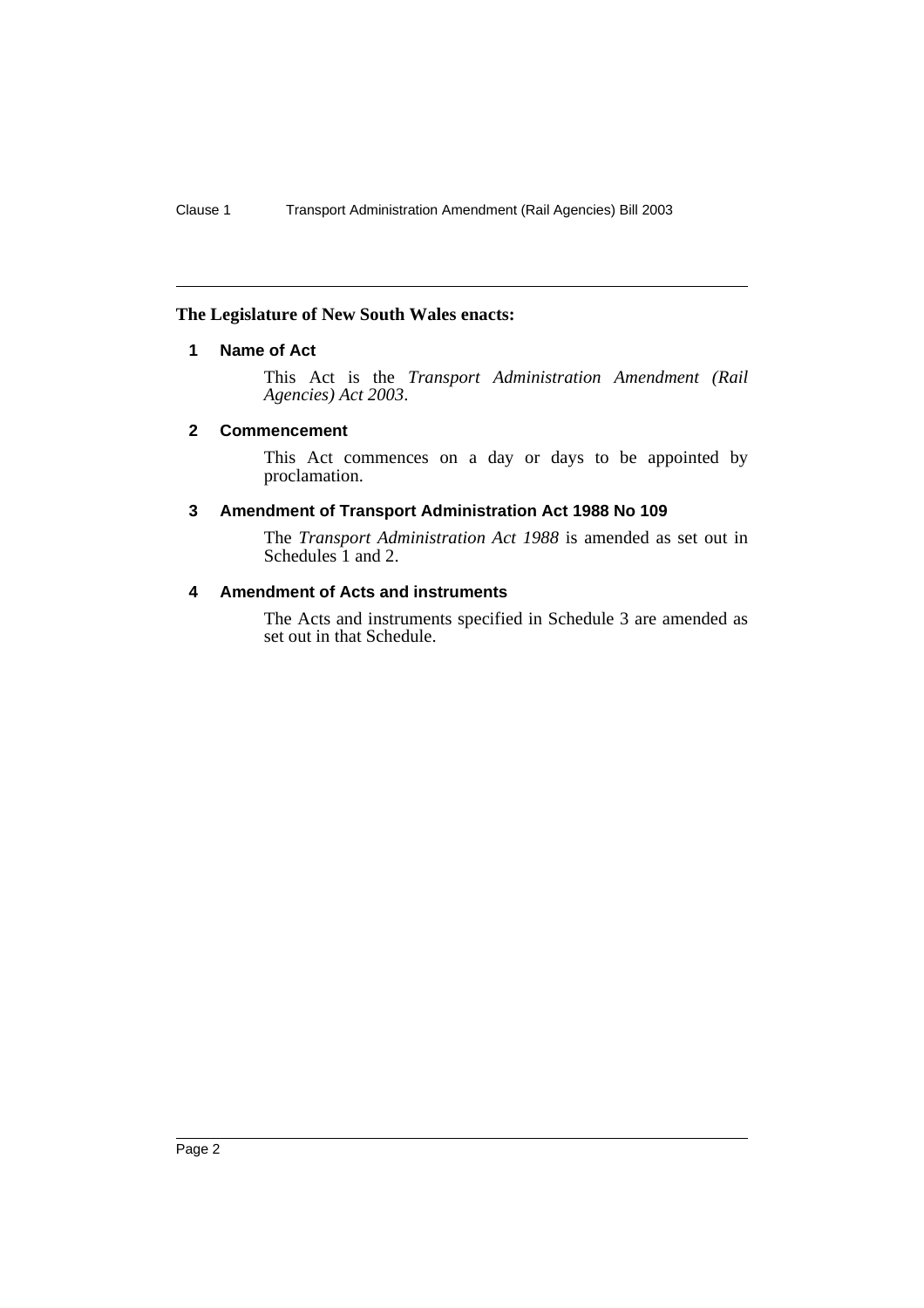**The Legislature of New South Wales enacts:**

## 1 Name of Act

This Act is the *Transport Administration Amendment (Rail Agencies) Act 2003*.

## 2 Commencement

This Act commences on a day or days to be appointed by proclamation.

## 3 Amendment of Transport Administration Act 1988 No 109

The *Transport Administration Act 1988* is amended as set out in Schedules 1 and 2.

## 4 Amendment of Acts and instruments

The Acts and instruments specified in Schedule 3 are amended as set out in that Schedule.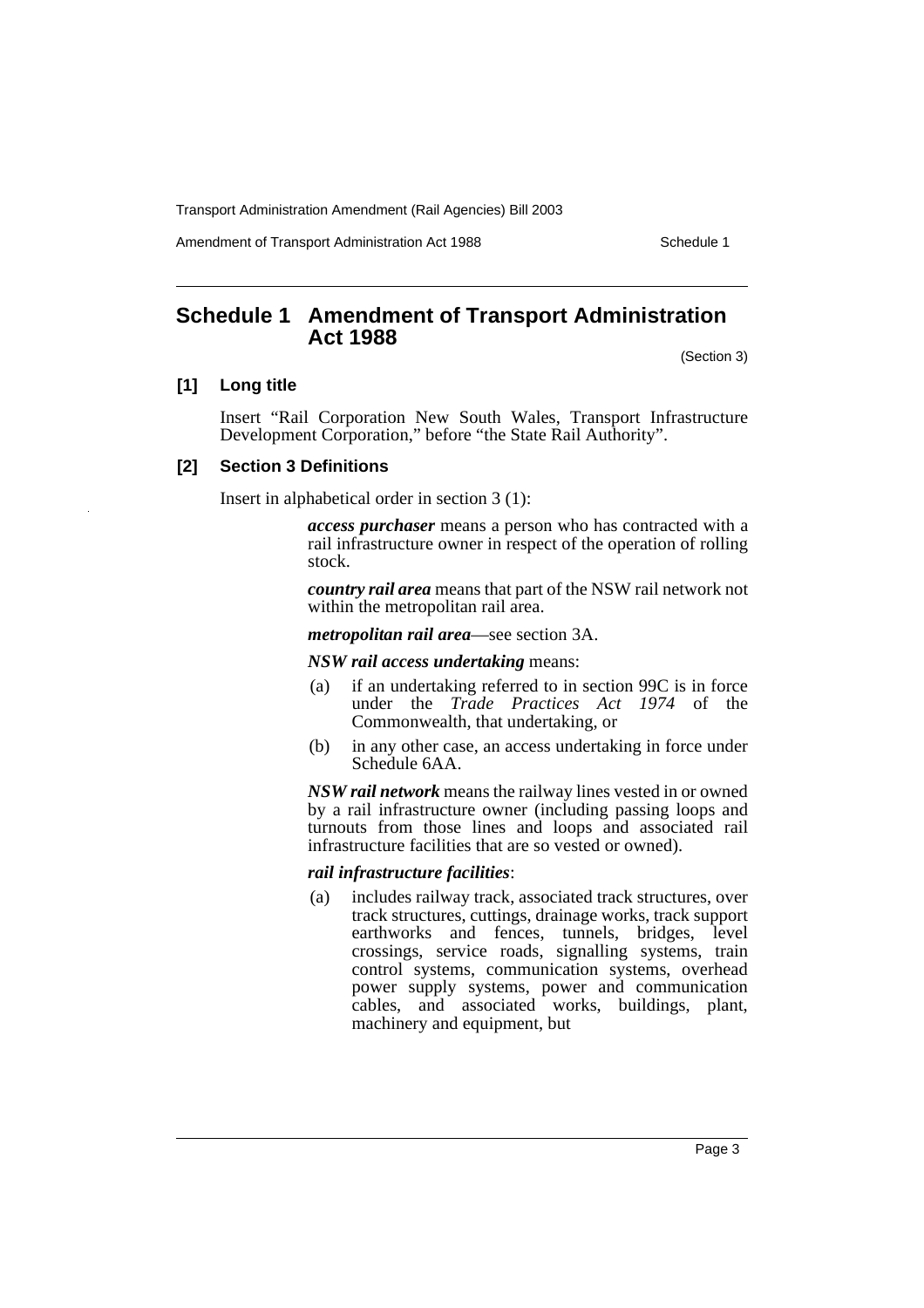# Schedule 1 Amendment of Transport Administration Act 1988

(Section 3)

### [1] Long title

Insert "Rail Corporation New South Wales, Transport Infrastructure Development Corporation," before "the State Rail Authority".

### [2] Section 3 Definitions

Insert in alphabetical order in section 3 (1):

***access purchaser*** means a person who has contracted with a rail infrastructure owner in respect of the operation of rolling stock.

***country rail area*** means that part of the NSW rail network not within the metropolitan rail area.

***metropolitan rail area***—see section 3A.

***NSW rail access undertaking*** means:

(a) if an undertaking referred to in section 99C is in force under the *Trade Practices Act 1974* of the Commonwealth, that undertaking, or

(b) in any other case, an access undertaking in force under Schedule 6AA.

***NSW rail network*** means the railway lines vested in or owned by a rail infrastructure owner (including passing loops and turnouts from those lines and loops and associated rail infrastructure facilities that are so vested or owned).

***rail infrastructure facilities***:

(a) includes railway track, associated track structures, over track structures, cuttings, drainage works, track support earthworks and fences, tunnels, bridges, level crossings, service roads, signalling systems, train control systems, communication systems, overhead power supply systems, power and communication cables, and associated works, buildings, plant, machinery and equipment, but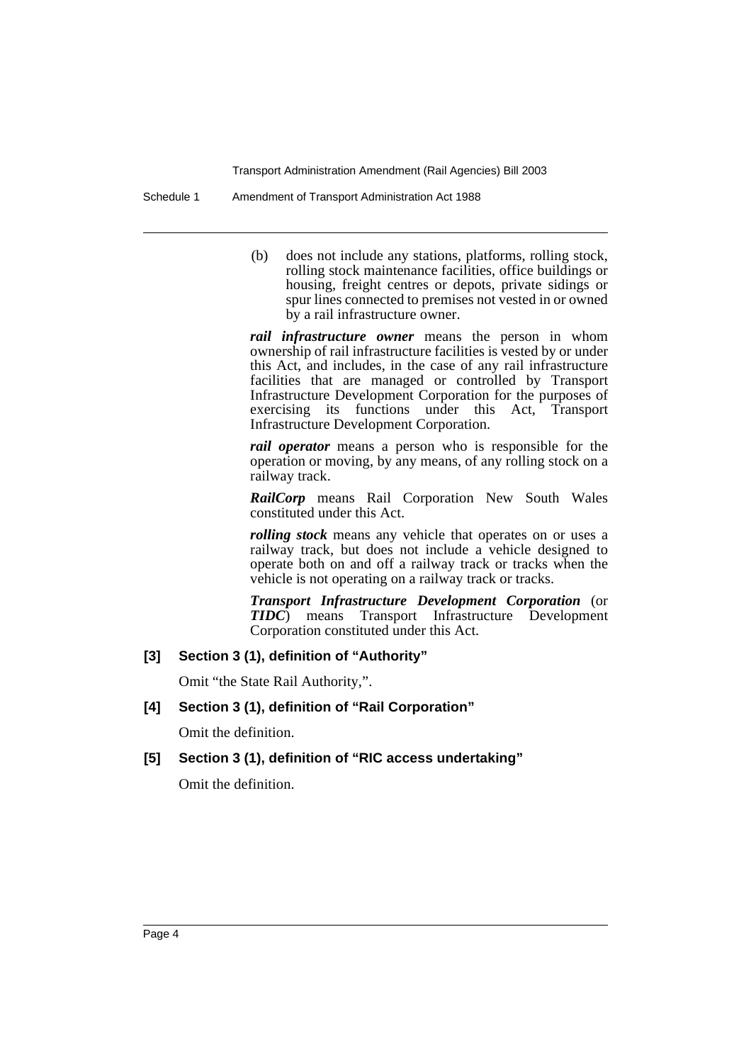(b) does not include any stations, platforms, rolling stock, rolling stock maintenance facilities, office buildings or housing, freight centres or depots, private sidings or spur lines connected to premises not vested in or owned by a rail infrastructure owner.

***rail infrastructure owner*** means the person in whom ownership of rail infrastructure facilities is vested by or under this Act, and includes, in the case of any rail infrastructure facilities that are managed or controlled by Transport Infrastructure Development Corporation for the purposes of exercising its functions under this Act, Transport Infrastructure Development Corporation.

***rail operator*** means a person who is responsible for the operation or moving, by any means, of any rolling stock on a railway track.

***RailCorp*** means Rail Corporation New South Wales constituted under this Act.

***rolling stock*** means any vehicle that operates on or uses a railway track, but does not include a vehicle designed to operate both on and off a railway track or tracks when the vehicle is not operating on a railway track or tracks.

***Transport Infrastructure Development Corporation*** (or ***TIDC***) means Transport Infrastructure Development Corporation constituted under this Act.

### [3] Section 3 (1), definition of "Authority"

Omit "the State Rail Authority,".

### [4] Section 3 (1), definition of "Rail Corporation"

Omit the definition.

### [5] Section 3 (1), definition of "RIC access undertaking"

Omit the definition.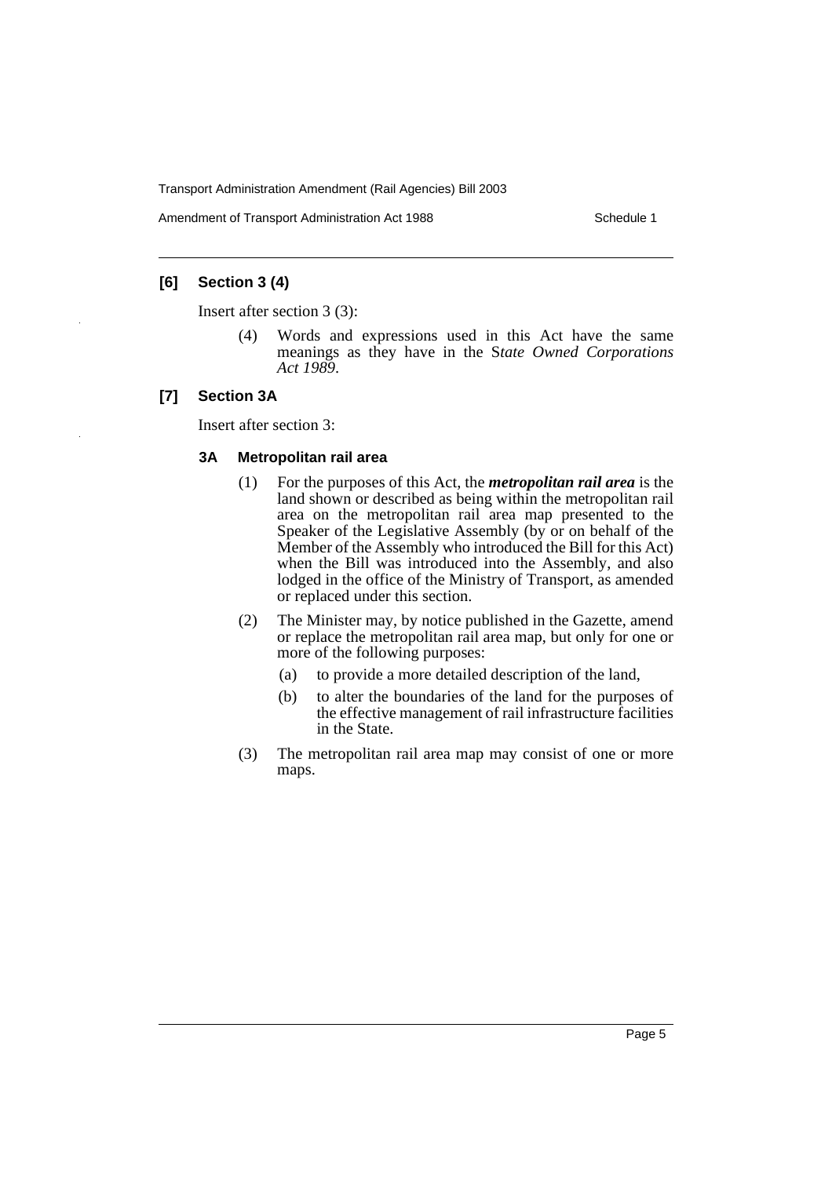### [6] Section 3 (4)

Insert after section 3 (3):

(4) Words and expressions used in this Act have the same meanings as they have in the S*tate Owned Corporations Act 1989*.

### [7] Section 3A

Insert after section 3:

#### 3A Metropolitan rail area

(1) For the purposes of this Act, the ***metropolitan rail area*** is the land shown or described as being within the metropolitan rail area on the metropolitan rail area map presented to the Speaker of the Legislative Assembly (by or on behalf of the Member of the Assembly who introduced the Bill for this Act) when the Bill was introduced into the Assembly, and also lodged in the office of the Ministry of Transport, as amended or replaced under this section.

(2) The Minister may, by notice published in the Gazette, amend or replace the metropolitan rail area map, but only for one or more of the following purposes:

- (a) to provide a more detailed description of the land,
- (b) to alter the boundaries of the land for the purposes of the effective management of rail infrastructure facilities in the State.

(3) The metropolitan rail area map may consist of one or more maps.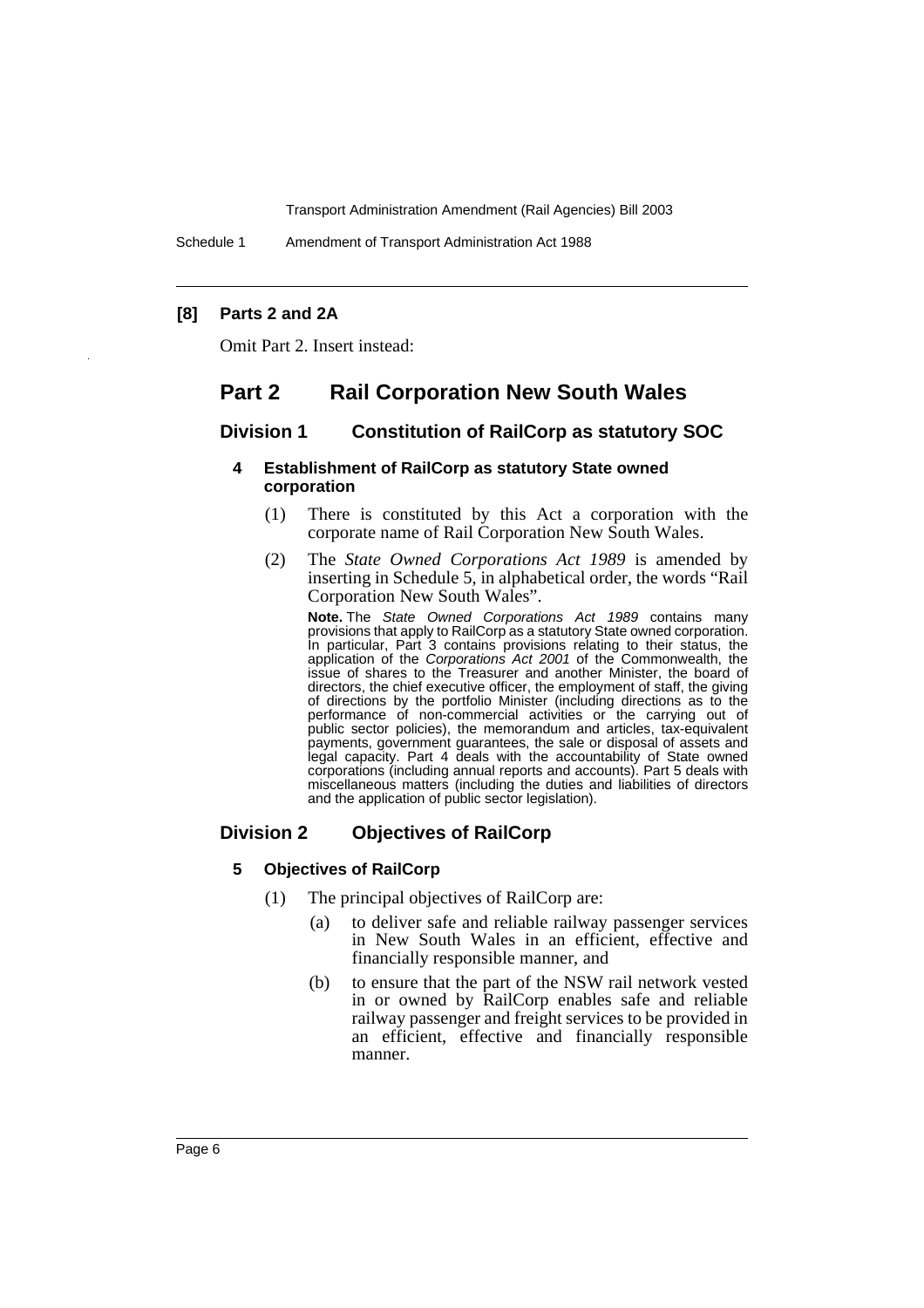**[8] Parts 2 and 2A**

Omit Part 2. Insert instead:

# Part 2 Rail Corporation New South Wales

## Division 1 Constitution of RailCorp as statutory SOC

### 4 Establishment of RailCorp as statutory State owned corporation

(1) There is constituted by this Act a corporation with the corporate name of Rail Corporation New South Wales.

(2) The *State Owned Corporations Act 1989* is amended by inserting in Schedule 5, in alphabetical order, the words "Rail Corporation New South Wales".

**Note.** The *State Owned Corporations Act 1989* contains many provisions that apply to RailCorp as a statutory State owned corporation. In particular, Part 3 contains provisions relating to their status, the application of the *Corporations Act 2001* of the Commonwealth, the issue of shares to the Treasurer and another Minister, the board of directors, the chief executive officer, the employment of staff, the giving of directions by the portfolio Minister (including directions as to the performance of non-commercial activities or the carrying out of public sector policies), the memorandum and articles, tax-equivalent payments, government guarantees, the sale or disposal of assets and legal capacity. Part 4 deals with the accountability of State owned corporations (including annual reports and accounts). Part 5 deals with miscellaneous matters (including the duties and liabilities of directors and the application of public sector legislation).

## Division 2 Objectives of RailCorp

### 5 Objectives of RailCorp

(1) The principal objectives of RailCorp are:

(a) to deliver safe and reliable railway passenger services in New South Wales in an efficient, effective and financially responsible manner, and

(b) to ensure that the part of the NSW rail network vested in or owned by RailCorp enables safe and reliable railway passenger and freight services to be provided in an efficient, effective and financially responsible manner.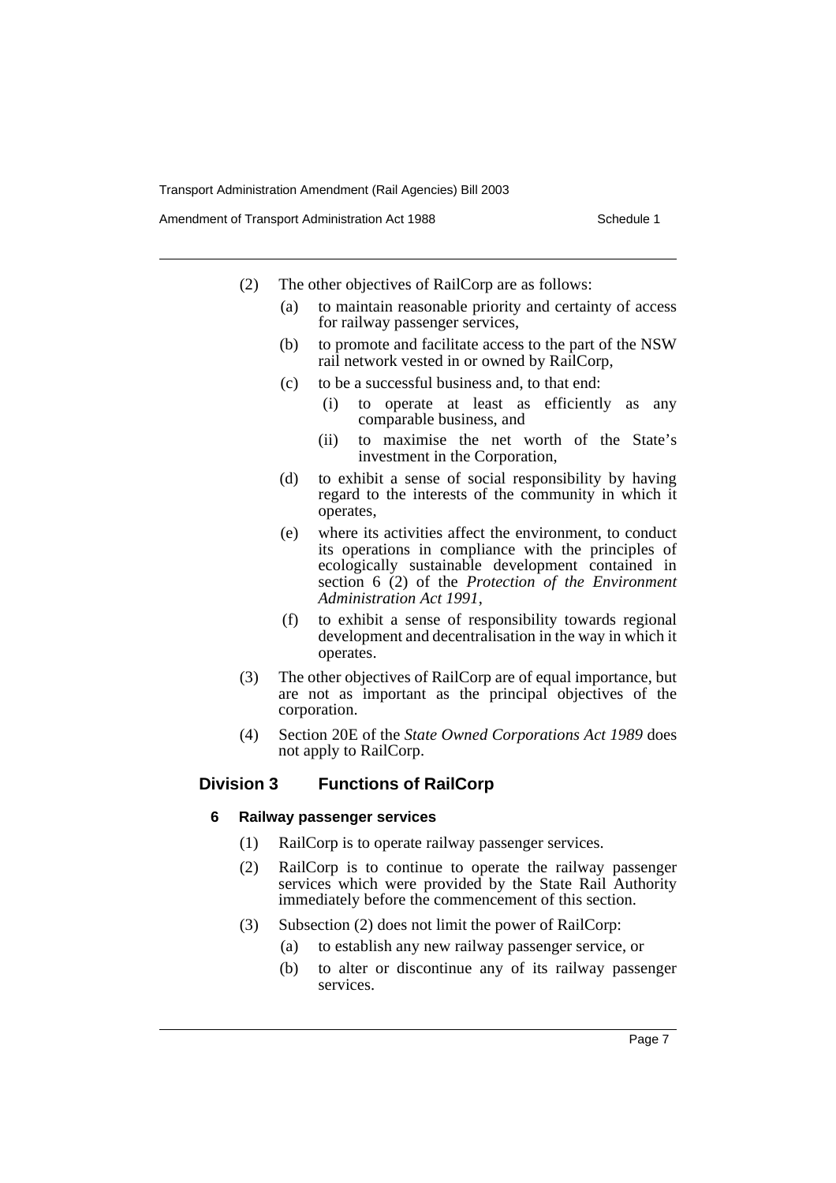(2) The other objectives of RailCorp are as follows:

(a) to maintain reasonable priority and certainty of access for railway passenger services,

(b) to promote and facilitate access to the part of the NSW rail network vested in or owned by RailCorp,

(c) to be a successful business and, to that end:

(i) to operate at least as efficiently as any comparable business, and

(ii) to maximise the net worth of the State's investment in the Corporation,

(d) to exhibit a sense of social responsibility by having regard to the interests of the community in which it operates,

(e) where its activities affect the environment, to conduct its operations in compliance with the principles of ecologically sustainable development contained in section 6 (2) of the *Protection of the Environment Administration Act 1991*,

(f) to exhibit a sense of responsibility towards regional development and decentralisation in the way in which it operates.

(3) The other objectives of RailCorp are of equal importance, but are not as important as the principal objectives of the corporation.

(4) Section 20E of the *State Owned Corporations Act 1989* does not apply to RailCorp.

## Division 3 Functions of RailCorp

### 6 Railway passenger services

(1) RailCorp is to operate railway passenger services.

(2) RailCorp is to continue to operate the railway passenger services which were provided by the State Rail Authority immediately before the commencement of this section.

(3) Subsection (2) does not limit the power of RailCorp:

(a) to establish any new railway passenger service, or

(b) to alter or discontinue any of its railway passenger services.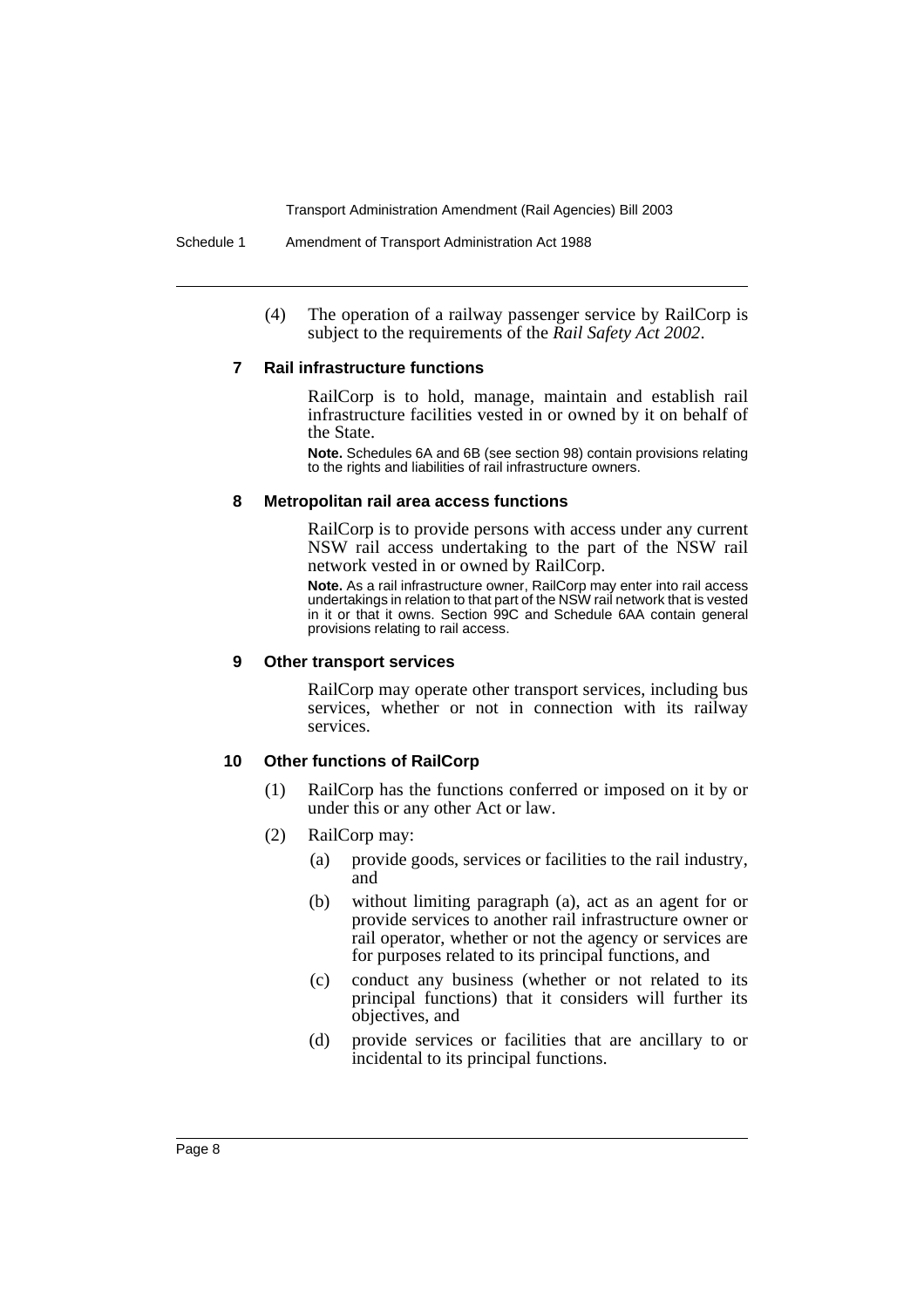(4) The operation of a railway passenger service by RailCorp is subject to the requirements of the *Rail Safety Act 2002*.

### 7 Rail infrastructure functions

RailCorp is to hold, manage, maintain and establish rail infrastructure facilities vested in or owned by it on behalf of the State.

**Note.** Schedules 6A and 6B (see section 98) contain provisions relating to the rights and liabilities of rail infrastructure owners.

### 8 Metropolitan rail area access functions

RailCorp is to provide persons with access under any current NSW rail access undertaking to the part of the NSW rail network vested in or owned by RailCorp.

**Note.** As a rail infrastructure owner, RailCorp may enter into rail access undertakings in relation to that part of the NSW rail network that is vested in it or that it owns. Section 99C and Schedule 6AA contain general provisions relating to rail access.

### 9 Other transport services

RailCorp may operate other transport services, including bus services, whether or not in connection with its railway services.

### 10 Other functions of RailCorp

(1) RailCorp has the functions conferred or imposed on it by or under this or any other Act or law.

(2) RailCorp may:

(a) provide goods, services or facilities to the rail industry, and

(b) without limiting paragraph (a), act as an agent for or provide services to another rail infrastructure owner or rail operator, whether or not the agency or services are for purposes related to its principal functions, and

(c) conduct any business (whether or not related to its principal functions) that it considers will further its objectives, and

(d) provide services or facilities that are ancillary to or incidental to its principal functions.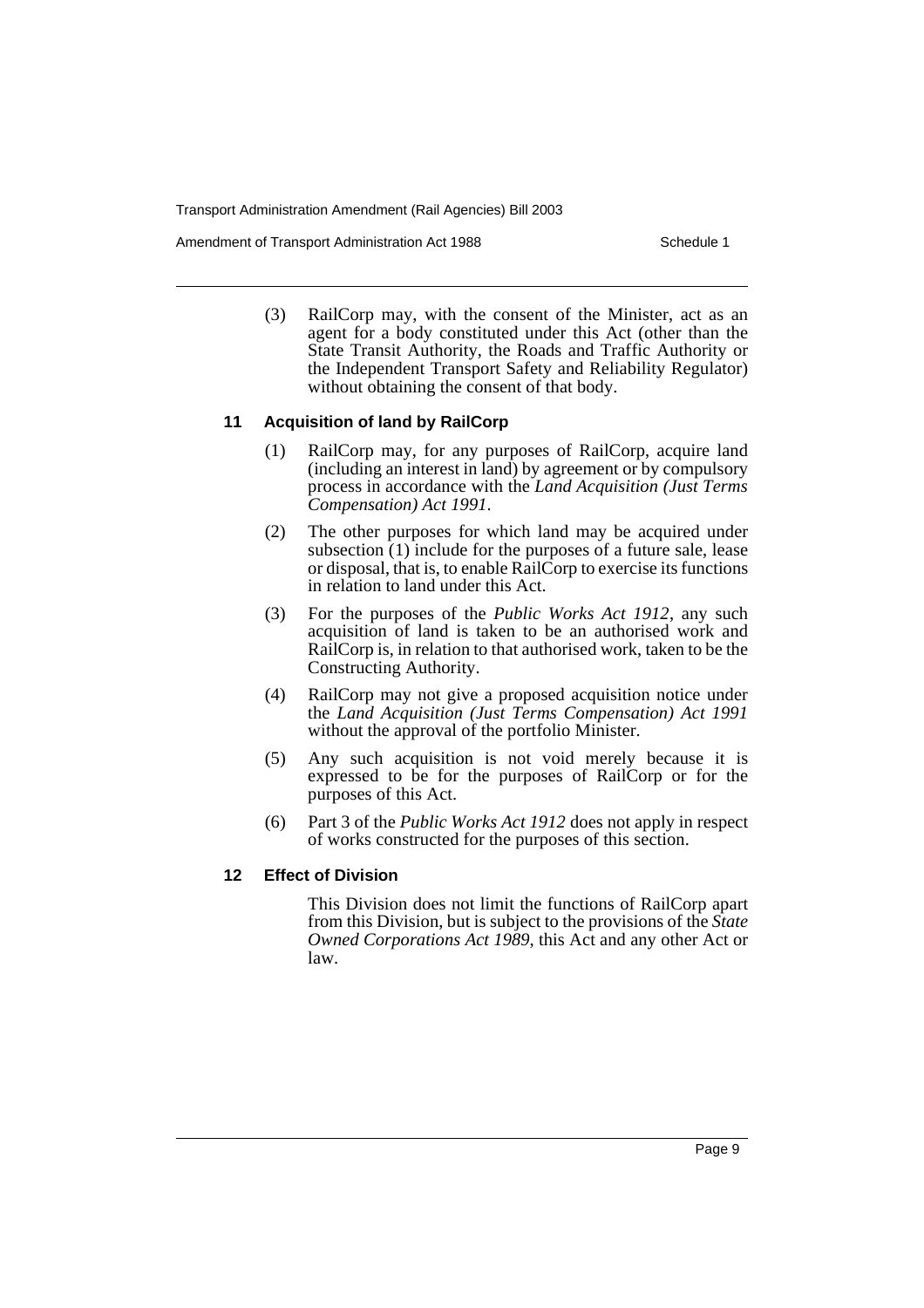(3) RailCorp may, with the consent of the Minister, act as an agent for a body constituted under this Act (other than the State Transit Authority, the Roads and Traffic Authority or the Independent Transport Safety and Reliability Regulator) without obtaining the consent of that body.

### 11 Acquisition of land by RailCorp

(1) RailCorp may, for any purposes of RailCorp, acquire land (including an interest in land) by agreement or by compulsory process in accordance with the *Land Acquisition (Just Terms Compensation) Act 1991*.

(2) The other purposes for which land may be acquired under subsection (1) include for the purposes of a future sale, lease or disposal, that is, to enable RailCorp to exercise its functions in relation to land under this Act.

(3) For the purposes of the *Public Works Act 1912*, any such acquisition of land is taken to be an authorised work and RailCorp is, in relation to that authorised work, taken to be the Constructing Authority.

(4) RailCorp may not give a proposed acquisition notice under the *Land Acquisition (Just Terms Compensation) Act 1991* without the approval of the portfolio Minister.

(5) Any such acquisition is not void merely because it is expressed to be for the purposes of RailCorp or for the purposes of this Act.

(6) Part 3 of the *Public Works Act 1912* does not apply in respect of works constructed for the purposes of this section.

### 12 Effect of Division

This Division does not limit the functions of RailCorp apart from this Division, but is subject to the provisions of the *State Owned Corporations Act 1989*, this Act and any other Act or law.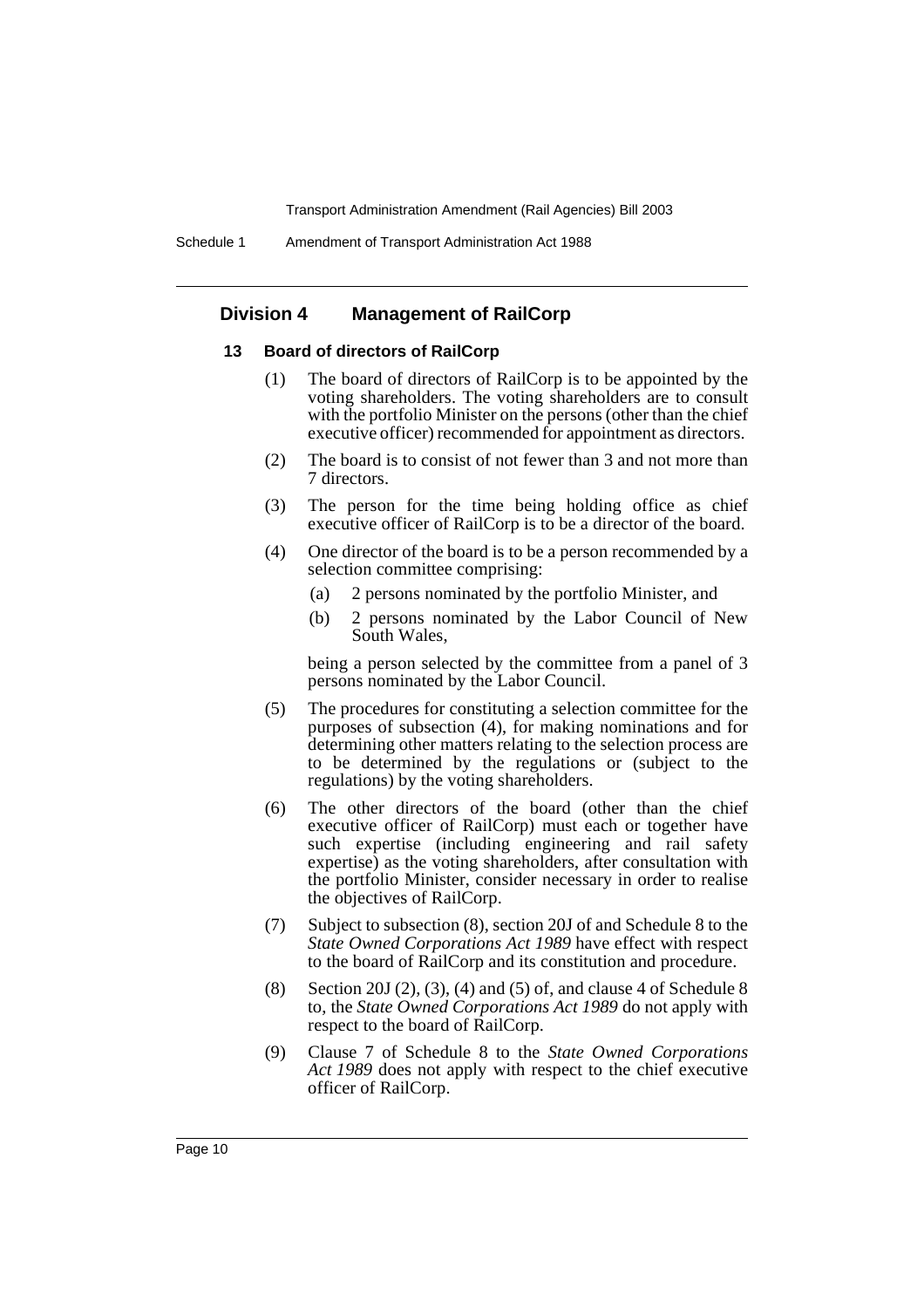## Division 4 Management of RailCorp

### 13 Board of directors of RailCorp

(1) The board of directors of RailCorp is to be appointed by the voting shareholders. The voting shareholders are to consult with the portfolio Minister on the persons (other than the chief executive officer) recommended for appointment as directors.

(2) The board is to consist of not fewer than 3 and not more than 7 directors.

(3) The person for the time being holding office as chief executive officer of RailCorp is to be a director of the board.

(4) One director of the board is to be a person recommended by a selection committee comprising:

(a) 2 persons nominated by the portfolio Minister, and

(b) 2 persons nominated by the Labor Council of New South Wales,

being a person selected by the committee from a panel of 3 persons nominated by the Labor Council.

(5) The procedures for constituting a selection committee for the purposes of subsection (4), for making nominations and for determining other matters relating to the selection process are to be determined by the regulations or (subject to the regulations) by the voting shareholders.

(6) The other directors of the board (other than the chief executive officer of RailCorp) must each or together have such expertise (including engineering and rail safety expertise) as the voting shareholders, after consultation with the portfolio Minister, consider necessary in order to realise the objectives of RailCorp.

(7) Subject to subsection (8), section 20J of and Schedule 8 to the *State Owned Corporations Act 1989* have effect with respect to the board of RailCorp and its constitution and procedure.

(8) Section 20J (2), (3), (4) and (5) of, and clause 4 of Schedule 8 to, the *State Owned Corporations Act 1989* do not apply with respect to the board of RailCorp.

(9) Clause 7 of Schedule 8 to the *State Owned Corporations Act 1989* does not apply with respect to the chief executive officer of RailCorp.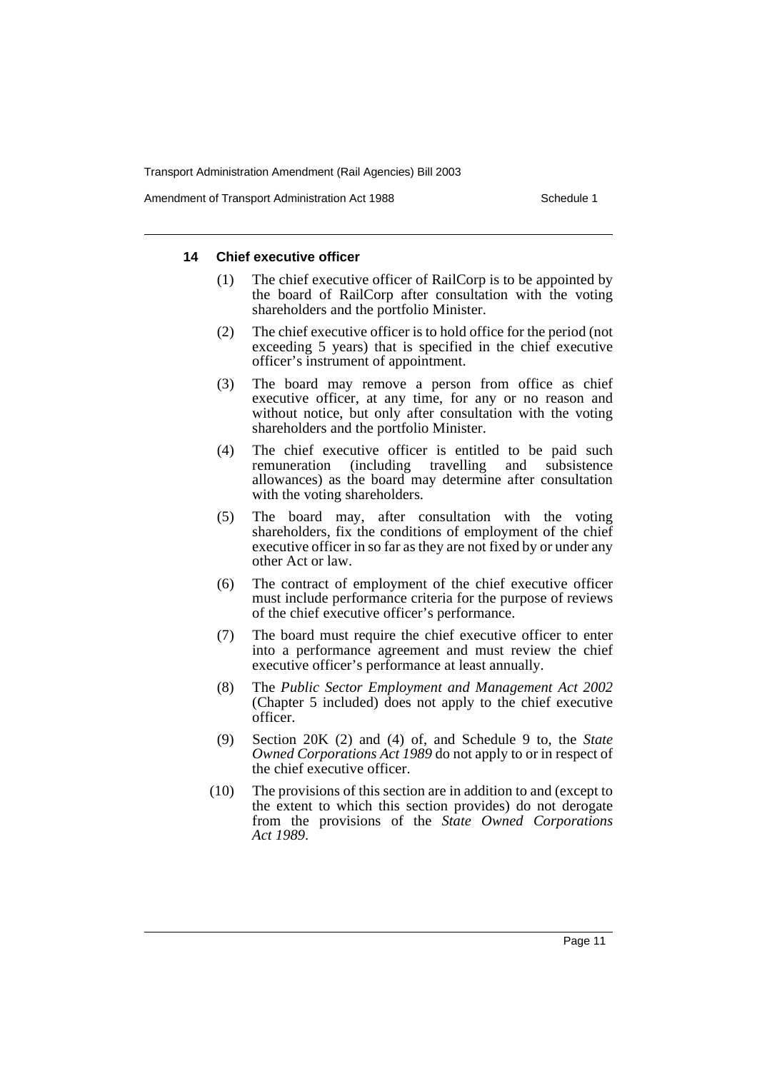#### 14 Chief executive officer

(1) The chief executive officer of RailCorp is to be appointed by the board of RailCorp after consultation with the voting shareholders and the portfolio Minister.

(2) The chief executive officer is to hold office for the period (not exceeding 5 years) that is specified in the chief executive officer's instrument of appointment.

(3) The board may remove a person from office as chief executive officer, at any time, for any or no reason and without notice, but only after consultation with the voting shareholders and the portfolio Minister.

(4) The chief executive officer is entitled to be paid such remuneration (including travelling and subsistence allowances) as the board may determine after consultation with the voting shareholders.

(5) The board may, after consultation with the voting shareholders, fix the conditions of employment of the chief executive officer in so far as they are not fixed by or under any other Act or law.

(6) The contract of employment of the chief executive officer must include performance criteria for the purpose of reviews of the chief executive officer's performance.

(7) The board must require the chief executive officer to enter into a performance agreement and must review the chief executive officer's performance at least annually.

(8) The *Public Sector Employment and Management Act 2002* (Chapter 5 included) does not apply to the chief executive officer.

(9) Section 20K (2) and (4) of, and Schedule 9 to, the *State Owned Corporations Act 1989* do not apply to or in respect of the chief executive officer.

(10) The provisions of this section are in addition to and (except to the extent to which this section provides) do not derogate from the provisions of the *State Owned Corporations Act 1989*.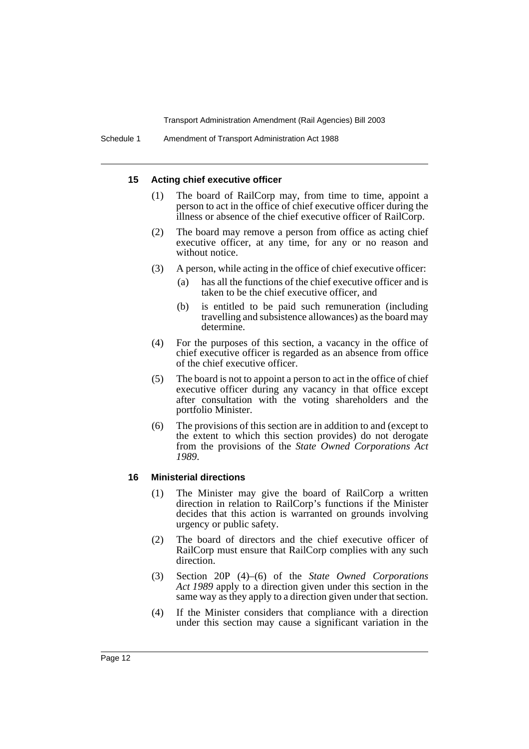#### 15 Acting chief executive officer

(1) The board of RailCorp may, from time to time, appoint a person to act in the office of chief executive officer during the illness or absence of the chief executive officer of RailCorp.

(2) The board may remove a person from office as acting chief executive officer, at any time, for any or no reason and without notice.

(3) A person, while acting in the office of chief executive officer:

- (a) has all the functions of the chief executive officer and is taken to be the chief executive officer, and
- (b) is entitled to be paid such remuneration (including travelling and subsistence allowances) as the board may determine.

(4) For the purposes of this section, a vacancy in the office of chief executive officer is regarded as an absence from office of the chief executive officer.

(5) The board is not to appoint a person to act in the office of chief executive officer during any vacancy in that office except after consultation with the voting shareholders and the portfolio Minister.

(6) The provisions of this section are in addition to and (except to the extent to which this section provides) do not derogate from the provisions of the *State Owned Corporations Act 1989*.

#### 16 Ministerial directions

(1) The Minister may give the board of RailCorp a written direction in relation to RailCorp's functions if the Minister decides that this action is warranted on grounds involving urgency or public safety.

(2) The board of directors and the chief executive officer of RailCorp must ensure that RailCorp complies with any such direction.

(3) Section 20P (4)–(6) of the *State Owned Corporations Act 1989* apply to a direction given under this section in the same way as they apply to a direction given under that section.

(4) If the Minister considers that compliance with a direction under this section may cause a significant variation in the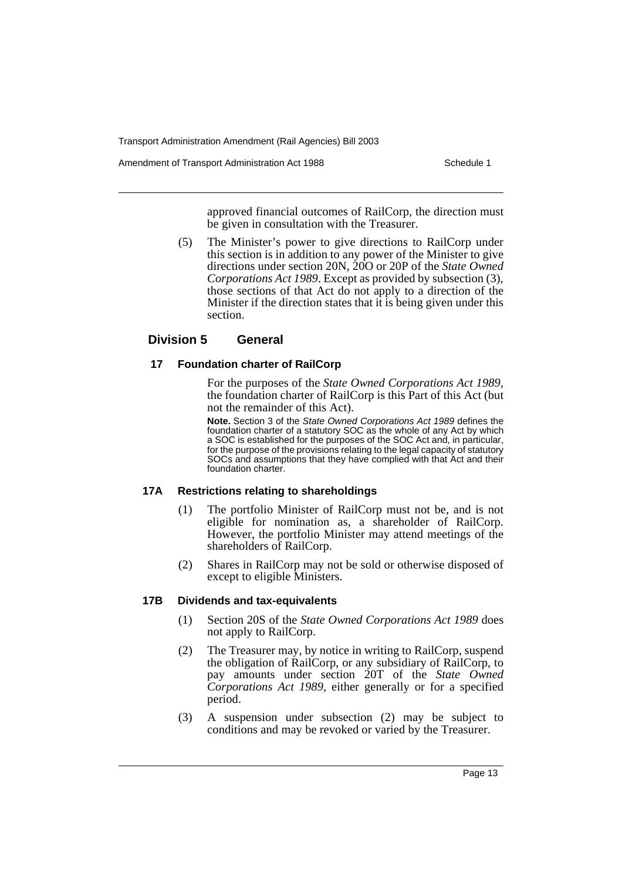approved financial outcomes of RailCorp, the direction must be given in consultation with the Treasurer.

(5) The Minister's power to give directions to RailCorp under this section is in addition to any power of the Minister to give directions under section 20N, 20O or 20P of the *State Owned Corporations Act 1989*. Except as provided by subsection (3), those sections of that Act do not apply to a direction of the Minister if the direction states that it is being given under this section.

## Division 5 General

### 17 Foundation charter of RailCorp

For the purposes of the *State Owned Corporations Act 1989*, the foundation charter of RailCorp is this Part of this Act (but not the remainder of this Act).

**Note.** Section 3 of the *State Owned Corporations Act 1989* defines the foundation charter of a statutory SOC as the whole of any Act by which a SOC is established for the purposes of the SOC Act and, in particular, for the purpose of the provisions relating to the legal capacity of statutory SOCs and assumptions that they have complied with that Act and their foundation charter.

### 17A Restrictions relating to shareholdings

(1) The portfolio Minister of RailCorp must not be, and is not eligible for nomination as, a shareholder of RailCorp. However, the portfolio Minister may attend meetings of the shareholders of RailCorp.

(2) Shares in RailCorp may not be sold or otherwise disposed of except to eligible Ministers.

### 17B Dividends and tax-equivalents

(1) Section 20S of the *State Owned Corporations Act 1989* does not apply to RailCorp.

(2) The Treasurer may, by notice in writing to RailCorp, suspend the obligation of RailCorp, or any subsidiary of RailCorp, to pay amounts under section 20T of the *State Owned Corporations Act 1989*, either generally or for a specified period.

(3) A suspension under subsection (2) may be subject to conditions and may be revoked or varied by the Treasurer.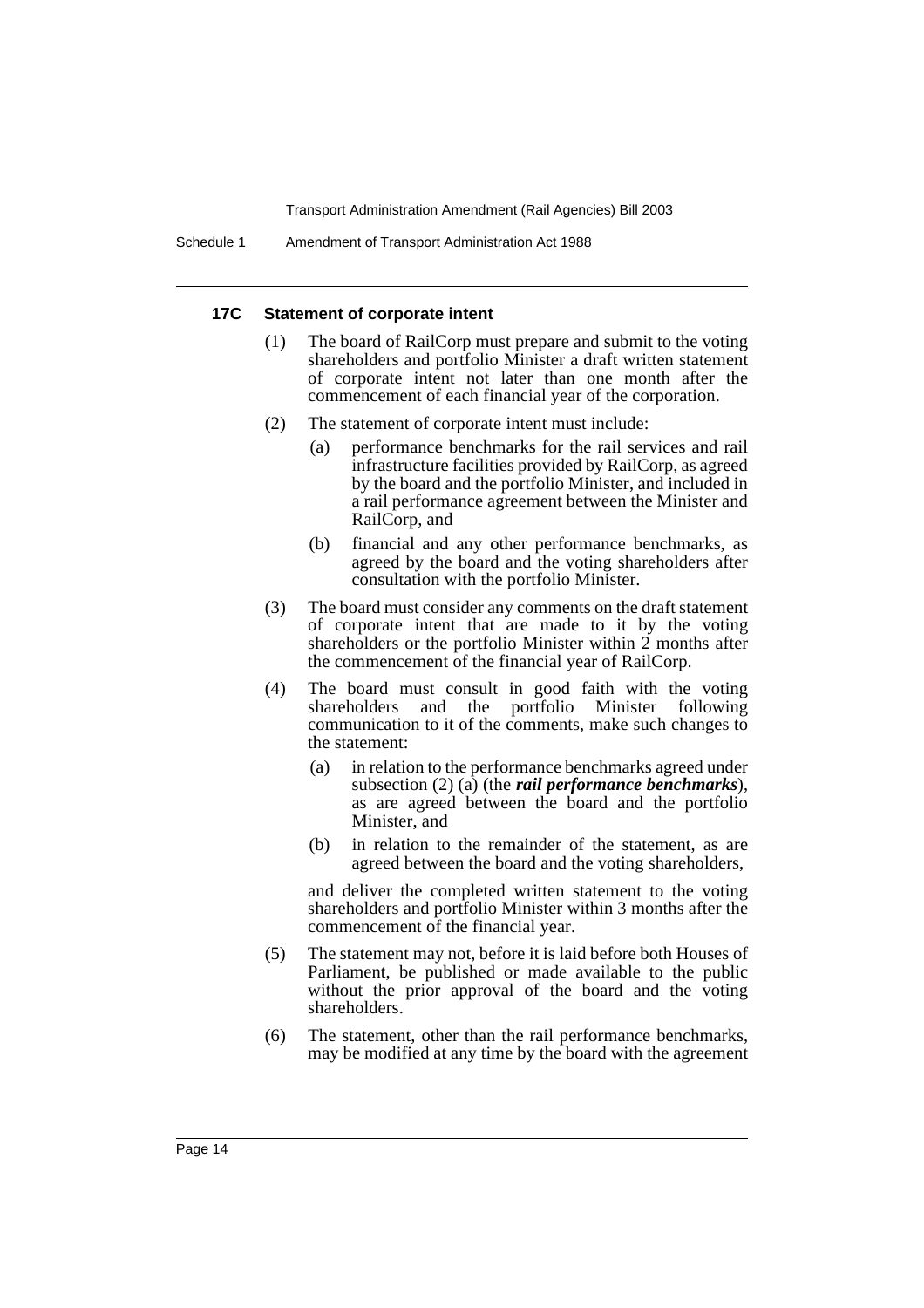#### 17C Statement of corporate intent

(1) The board of RailCorp must prepare and submit to the voting shareholders and portfolio Minister a draft written statement of corporate intent not later than one month after the commencement of each financial year of the corporation.

(2) The statement of corporate intent must include:

   (a) performance benchmarks for the rail services and rail infrastructure facilities provided by RailCorp, as agreed by the board and the portfolio Minister, and included in a rail performance agreement between the Minister and RailCorp, and

   (b) financial and any other performance benchmarks, as agreed by the board and the voting shareholders after consultation with the portfolio Minister.

(3) The board must consider any comments on the draft statement of corporate intent that are made to it by the voting shareholders or the portfolio Minister within 2 months after the commencement of the financial year of RailCorp.

(4) The board must consult in good faith with the voting shareholders and the portfolio Minister following communication to it of the comments, make such changes to the statement:

   (a) in relation to the performance benchmarks agreed under subsection (2) (a) (the ***rail performance benchmarks***), as are agreed between the board and the portfolio Minister, and

   (b) in relation to the remainder of the statement, as are agreed between the board and the voting shareholders,

   and deliver the completed written statement to the voting shareholders and portfolio Minister within 3 months after the commencement of the financial year.

(5) The statement may not, before it is laid before both Houses of Parliament, be published or made available to the public without the prior approval of the board and the voting shareholders.

(6) The statement, other than the rail performance benchmarks, may be modified at any time by the board with the agreement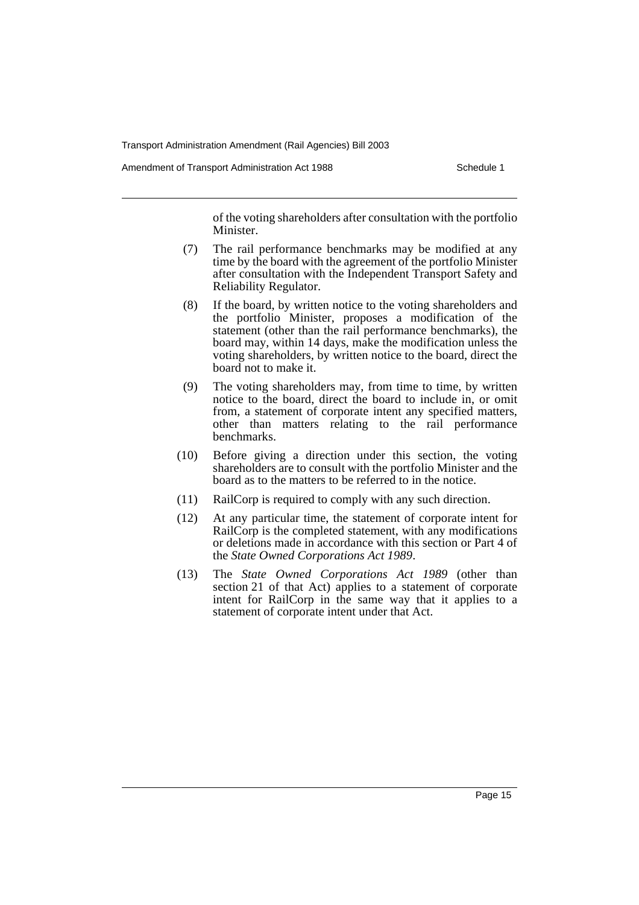of the voting shareholders after consultation with the portfolio Minister.

(7) The rail performance benchmarks may be modified at any time by the board with the agreement of the portfolio Minister after consultation with the Independent Transport Safety and Reliability Regulator.

(8) If the board, by written notice to the voting shareholders and the portfolio Minister, proposes a modification of the statement (other than the rail performance benchmarks), the board may, within 14 days, make the modification unless the voting shareholders, by written notice to the board, direct the board not to make it.

(9) The voting shareholders may, from time to time, by written notice to the board, direct the board to include in, or omit from, a statement of corporate intent any specified matters, other than matters relating to the rail performance benchmarks.

(10) Before giving a direction under this section, the voting shareholders are to consult with the portfolio Minister and the board as to the matters to be referred to in the notice.

(11) RailCorp is required to comply with any such direction.

(12) At any particular time, the statement of corporate intent for RailCorp is the completed statement, with any modifications or deletions made in accordance with this section or Part 4 of the *State Owned Corporations Act 1989*.

(13) The *State Owned Corporations Act 1989* (other than section 21 of that Act) applies to a statement of corporate intent for RailCorp in the same way that it applies to a statement of corporate intent under that Act.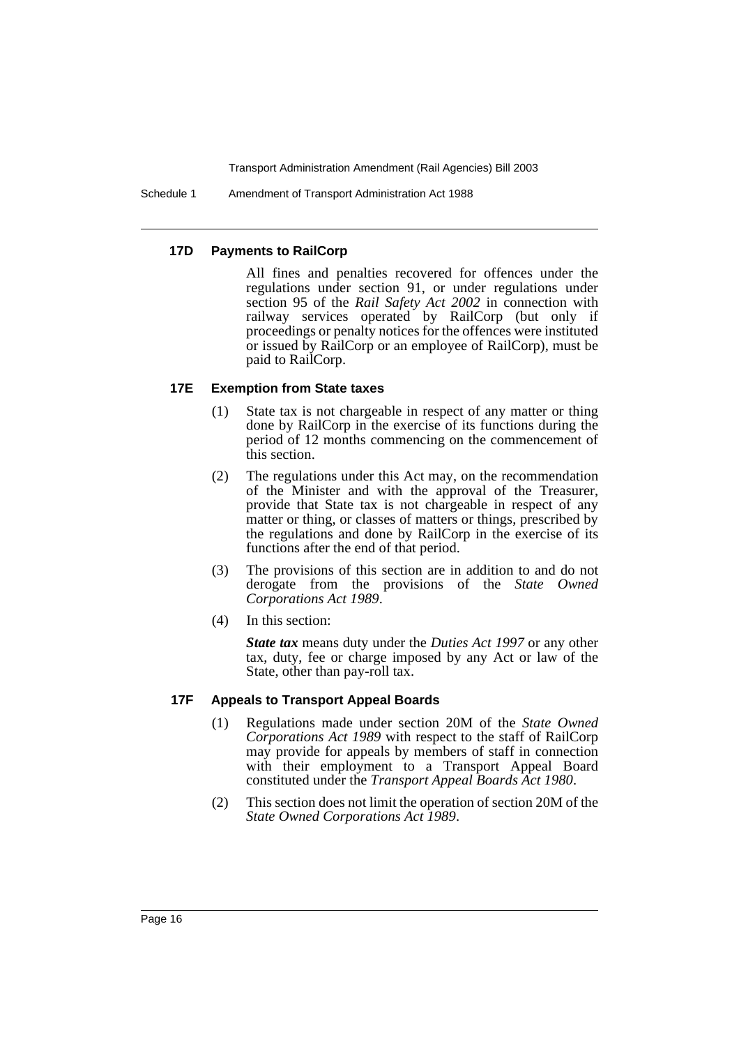### 17D Payments to RailCorp

All fines and penalties recovered for offences under the regulations under section 91, or under regulations under section 95 of the *Rail Safety Act 2002* in connection with railway services operated by RailCorp (but only if proceedings or penalty notices for the offences were instituted or issued by RailCorp or an employee of RailCorp), must be paid to RailCorp.

### 17E Exemption from State taxes

(1) State tax is not chargeable in respect of any matter or thing done by RailCorp in the exercise of its functions during the period of 12 months commencing on the commencement of this section.

(2) The regulations under this Act may, on the recommendation of the Minister and with the approval of the Treasurer, provide that State tax is not chargeable in respect of any matter or thing, or classes of matters or things, prescribed by the regulations and done by RailCorp in the exercise of its functions after the end of that period.

(3) The provisions of this section are in addition to and do not derogate from the provisions of the *State Owned Corporations Act 1989*.

(4) In this section:

***State tax*** means duty under the *Duties Act 1997* or any other tax, duty, fee or charge imposed by any Act or law of the State, other than pay-roll tax.

### 17F Appeals to Transport Appeal Boards

(1) Regulations made under section 20M of the *State Owned Corporations Act 1989* with respect to the staff of RailCorp may provide for appeals by members of staff in connection with their employment to a Transport Appeal Board constituted under the *Transport Appeal Boards Act 1980*.

(2) This section does not limit the operation of section 20M of the *State Owned Corporations Act 1989*.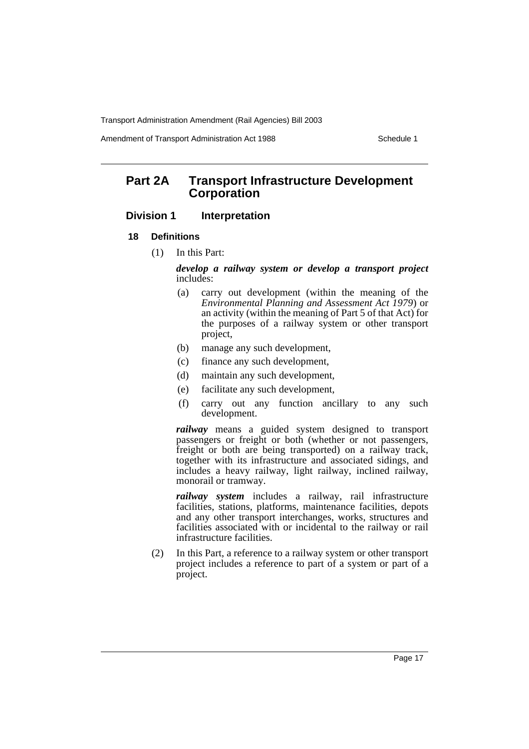## Part 2A Transport Infrastructure Development Corporation

### Division 1 Interpretation

#### 18 Definitions

(1) In this Part:

***develop a railway system or develop a transport project*** includes:

- (a) carry out development (within the meaning of the *Environmental Planning and Assessment Act 1979*) or an activity (within the meaning of Part 5 of that Act) for the purposes of a railway system or other transport project,
- (b) manage any such development,
- (c) finance any such development,
- (d) maintain any such development,
- (e) facilitate any such development,
- (f) carry out any function ancillary to any such development.

***railway*** means a guided system designed to transport passengers or freight or both (whether or not passengers, freight or both are being transported) on a railway track, together with its infrastructure and associated sidings, and includes a heavy railway, light railway, inclined railway, monorail or tramway.

***railway system*** includes a railway, rail infrastructure facilities, stations, platforms, maintenance facilities, depots and any other transport interchanges, works, structures and facilities associated with or incidental to the railway or rail infrastructure facilities.

(2) In this Part, a reference to a railway system or other transport project includes a reference to part of a system or part of a project.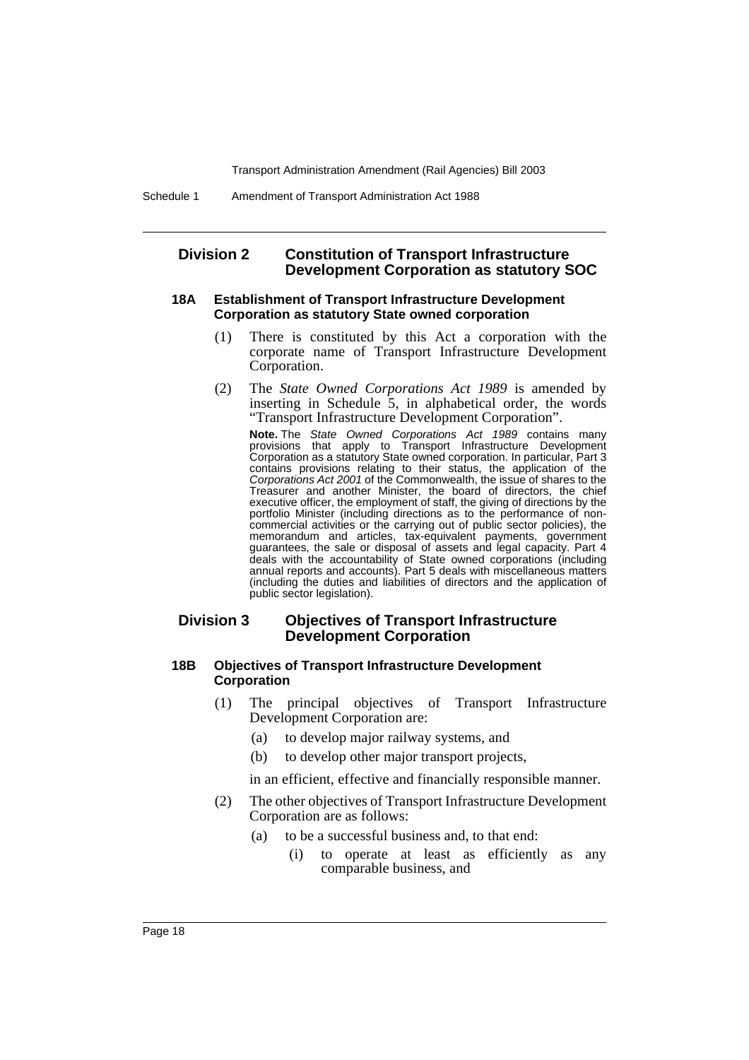## Division 2 Constitution of Transport Infrastructure Development Corporation as statutory SOC

### 18A Establishment of Transport Infrastructure Development Corporation as statutory State owned corporation

(1) There is constituted by this Act a corporation with the corporate name of Transport Infrastructure Development Corporation.

(2) The *State Owned Corporations Act 1989* is amended by inserting in Schedule 5, in alphabetical order, the words "Transport Infrastructure Development Corporation".

**Note.** The *State Owned Corporations Act 1989* contains many provisions that apply to Transport Infrastructure Development Corporation as a statutory State owned corporation. In particular, Part 3 contains provisions relating to their status, the application of the *Corporations Act 2001* of the Commonwealth, the issue of shares to the Treasurer and another Minister, the board of directors, the chief executive officer, the employment of staff, the giving of directions by the portfolio Minister (including directions as to the performance of non-commercial activities or the carrying out of public sector policies), the memorandum and articles, tax-equivalent payments, government guarantees, the sale or disposal of assets and legal capacity. Part 4 deals with the accountability of State owned corporations (including annual reports and accounts). Part 5 deals with miscellaneous matters (including the duties and liabilities of directors and the application of public sector legislation).

## Division 3 Objectives of Transport Infrastructure Development Corporation

### 18B Objectives of Transport Infrastructure Development Corporation

(1) The principal objectives of Transport Infrastructure Development Corporation are:

- (a) to develop major railway systems, and
- (b) to develop other major transport projects,

in an efficient, effective and financially responsible manner.

(2) The other objectives of Transport Infrastructure Development Corporation are as follows:

- (a) to be a successful business and, to that end:
  - (i) to operate at least as efficiently as any comparable business, and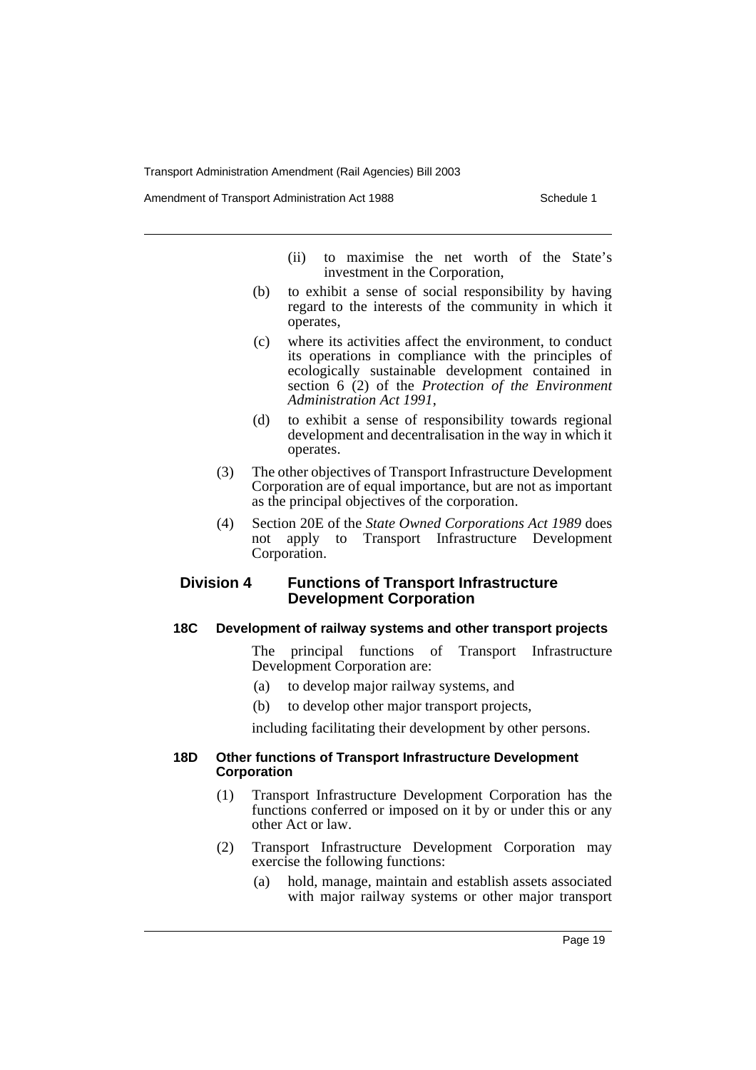(ii) to maximise the net worth of the State's investment in the Corporation,

(b) to exhibit a sense of social responsibility by having regard to the interests of the community in which it operates,

(c) where its activities affect the environment, to conduct its operations in compliance with the principles of ecologically sustainable development contained in section 6 (2) of the *Protection of the Environment Administration Act 1991*,

(d) to exhibit a sense of responsibility towards regional development and decentralisation in the way in which it operates.

(3) The other objectives of Transport Infrastructure Development Corporation are of equal importance, but are not as important as the principal objectives of the corporation.

(4) Section 20E of the *State Owned Corporations Act 1989* does not apply to Transport Infrastructure Development Corporation.

## Division 4 Functions of Transport Infrastructure Development Corporation

### 18C Development of railway systems and other transport projects

The principal functions of Transport Infrastructure Development Corporation are:

(a) to develop major railway systems, and

(b) to develop other major transport projects,

including facilitating their development by other persons.

### 18D Other functions of Transport Infrastructure Development Corporation

(1) Transport Infrastructure Development Corporation has the functions conferred or imposed on it by or under this or any other Act or law.

(2) Transport Infrastructure Development Corporation may exercise the following functions:

(a) hold, manage, maintain and establish assets associated with major railway systems or other major transport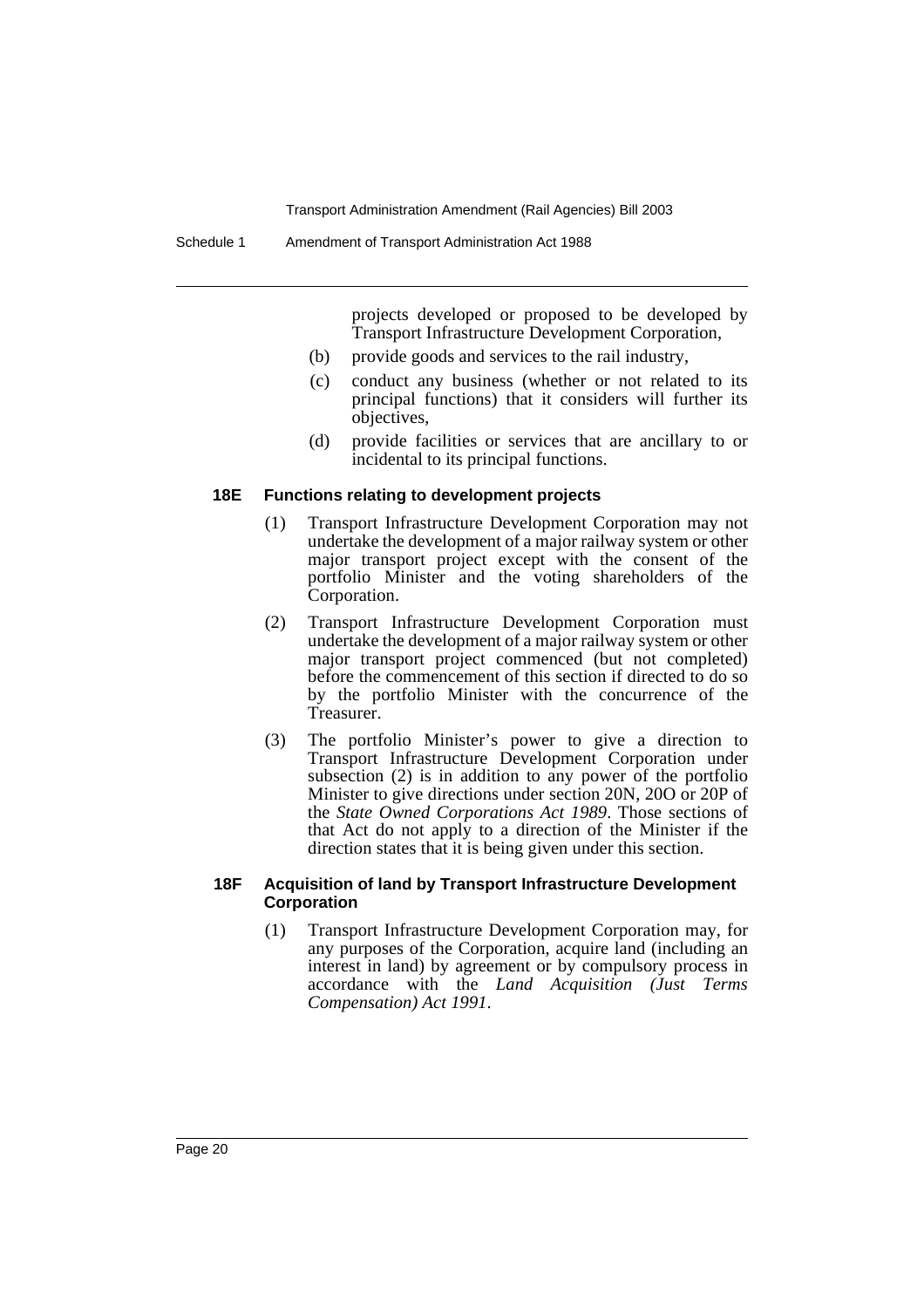projects developed or proposed to be developed by Transport Infrastructure Development Corporation,

(b) provide goods and services to the rail industry,

(c) conduct any business (whether or not related to its principal functions) that it considers will further its objectives,

(d) provide facilities or services that are ancillary to or incidental to its principal functions.

#### 18E Functions relating to development projects

(1) Transport Infrastructure Development Corporation may not undertake the development of a major railway system or other major transport project except with the consent of the portfolio Minister and the voting shareholders of the Corporation.

(2) Transport Infrastructure Development Corporation must undertake the development of a major railway system or other major transport project commenced (but not completed) before the commencement of this section if directed to do so by the portfolio Minister with the concurrence of the Treasurer.

(3) The portfolio Minister's power to give a direction to Transport Infrastructure Development Corporation under subsection (2) is in addition to any power of the portfolio Minister to give directions under section 20N, 20O or 20P of the *State Owned Corporations Act 1989*. Those sections of that Act do not apply to a direction of the Minister if the direction states that it is being given under this section.

#### 18F Acquisition of land by Transport Infrastructure Development Corporation

(1) Transport Infrastructure Development Corporation may, for any purposes of the Corporation, acquire land (including an interest in land) by agreement or by compulsory process in accordance with the *Land Acquisition (Just Terms Compensation) Act 1991*.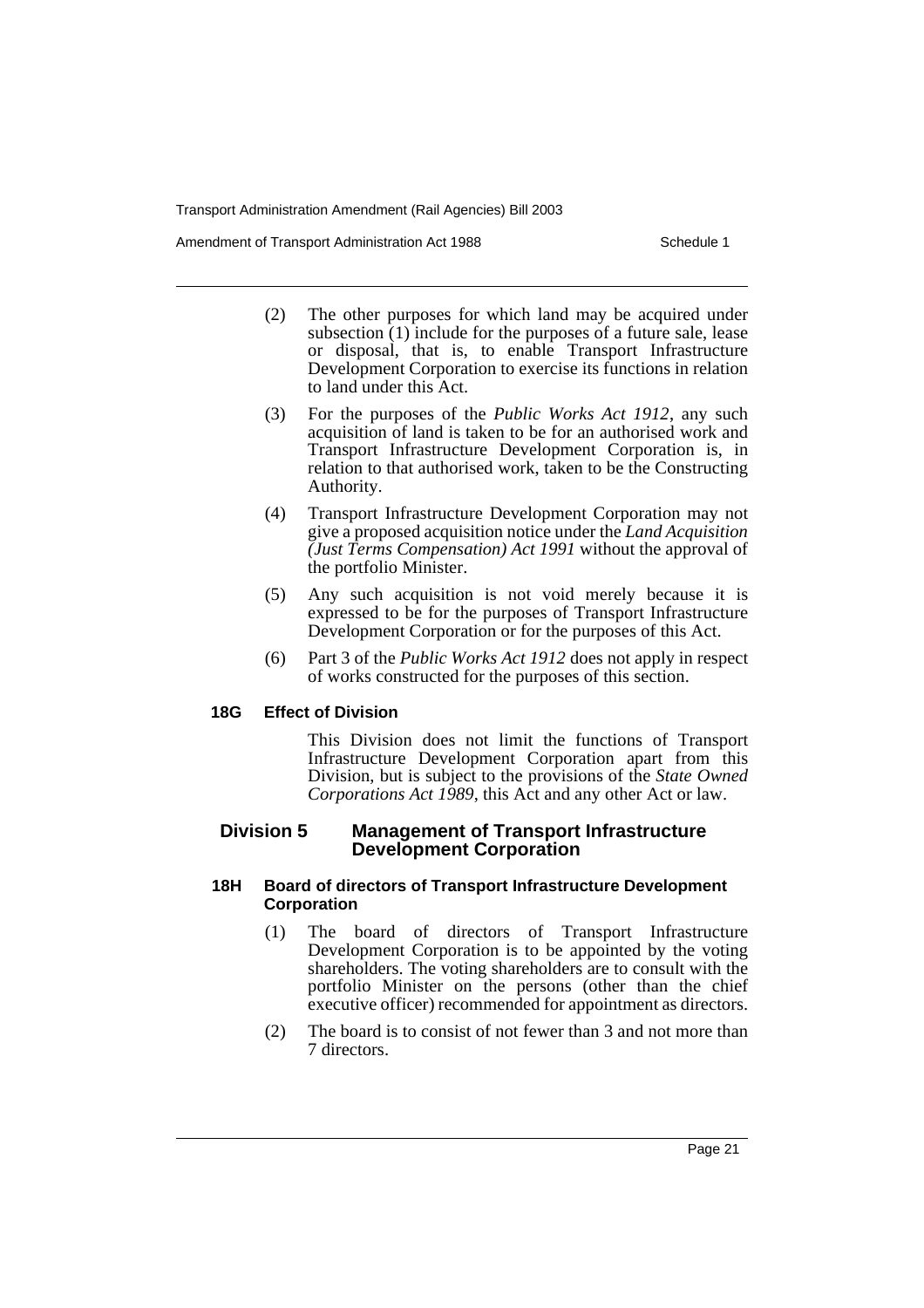(2) The other purposes for which land may be acquired under subsection (1) include for the purposes of a future sale, lease or disposal, that is, to enable Transport Infrastructure Development Corporation to exercise its functions in relation to land under this Act.

(3) For the purposes of the *Public Works Act 1912*, any such acquisition of land is taken to be for an authorised work and Transport Infrastructure Development Corporation is, in relation to that authorised work, taken to be the Constructing Authority.

(4) Transport Infrastructure Development Corporation may not give a proposed acquisition notice under the *Land Acquisition (Just Terms Compensation) Act 1991* without the approval of the portfolio Minister.

(5) Any such acquisition is not void merely because it is expressed to be for the purposes of Transport Infrastructure Development Corporation or for the purposes of this Act.

(6) Part 3 of the *Public Works Act 1912* does not apply in respect of works constructed for the purposes of this section.

#### 18G Effect of Division

This Division does not limit the functions of Transport Infrastructure Development Corporation apart from this Division, but is subject to the provisions of the *State Owned Corporations Act 1989*, this Act and any other Act or law.

### Division 5 Management of Transport Infrastructure Development Corporation

#### 18H Board of directors of Transport Infrastructure Development Corporation

(1) The board of directors of Transport Infrastructure Development Corporation is to be appointed by the voting shareholders. The voting shareholders are to consult with the portfolio Minister on the persons (other than the chief executive officer) recommended for appointment as directors.

(2) The board is to consist of not fewer than 3 and not more than 7 directors.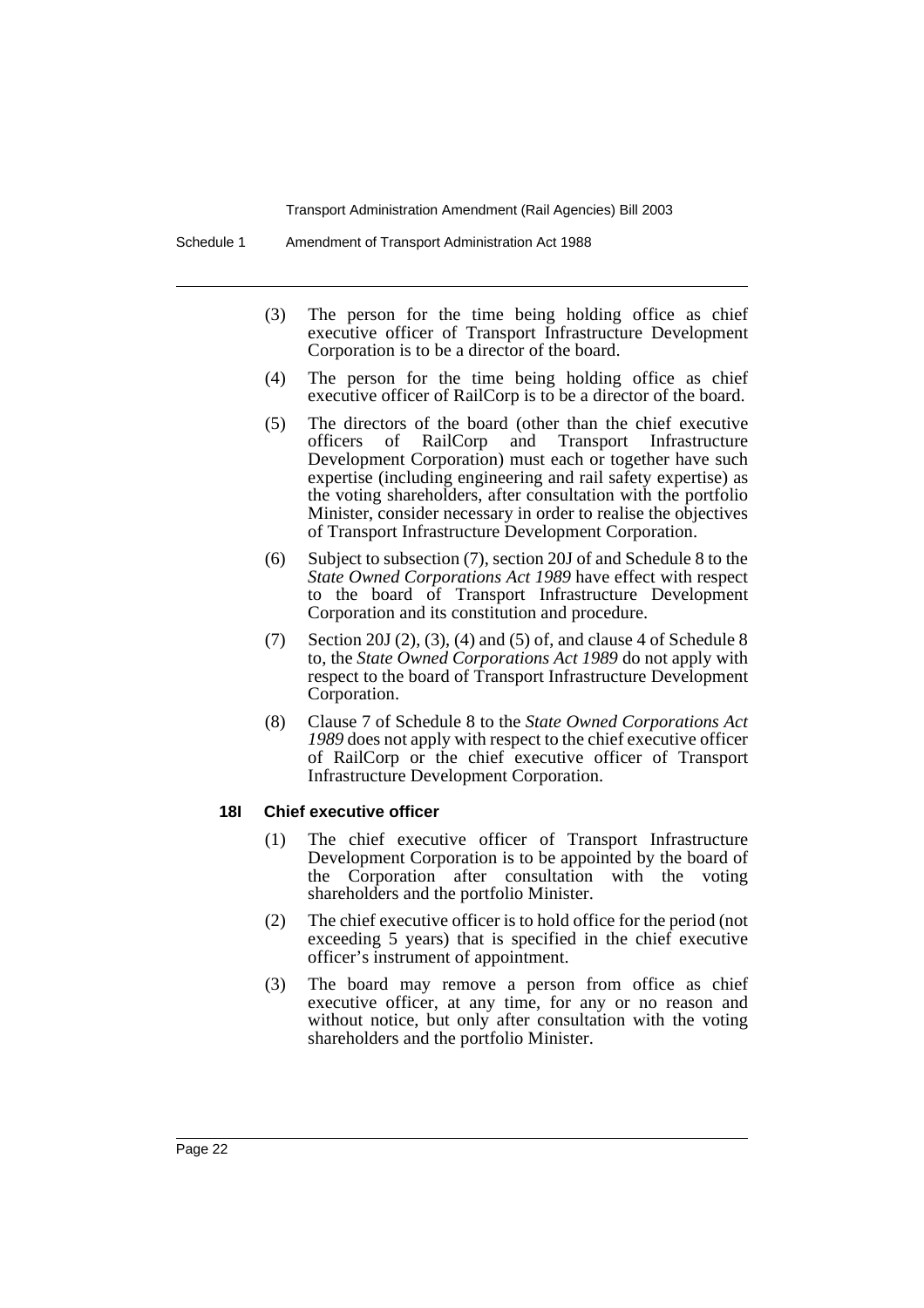(3) The person for the time being holding office as chief executive officer of Transport Infrastructure Development Corporation is to be a director of the board.

(4) The person for the time being holding office as chief executive officer of RailCorp is to be a director of the board.

(5) The directors of the board (other than the chief executive officers of RailCorp and Transport Infrastructure Development Corporation) must each or together have such expertise (including engineering and rail safety expertise) as the voting shareholders, after consultation with the portfolio Minister, consider necessary in order to realise the objectives of Transport Infrastructure Development Corporation.

(6) Subject to subsection (7), section 20J of and Schedule 8 to the *State Owned Corporations Act 1989* have effect with respect to the board of Transport Infrastructure Development Corporation and its constitution and procedure.

(7) Section 20J (2), (3), (4) and (5) of, and clause 4 of Schedule 8 to, the *State Owned Corporations Act 1989* do not apply with respect to the board of Transport Infrastructure Development Corporation.

(8) Clause 7 of Schedule 8 to the *State Owned Corporations Act 1989* does not apply with respect to the chief executive officer of RailCorp or the chief executive officer of Transport Infrastructure Development Corporation.

**18I Chief executive officer**

(1) The chief executive officer of Transport Infrastructure Development Corporation is to be appointed by the board of the Corporation after consultation with the voting shareholders and the portfolio Minister.

(2) The chief executive officer is to hold office for the period (not exceeding 5 years) that is specified in the chief executive officer's instrument of appointment.

(3) The board may remove a person from office as chief executive officer, at any time, for any or no reason and without notice, but only after consultation with the voting shareholders and the portfolio Minister.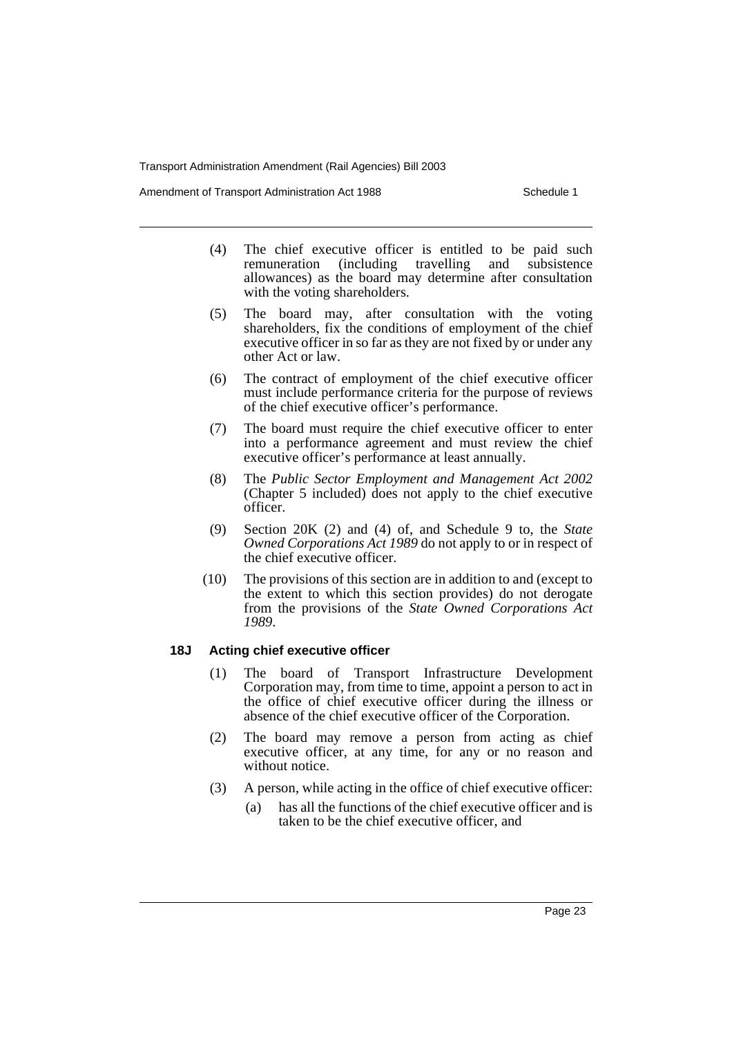(4) The chief executive officer is entitled to be paid such remuneration (including travelling and subsistence allowances) as the board may determine after consultation with the voting shareholders.

(5) The board may, after consultation with the voting shareholders, fix the conditions of employment of the chief executive officer in so far as they are not fixed by or under any other Act or law.

(6) The contract of employment of the chief executive officer must include performance criteria for the purpose of reviews of the chief executive officer's performance.

(7) The board must require the chief executive officer to enter into a performance agreement and must review the chief executive officer's performance at least annually.

(8) The *Public Sector Employment and Management Act 2002* (Chapter 5 included) does not apply to the chief executive officer.

(9) Section 20K (2) and (4) of, and Schedule 9 to, the *State Owned Corporations Act 1989* do not apply to or in respect of the chief executive officer.

(10) The provisions of this section are in addition to and (except to the extent to which this section provides) do not derogate from the provisions of the *State Owned Corporations Act 1989*.

**18J Acting chief executive officer**

(1) The board of Transport Infrastructure Development Corporation may, from time to time, appoint a person to act in the office of chief executive officer during the illness or absence of the chief executive officer of the Corporation.

(2) The board may remove a person from acting as chief executive officer, at any time, for any or no reason and without notice.

(3) A person, while acting in the office of chief executive officer:

(a) has all the functions of the chief executive officer and is taken to be the chief executive officer, and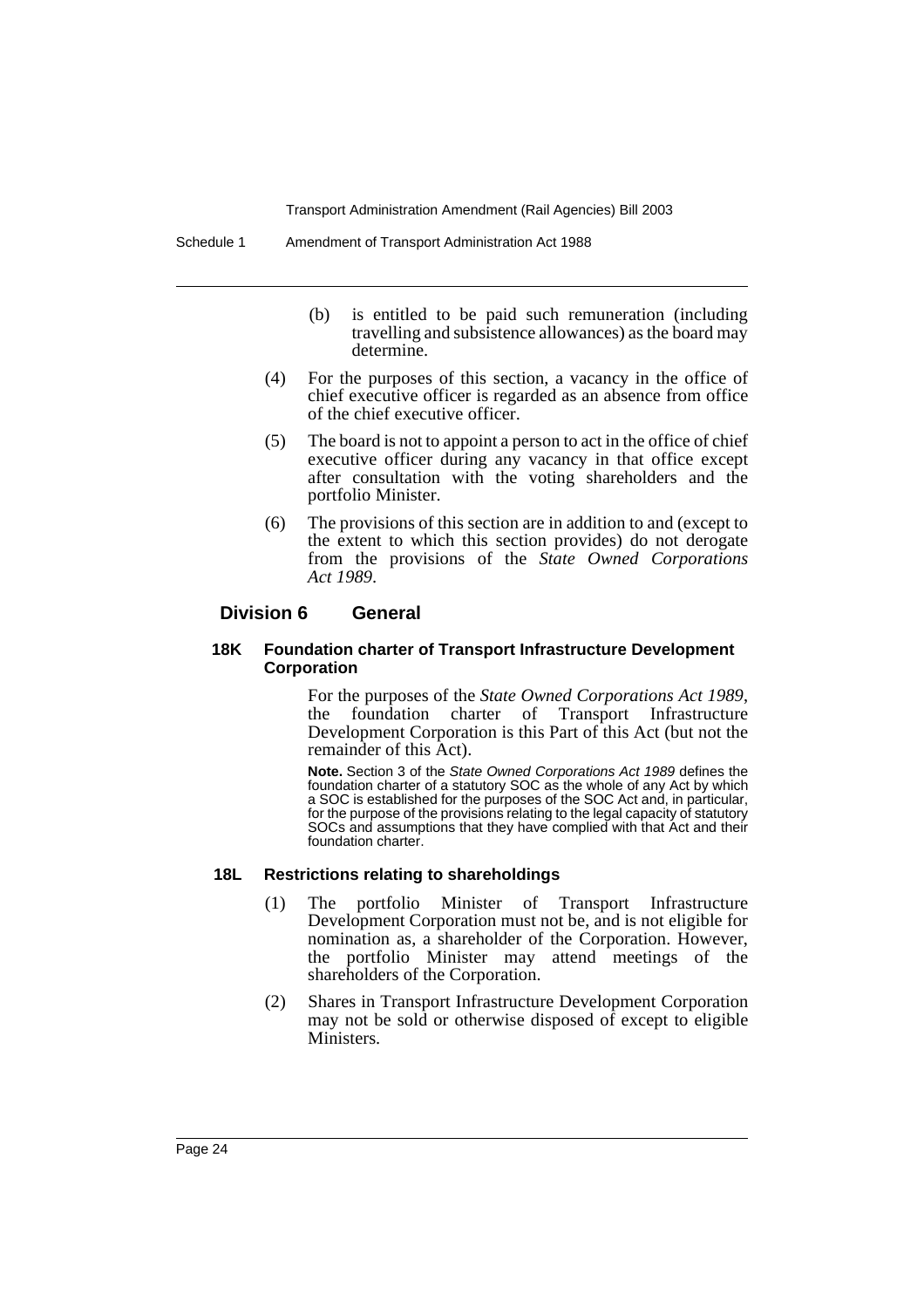(b) is entitled to be paid such remuneration (including travelling and subsistence allowances) as the board may determine.

(4) For the purposes of this section, a vacancy in the office of chief executive officer is regarded as an absence from office of the chief executive officer.

(5) The board is not to appoint a person to act in the office of chief executive officer during any vacancy in that office except after consultation with the voting shareholders and the portfolio Minister.

(6) The provisions of this section are in addition to and (except to the extent to which this section provides) do not derogate from the provisions of the *State Owned Corporations Act 1989*.

## Division 6 General

### 18K Foundation charter of Transport Infrastructure Development Corporation

For the purposes of the *State Owned Corporations Act 1989*, the foundation charter of Transport Infrastructure Development Corporation is this Part of this Act (but not the remainder of this Act).

**Note.** Section 3 of the *State Owned Corporations Act 1989* defines the foundation charter of a statutory SOC as the whole of any Act by which a SOC is established for the purposes of the SOC Act and, in particular, for the purpose of the provisions relating to the legal capacity of statutory SOCs and assumptions that they have complied with that Act and their foundation charter.

### 18L Restrictions relating to shareholdings

(1) The portfolio Minister of Transport Infrastructure Development Corporation must not be, and is not eligible for nomination as, a shareholder of the Corporation. However, the portfolio Minister may attend meetings of the shareholders of the Corporation.

(2) Shares in Transport Infrastructure Development Corporation may not be sold or otherwise disposed of except to eligible Ministers.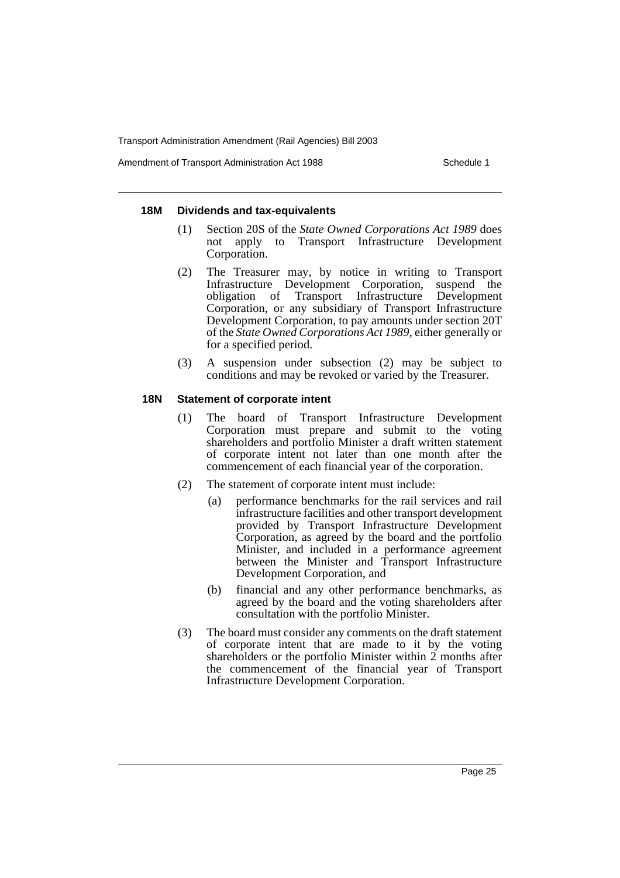#### 18M Dividends and tax-equivalents

(1) Section 20S of the *State Owned Corporations Act 1989* does not apply to Transport Infrastructure Development Corporation.

(2) The Treasurer may, by notice in writing to Transport Infrastructure Development Corporation, suspend the obligation of Transport Infrastructure Development Corporation, or any subsidiary of Transport Infrastructure Development Corporation, to pay amounts under section 20T of the *State Owned Corporations Act 1989*, either generally or for a specified period.

(3) A suspension under subsection (2) may be subject to conditions and may be revoked or varied by the Treasurer.

#### 18N Statement of corporate intent

(1) The board of Transport Infrastructure Development Corporation must prepare and submit to the voting shareholders and portfolio Minister a draft written statement of corporate intent not later than one month after the commencement of each financial year of the corporation.

(2) The statement of corporate intent must include:

- (a) performance benchmarks for the rail services and rail infrastructure facilities and other transport development provided by Transport Infrastructure Development Corporation, as agreed by the board and the portfolio Minister, and included in a performance agreement between the Minister and Transport Infrastructure Development Corporation, and
- (b) financial and any other performance benchmarks, as agreed by the board and the voting shareholders after consultation with the portfolio Minister.

(3) The board must consider any comments on the draft statement of corporate intent that are made to it by the voting shareholders or the portfolio Minister within 2 months after the commencement of the financial year of Transport Infrastructure Development Corporation.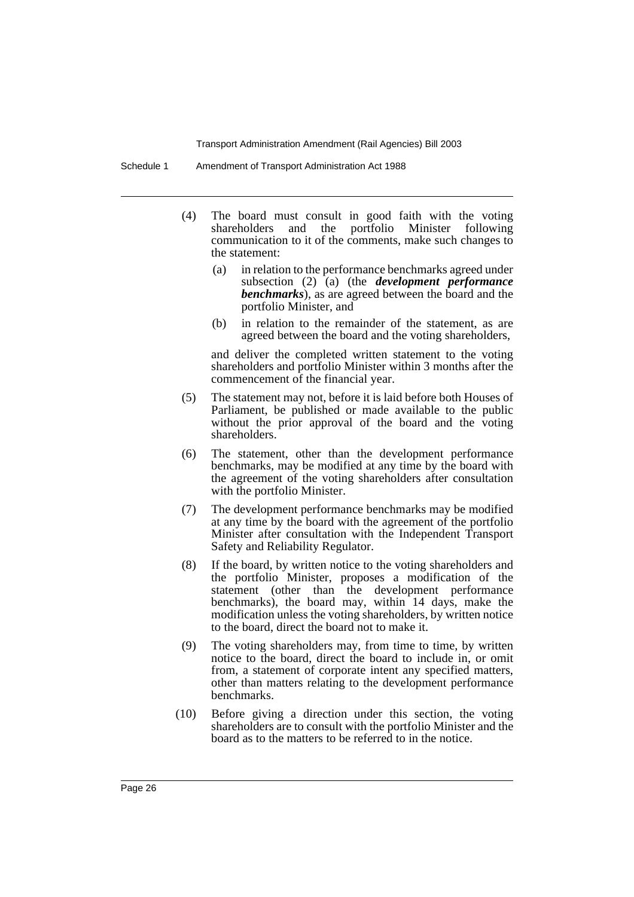(4) The board must consult in good faith with the voting shareholders and the portfolio Minister following communication to it of the comments, make such changes to the statement:

(a) in relation to the performance benchmarks agreed under subsection (2) (a) (the ***development performance benchmarks***), as are agreed between the board and the portfolio Minister, and

(b) in relation to the remainder of the statement, as are agreed between the board and the voting shareholders,

and deliver the completed written statement to the voting shareholders and portfolio Minister within 3 months after the commencement of the financial year.

(5) The statement may not, before it is laid before both Houses of Parliament, be published or made available to the public without the prior approval of the board and the voting shareholders.

(6) The statement, other than the development performance benchmarks, may be modified at any time by the board with the agreement of the voting shareholders after consultation with the portfolio Minister.

(7) The development performance benchmarks may be modified at any time by the board with the agreement of the portfolio Minister after consultation with the Independent Transport Safety and Reliability Regulator.

(8) If the board, by written notice to the voting shareholders and the portfolio Minister, proposes a modification of the statement (other than the development performance benchmarks), the board may, within 14 days, make the modification unless the voting shareholders, by written notice to the board, direct the board not to make it.

(9) The voting shareholders may, from time to time, by written notice to the board, direct the board to include in, or omit from, a statement of corporate intent any specified matters, other than matters relating to the development performance benchmarks.

(10) Before giving a direction under this section, the voting shareholders are to consult with the portfolio Minister and the board as to the matters to be referred to in the notice.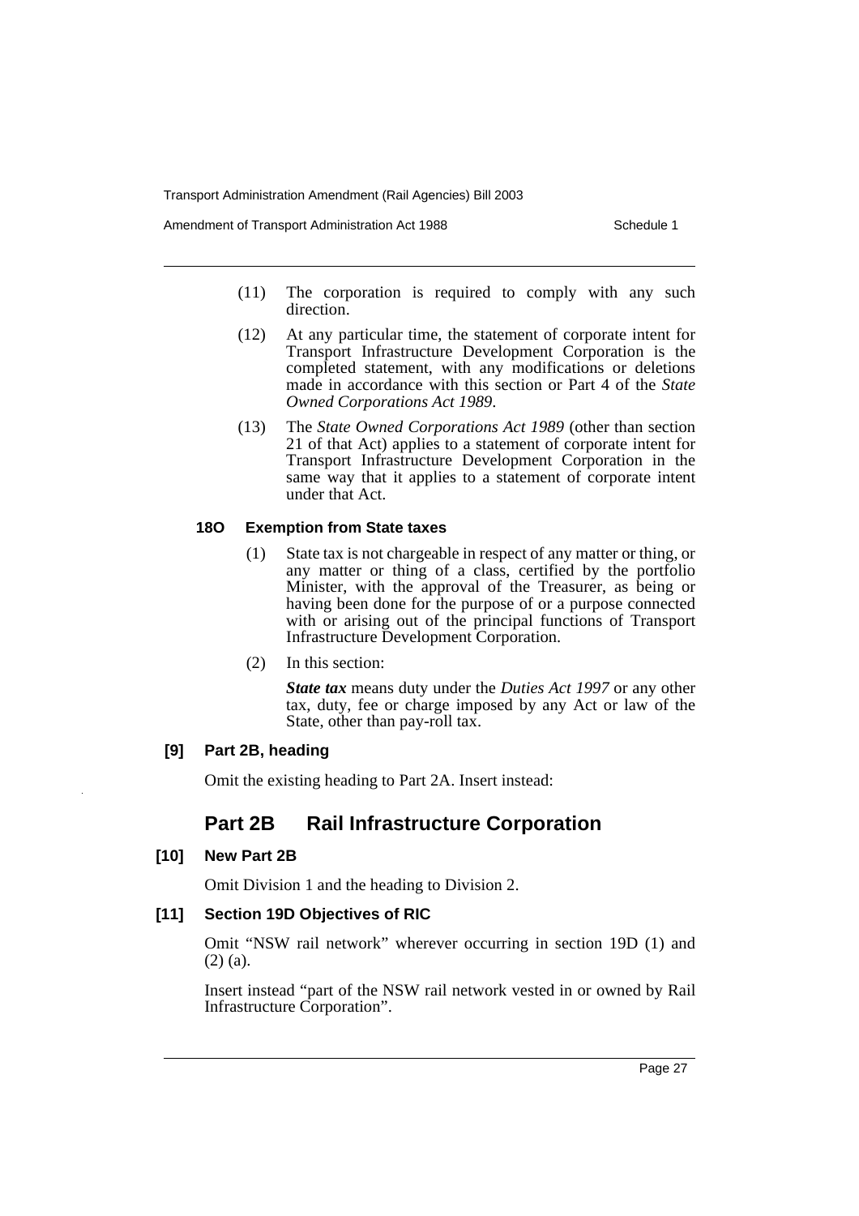(11) The corporation is required to comply with any such direction.

(12) At any particular time, the statement of corporate intent for Transport Infrastructure Development Corporation is the completed statement, with any modifications or deletions made in accordance with this section or Part 4 of the *State Owned Corporations Act 1989*.

(13) The *State Owned Corporations Act 1989* (other than section 21 of that Act) applies to a statement of corporate intent for Transport Infrastructure Development Corporation in the same way that it applies to a statement of corporate intent under that Act.

#### 18O Exemption from State taxes

(1) State tax is not chargeable in respect of any matter or thing, or any matter or thing of a class, certified by the portfolio Minister, with the approval of the Treasurer, as being or having been done for the purpose of or a purpose connected with or arising out of the principal functions of Transport Infrastructure Development Corporation.

(2) In this section:

***State tax*** means duty under the *Duties Act 1997* or any other tax, duty, fee or charge imposed by any Act or law of the State, other than pay-roll tax.

### [9] Part 2B, heading

Omit the existing heading to Part 2A. Insert instead:

## Part 2B Rail Infrastructure Corporation

### [10] New Part 2B

Omit Division 1 and the heading to Division 2.

### [11] Section 19D Objectives of RIC

Omit "NSW rail network" wherever occurring in section 19D (1) and (2) (a).

Insert instead "part of the NSW rail network vested in or owned by Rail Infrastructure Corporation".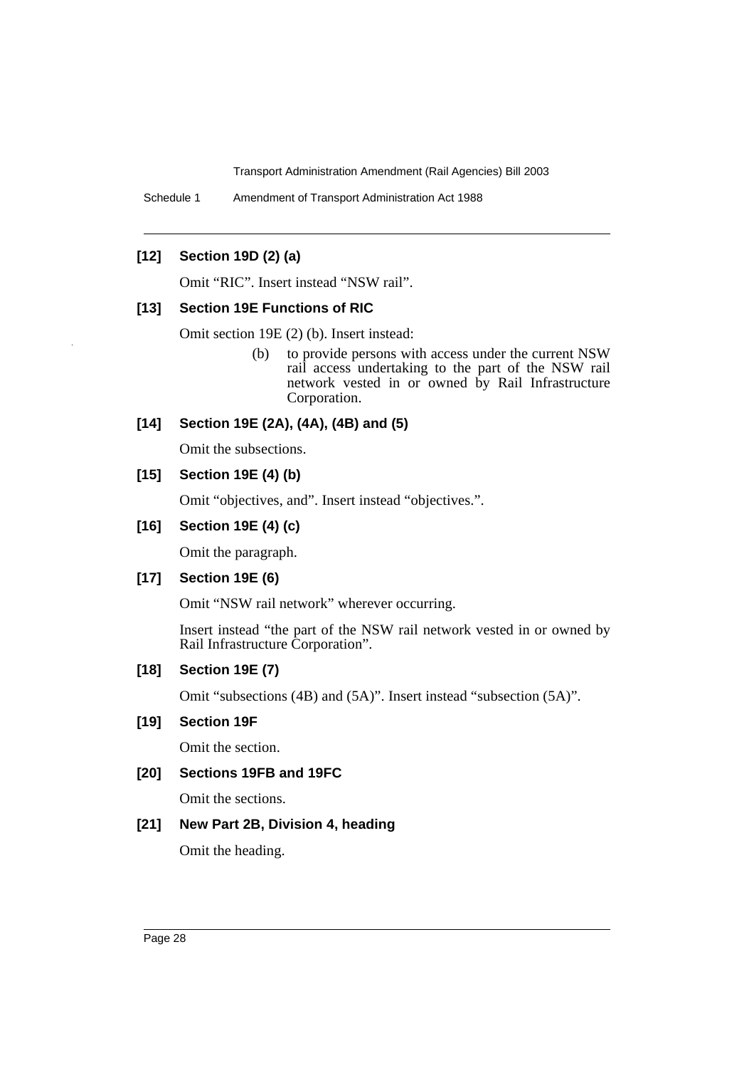### [12] Section 19D (2) (a)

Omit "RIC". Insert instead "NSW rail".

### [13] Section 19E Functions of RIC

Omit section 19E (2) (b). Insert instead:

> (b) to provide persons with access under the current NSW rail access undertaking to the part of the NSW rail network vested in or owned by Rail Infrastructure Corporation.

### [14] Section 19E (2A), (4A), (4B) and (5)

Omit the subsections.

### [15] Section 19E (4) (b)

Omit "objectives, and". Insert instead "objectives.".

### [16] Section 19E (4) (c)

Omit the paragraph.

### [17] Section 19E (6)

Omit "NSW rail network" wherever occurring.

Insert instead "the part of the NSW rail network vested in or owned by Rail Infrastructure Corporation".

### [18] Section 19E (7)

Omit "subsections (4B) and (5A)". Insert instead "subsection (5A)".

### [19] Section 19F

Omit the section.

### [20] Sections 19FB and 19FC

Omit the sections.

### [21] New Part 2B, Division 4, heading

Omit the heading.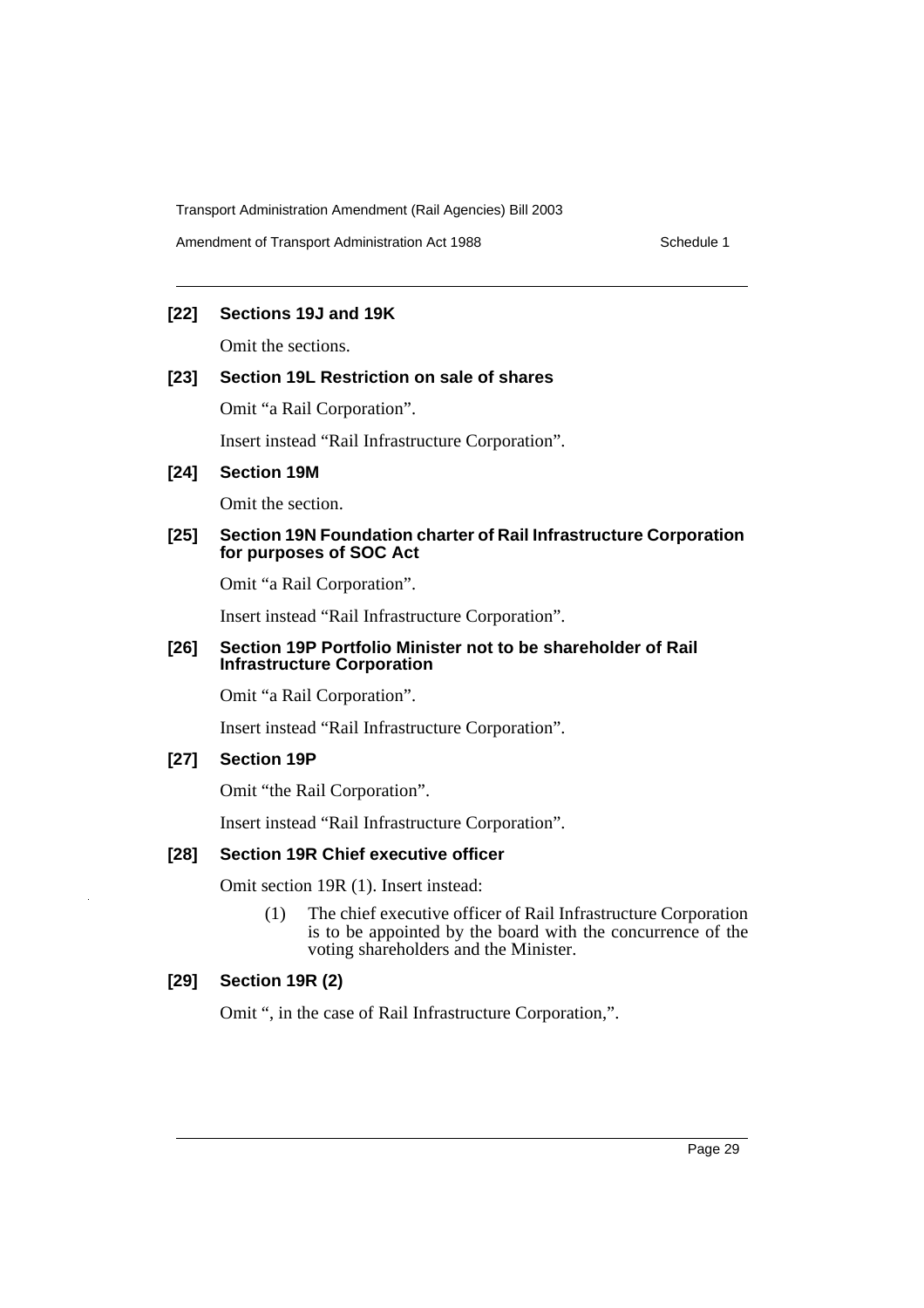**[22] Sections 19J and 19K**

Omit the sections.

**[23] Section 19L Restriction on sale of shares**

Omit "a Rail Corporation".

Insert instead "Rail Infrastructure Corporation".

**[24] Section 19M**

Omit the section.

**[25] Section 19N Foundation charter of Rail Infrastructure Corporation for purposes of SOC Act**

Omit "a Rail Corporation".

Insert instead "Rail Infrastructure Corporation".

**[26] Section 19P Portfolio Minister not to be shareholder of Rail Infrastructure Corporation**

Omit "a Rail Corporation".

Insert instead "Rail Infrastructure Corporation".

**[27] Section 19P**

Omit "the Rail Corporation".

Insert instead "Rail Infrastructure Corporation".

**[28] Section 19R Chief executive officer**

Omit section 19R (1). Insert instead:

> (1) The chief executive officer of Rail Infrastructure Corporation is to be appointed by the board with the concurrence of the voting shareholders and the Minister.

**[29] Section 19R (2)**

Omit ", in the case of Rail Infrastructure Corporation,".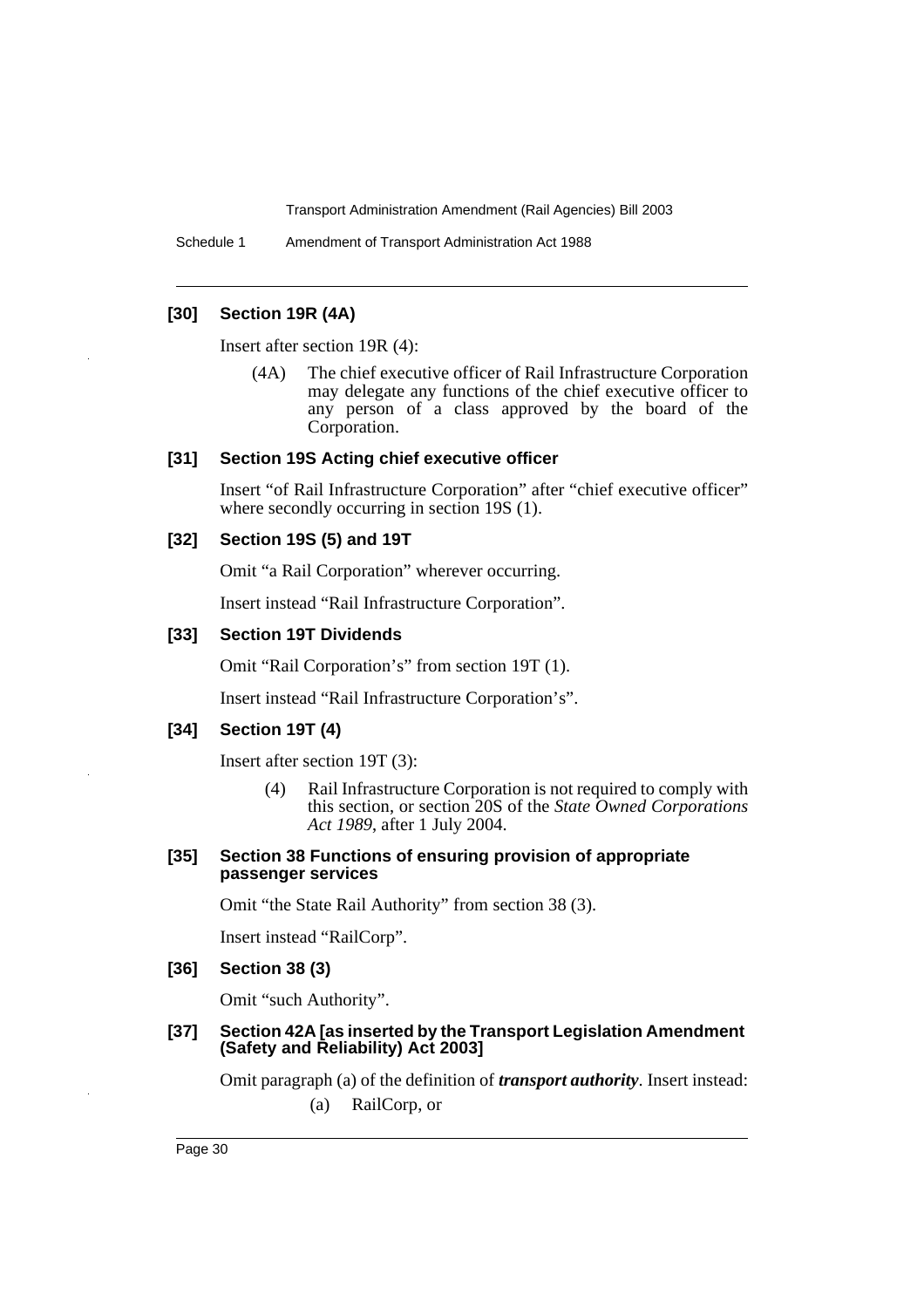### [30] Section 19R (4A)

Insert after section 19R (4):

> (4A) The chief executive officer of Rail Infrastructure Corporation may delegate any functions of the chief executive officer to any person of a class approved by the board of the Corporation.

### [31] Section 19S Acting chief executive officer

Insert "of Rail Infrastructure Corporation" after "chief executive officer" where secondly occurring in section 19S (1).

### [32] Section 19S (5) and 19T

Omit "a Rail Corporation" wherever occurring.

Insert instead "Rail Infrastructure Corporation".

### [33] Section 19T Dividends

Omit "Rail Corporation's" from section 19T (1).

Insert instead "Rail Infrastructure Corporation's".

### [34] Section 19T (4)

Insert after section 19T (3):

> (4) Rail Infrastructure Corporation is not required to comply with this section, or section 20S of the *State Owned Corporations Act 1989*, after 1 July 2004.

### [35] Section 38 Functions of ensuring provision of appropriate passenger services

Omit "the State Rail Authority" from section 38 (3).

Insert instead "RailCorp".

### [36] Section 38 (3)

Omit "such Authority".

### [37] Section 42A [as inserted by the Transport Legislation Amendment (Safety and Reliability) Act 2003]

Omit paragraph (a) of the definition of ***transport authority***. Insert instead:

> (a) RailCorp, or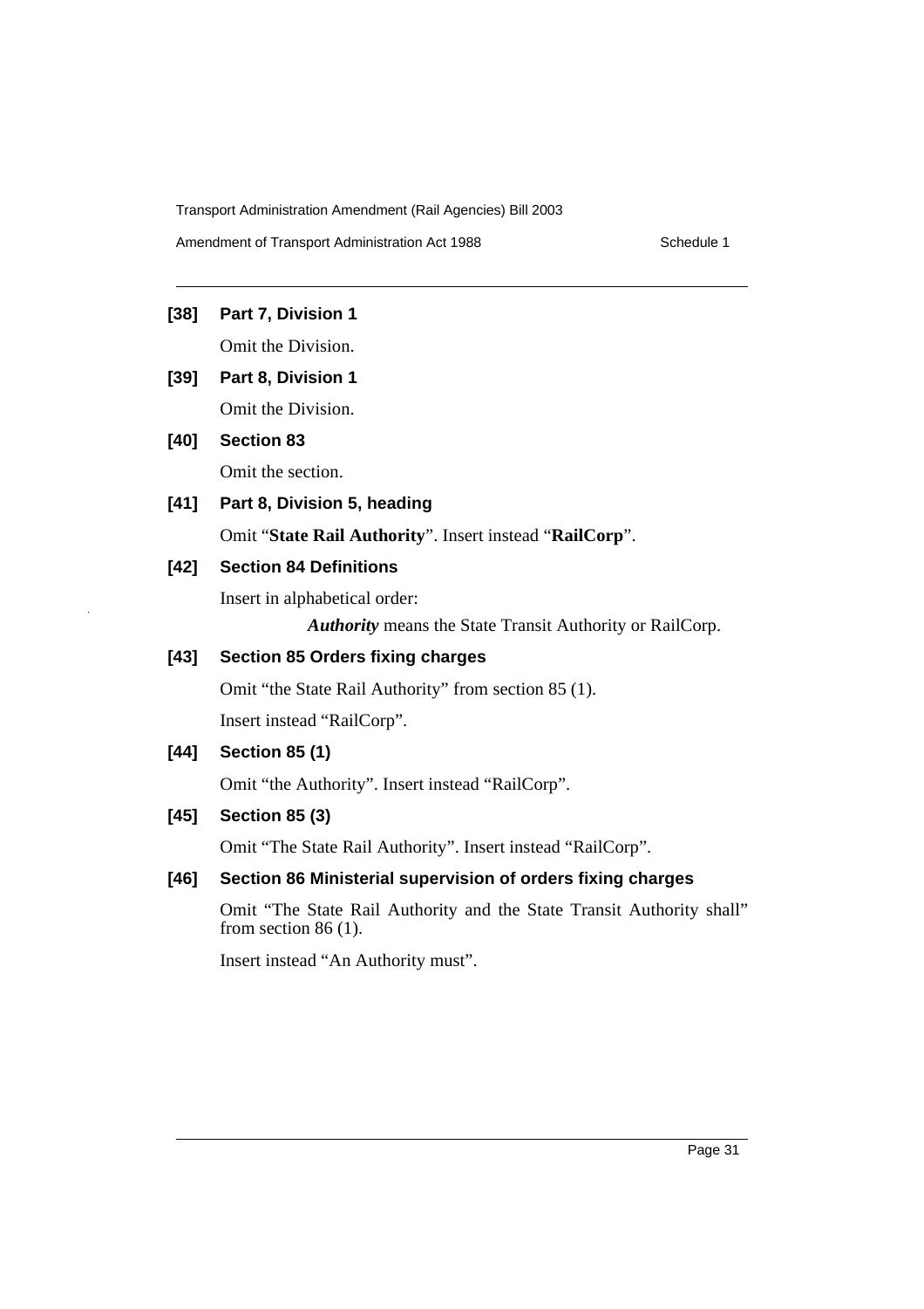**[38] Part 7, Division 1**

Omit the Division.

**[39] Part 8, Division 1**

Omit the Division.

**[40] Section 83**

Omit the section.

**[41] Part 8, Division 5, heading**

Omit "**State Rail Authority**". Insert instead "**RailCorp**".

**[42] Section 84 Definitions**

Insert in alphabetical order:

> ***Authority*** means the State Transit Authority or RailCorp.

**[43] Section 85 Orders fixing charges**

Omit "the State Rail Authority" from section 85 (1).

Insert instead "RailCorp".

**[44] Section 85 (1)**

Omit "the Authority". Insert instead "RailCorp".

**[45] Section 85 (3)**

Omit "The State Rail Authority". Insert instead "RailCorp".

**[46] Section 86 Ministerial supervision of orders fixing charges**

Omit "The State Rail Authority and the State Transit Authority shall" from section 86 (1).

Insert instead "An Authority must".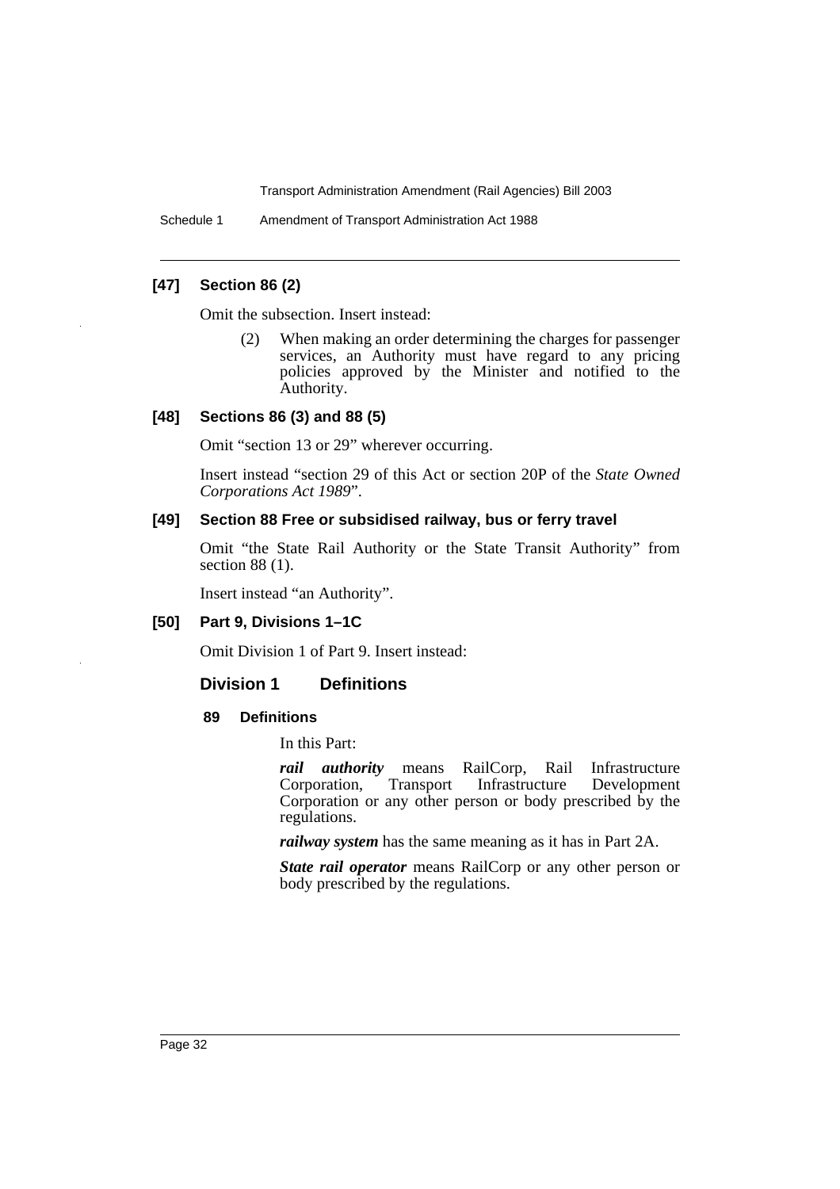### [47] Section 86 (2)

Omit the subsection. Insert instead:

> (2) When making an order determining the charges for passenger services, an Authority must have regard to any pricing policies approved by the Minister and notified to the Authority.

### [48] Sections 86 (3) and 88 (5)

Omit "section 13 or 29" wherever occurring.

Insert instead "section 29 of this Act or section 20P of the *State Owned Corporations Act 1989*".

### [49] Section 88 Free or subsidised railway, bus or ferry travel

Omit "the State Rail Authority or the State Transit Authority" from section 88 (1).

Insert instead "an Authority".

### [50] Part 9, Divisions 1–1C

Omit Division 1 of Part 9. Insert instead:

## Division 1 Definitions

#### 89 Definitions

In this Part:

***rail authority*** means RailCorp, Rail Infrastructure Corporation, Transport Infrastructure Development Corporation or any other person or body prescribed by the regulations.

***railway system*** has the same meaning as it has in Part 2A.

***State rail operator*** means RailCorp or any other person or body prescribed by the regulations.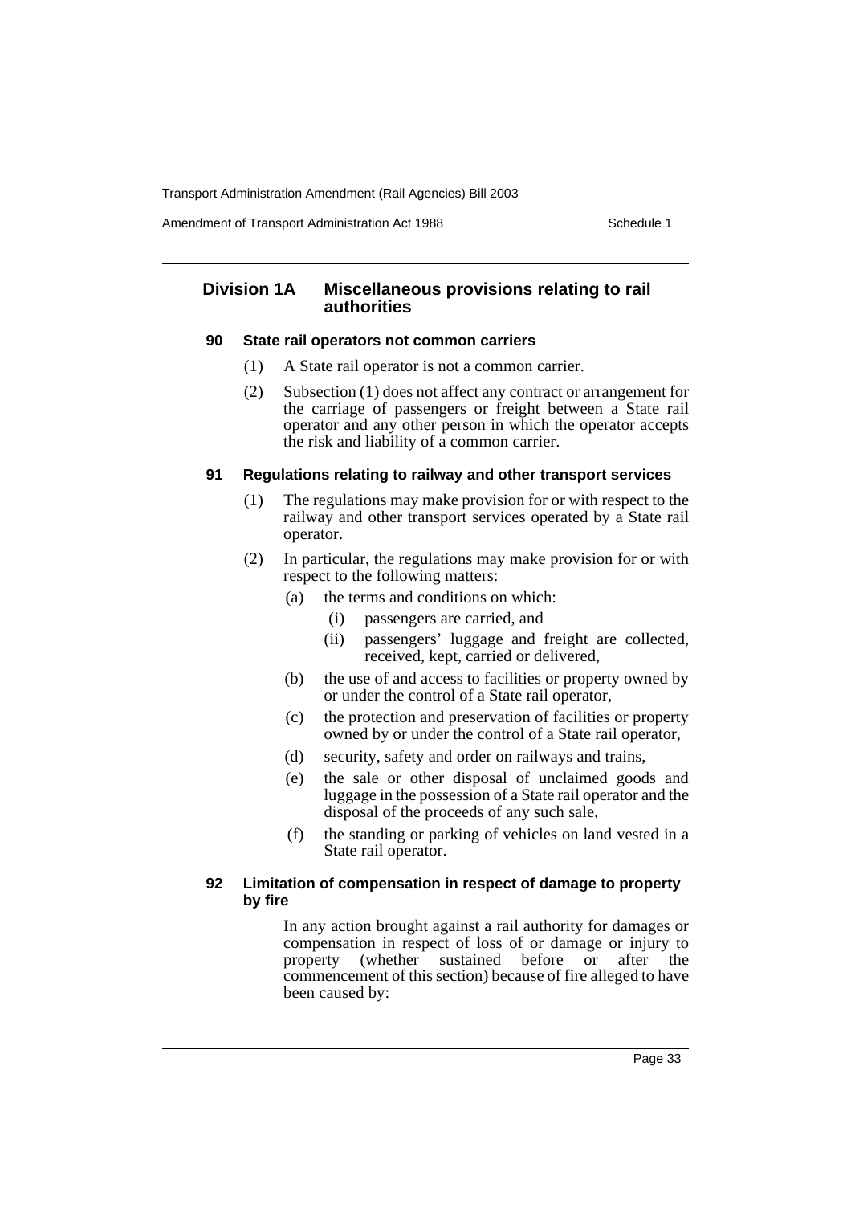## Division 1A Miscellaneous provisions relating to rail authorities

### 90 State rail operators not common carriers

(1) A State rail operator is not a common carrier.

(2) Subsection (1) does not affect any contract or arrangement for the carriage of passengers or freight between a State rail operator and any other person in which the operator accepts the risk and liability of a common carrier.

### 91 Regulations relating to railway and other transport services

(1) The regulations may make provision for or with respect to the railway and other transport services operated by a State rail operator.

(2) In particular, the regulations may make provision for or with respect to the following matters:

- (a) the terms and conditions on which:
  - (i) passengers are carried, and
  - (ii) passengers' luggage and freight are collected, received, kept, carried or delivered,
- (b) the use of and access to facilities or property owned by or under the control of a State rail operator,
- (c) the protection and preservation of facilities or property owned by or under the control of a State rail operator,
- (d) security, safety and order on railways and trains,
- (e) the sale or other disposal of unclaimed goods and luggage in the possession of a State rail operator and the disposal of the proceeds of any such sale,
- (f) the standing or parking of vehicles on land vested in a State rail operator.

### 92 Limitation of compensation in respect of damage to property by fire

In any action brought against a rail authority for damages or compensation in respect of loss of or damage or injury to property (whether sustained before or after the commencement of this section) because of fire alleged to have been caused by: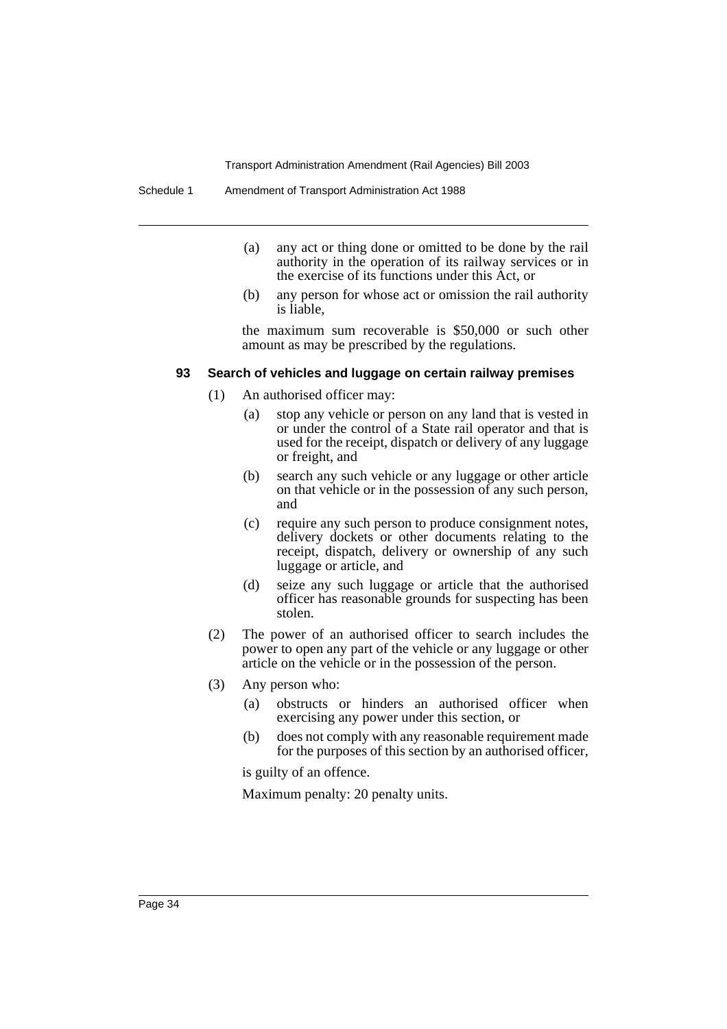(a) any act or thing done or omitted to be done by the rail authority in the operation of its railway services or in the exercise of its functions under this Act, or

(b) any person for whose act or omission the rail authority is liable,

the maximum sum recoverable is $50,000 or such other amount as may be prescribed by the regulations.

#### 93 Search of vehicles and luggage on certain railway premises

(1) An authorised officer may:

(a) stop any vehicle or person on any land that is vested in or under the control of a State rail operator and that is used for the receipt, dispatch or delivery of any luggage or freight, and

(b) search any such vehicle or any luggage or other article on that vehicle or in the possession of any such person, and

(c) require any such person to produce consignment notes, delivery dockets or other documents relating to the receipt, dispatch, delivery or ownership of any such luggage or article, and

(d) seize any such luggage or article that the authorised officer has reasonable grounds for suspecting has been stolen.

(2) The power of an authorised officer to search includes the power to open any part of the vehicle or any luggage or other article on the vehicle or in the possession of the person.

(3) Any person who:

(a) obstructs or hinders an authorised officer when exercising any power under this section, or

(b) does not comply with any reasonable requirement made for the purposes of this section by an authorised officer,

is guilty of an offence.

Maximum penalty: 20 penalty units.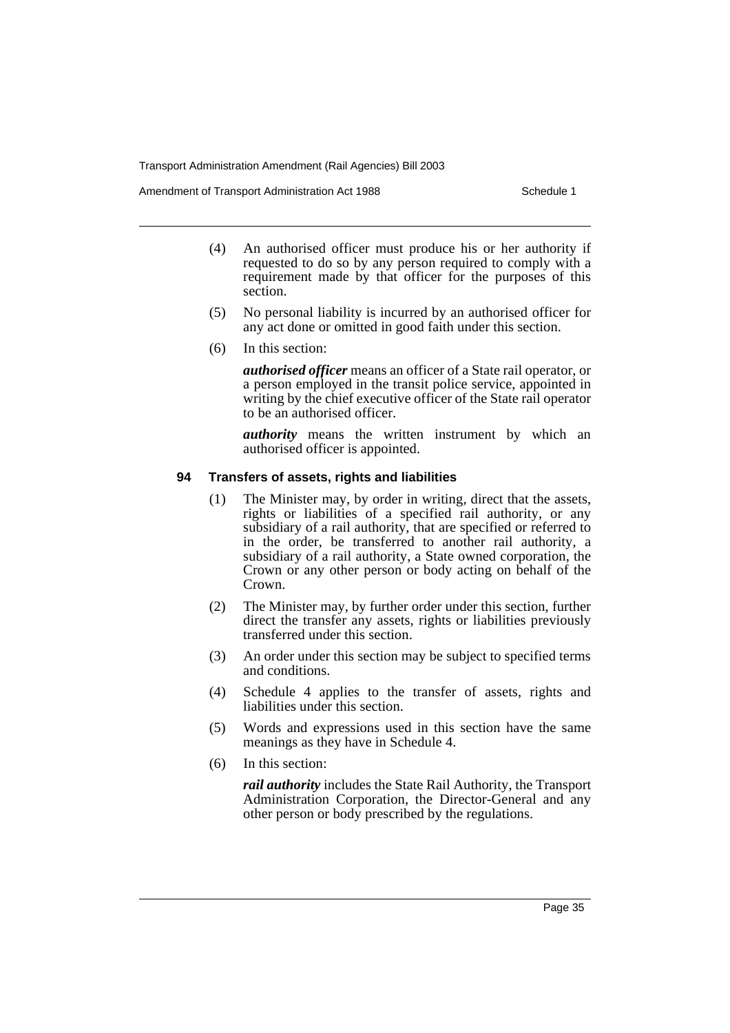(4) An authorised officer must produce his or her authority if requested to do so by any person required to comply with a requirement made by that officer for the purposes of this section.

(5) No personal liability is incurred by an authorised officer for any act done or omitted in good faith under this section.

(6) In this section:

***authorised officer*** means an officer of a State rail operator, or a person employed in the transit police service, appointed in writing by the chief executive officer of the State rail operator to be an authorised officer.

***authority*** means the written instrument by which an authorised officer is appointed.

**94 Transfers of assets, rights and liabilities**

(1) The Minister may, by order in writing, direct that the assets, rights or liabilities of a specified rail authority, or any subsidiary of a rail authority, that are specified or referred to in the order, be transferred to another rail authority, a subsidiary of a rail authority, a State owned corporation, the Crown or any other person or body acting on behalf of the Crown.

(2) The Minister may, by further order under this section, further direct the transfer any assets, rights or liabilities previously transferred under this section.

(3) An order under this section may be subject to specified terms and conditions.

(4) Schedule 4 applies to the transfer of assets, rights and liabilities under this section.

(5) Words and expressions used in this section have the same meanings as they have in Schedule 4.

(6) In this section:

***rail authority*** includes the State Rail Authority, the Transport Administration Corporation, the Director-General and any other person or body prescribed by the regulations.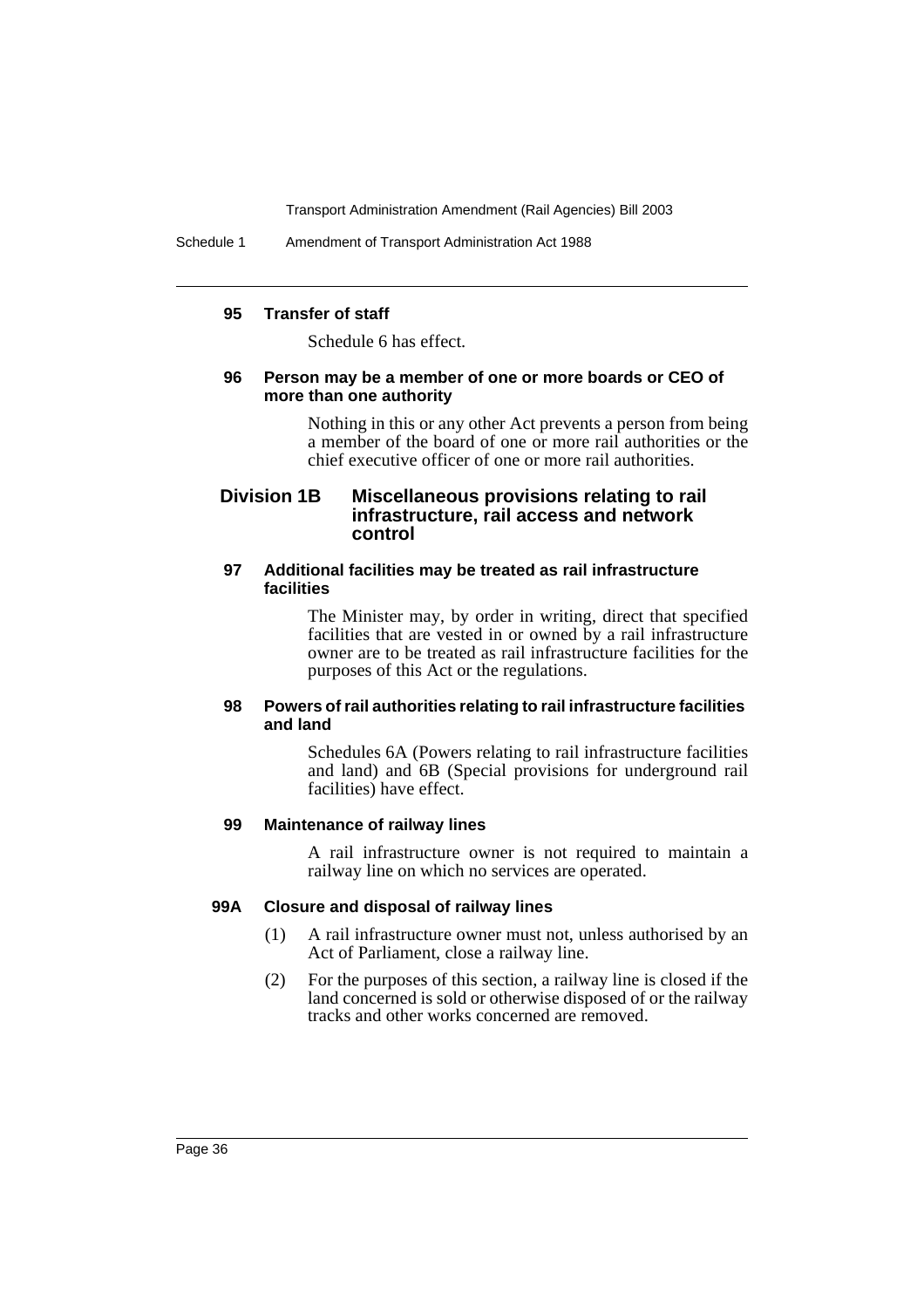#### 95 Transfer of staff

Schedule 6 has effect.

#### 96 Person may be a member of one or more boards or CEO of more than one authority

Nothing in this or any other Act prevents a person from being a member of the board of one or more rail authorities or the chief executive officer of one or more rail authorities.

### Division 1B Miscellaneous provisions relating to rail infrastructure, rail access and network control

#### 97 Additional facilities may be treated as rail infrastructure facilities

The Minister may, by order in writing, direct that specified facilities that are vested in or owned by a rail infrastructure owner are to be treated as rail infrastructure facilities for the purposes of this Act or the regulations.

#### 98 Powers of rail authorities relating to rail infrastructure facilities and land

Schedules 6A (Powers relating to rail infrastructure facilities and land) and 6B (Special provisions for underground rail facilities) have effect.

#### 99 Maintenance of railway lines

A rail infrastructure owner is not required to maintain a railway line on which no services are operated.

#### 99A Closure and disposal of railway lines

(1) A rail infrastructure owner must not, unless authorised by an Act of Parliament, close a railway line.

(2) For the purposes of this section, a railway line is closed if the land concerned is sold or otherwise disposed of or the railway tracks and other works concerned are removed.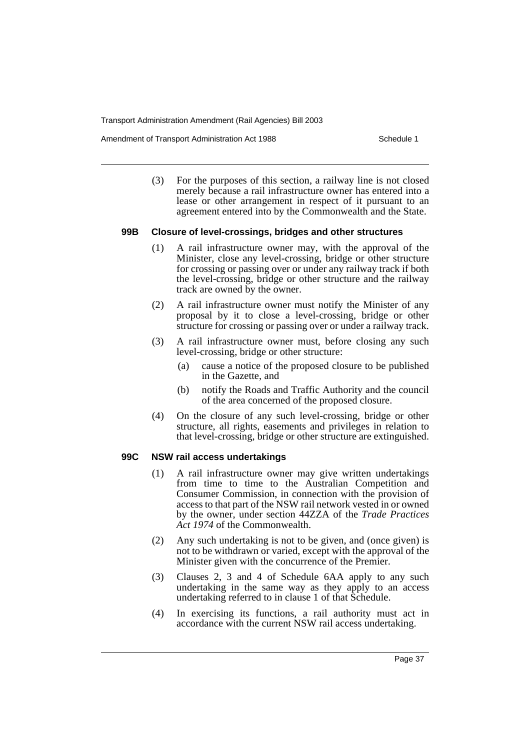(3) For the purposes of this section, a railway line is not closed merely because a rail infrastructure owner has entered into a lease or other arrangement in respect of it pursuant to an agreement entered into by the Commonwealth and the State.

**99B Closure of level-crossings, bridges and other structures**

(1) A rail infrastructure owner may, with the approval of the Minister, close any level-crossing, bridge or other structure for crossing or passing over or under any railway track if both the level-crossing, bridge or other structure and the railway track are owned by the owner.

(2) A rail infrastructure owner must notify the Minister of any proposal by it to close a level-crossing, bridge or other structure for crossing or passing over or under a railway track.

(3) A rail infrastructure owner must, before closing any such level-crossing, bridge or other structure:

(a) cause a notice of the proposed closure to be published in the Gazette, and

(b) notify the Roads and Traffic Authority and the council of the area concerned of the proposed closure.

(4) On the closure of any such level-crossing, bridge or other structure, all rights, easements and privileges in relation to that level-crossing, bridge or other structure are extinguished.

**99C NSW rail access undertakings**

(1) A rail infrastructure owner may give written undertakings from time to time to the Australian Competition and Consumer Commission, in connection with the provision of access to that part of the NSW rail network vested in or owned by the owner, under section 44ZZA of the *Trade Practices Act 1974* of the Commonwealth.

(2) Any such undertaking is not to be given, and (once given) is not to be withdrawn or varied, except with the approval of the Minister given with the concurrence of the Premier.

(3) Clauses 2, 3 and 4 of Schedule 6AA apply to any such undertaking in the same way as they apply to an access undertaking referred to in clause 1 of that Schedule.

(4) In exercising its functions, a rail authority must act in accordance with the current NSW rail access undertaking.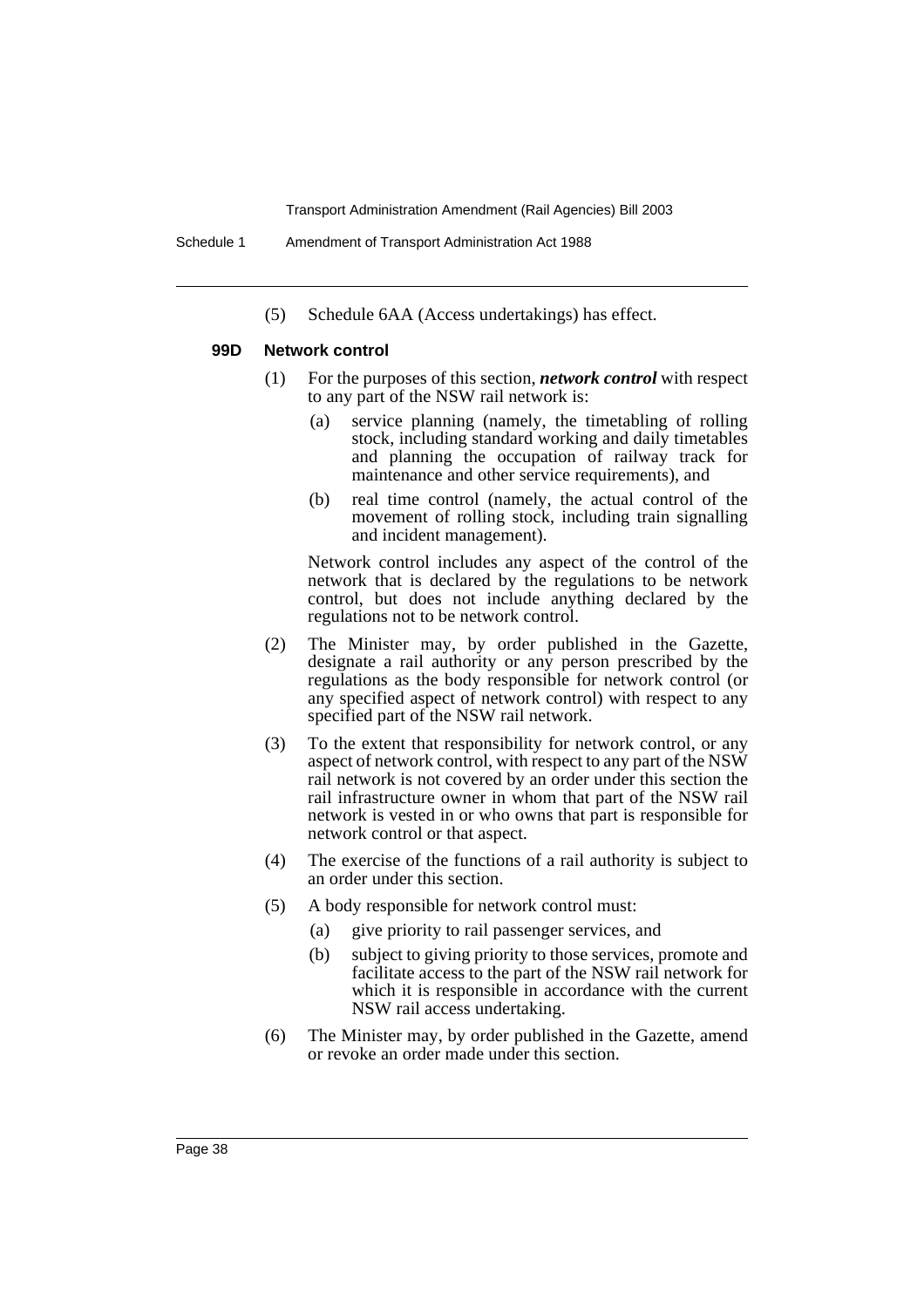(5) Schedule 6AA (Access undertakings) has effect.

**99D Network control**

(1) For the purposes of this section, ***network control*** with respect to any part of the NSW rail network is:

(a) service planning (namely, the timetabling of rolling stock, including standard working and daily timetables and planning the occupation of railway track for maintenance and other service requirements), and

(b) real time control (namely, the actual control of the movement of rolling stock, including train signalling and incident management).

Network control includes any aspect of the control of the network that is declared by the regulations to be network control, but does not include anything declared by the regulations not to be network control.

(2) The Minister may, by order published in the Gazette, designate a rail authority or any person prescribed by the regulations as the body responsible for network control (or any specified aspect of network control) with respect to any specified part of the NSW rail network.

(3) To the extent that responsibility for network control, or any aspect of network control, with respect to any part of the NSW rail network is not covered by an order under this section the rail infrastructure owner in whom that part of the NSW rail network is vested in or who owns that part is responsible for network control or that aspect.

(4) The exercise of the functions of a rail authority is subject to an order under this section.

(5) A body responsible for network control must:

(a) give priority to rail passenger services, and

(b) subject to giving priority to those services, promote and facilitate access to the part of the NSW rail network for which it is responsible in accordance with the current NSW rail access undertaking.

(6) The Minister may, by order published in the Gazette, amend or revoke an order made under this section.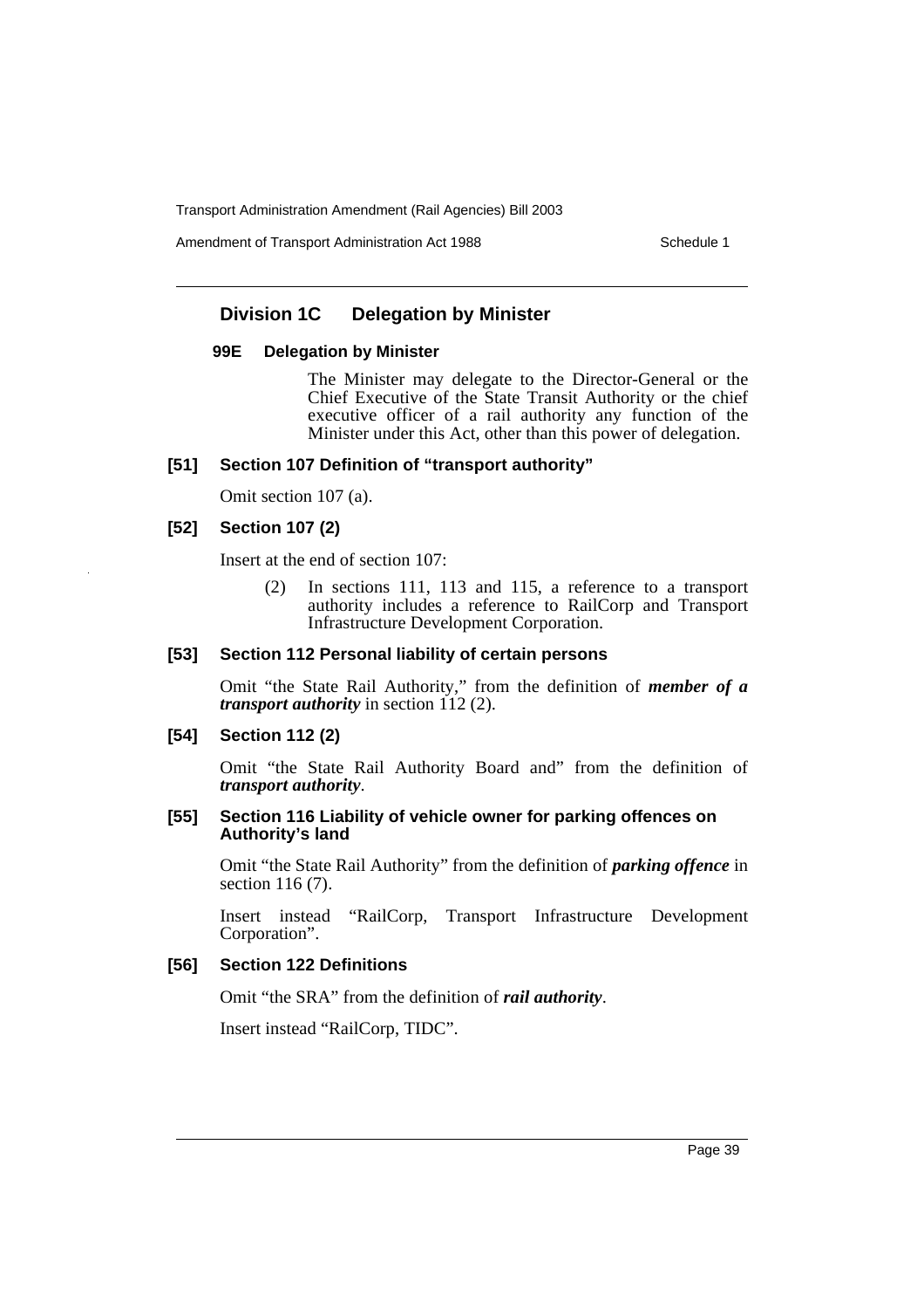## Division 1C Delegation by Minister

### 99E Delegation by Minister

The Minister may delegate to the Director-General or the Chief Executive of the State Transit Authority or the chief executive officer of a rail authority any function of the Minister under this Act, other than this power of delegation.

### [51] Section 107 Definition of "transport authority"

Omit section 107 (a).

### [52] Section 107 (2)

Insert at the end of section 107:

(2) In sections 111, 113 and 115, a reference to a transport authority includes a reference to RailCorp and Transport Infrastructure Development Corporation.

### [53] Section 112 Personal liability of certain persons

Omit "the State Rail Authority," from the definition of ***member of a transport authority*** in section 112 (2).

### [54] Section 112 (2)

Omit "the State Rail Authority Board and" from the definition of ***transport authority***.

### [55] Section 116 Liability of vehicle owner for parking offences on Authority's land

Omit "the State Rail Authority" from the definition of ***parking offence*** in section 116 (7).

Insert instead "RailCorp, Transport Infrastructure Development Corporation".

### [56] Section 122 Definitions

Omit "the SRA" from the definition of ***rail authority***.

Insert instead "RailCorp, TIDC".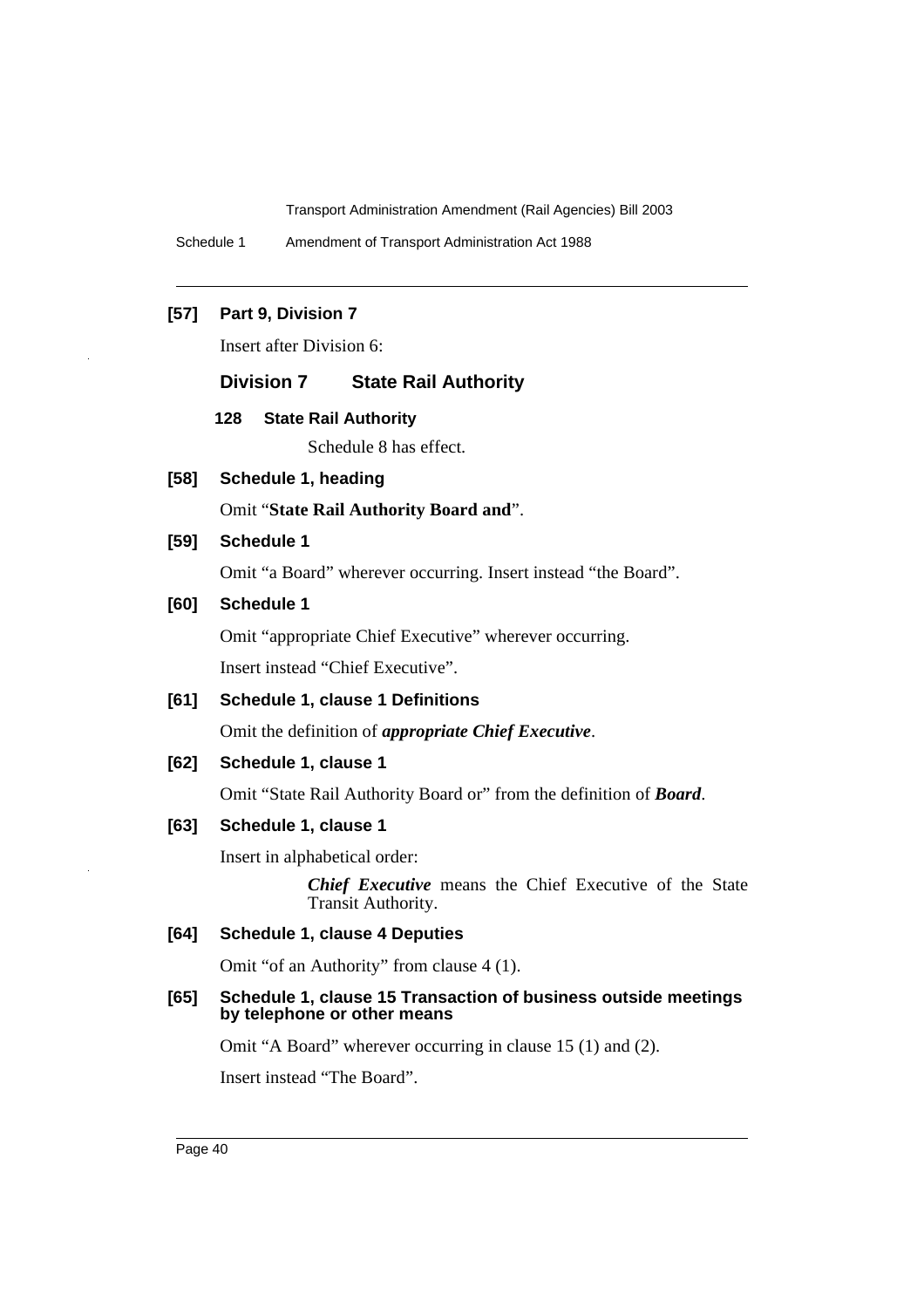**[57] Part 9, Division 7**

Insert after Division 6:

## Division 7 State Rail Authority

### 128 State Rail Authority

Schedule 8 has effect.

**[58] Schedule 1, heading**

Omit "**State Rail Authority Board and**".

**[59] Schedule 1**

Omit "a Board" wherever occurring. Insert instead "the Board".

**[60] Schedule 1**

Omit "appropriate Chief Executive" wherever occurring.

Insert instead "Chief Executive".

**[61] Schedule 1, clause 1 Definitions**

Omit the definition of ***appropriate Chief Executive***.

**[62] Schedule 1, clause 1**

Omit "State Rail Authority Board or" from the definition of ***Board***.

**[63] Schedule 1, clause 1**

Insert in alphabetical order:

> ***Chief Executive*** means the Chief Executive of the State Transit Authority.

**[64] Schedule 1, clause 4 Deputies**

Omit "of an Authority" from clause 4 (1).

**[65] Schedule 1, clause 15 Transaction of business outside meetings by telephone or other means**

Omit "A Board" wherever occurring in clause 15 (1) and (2).

Insert instead "The Board".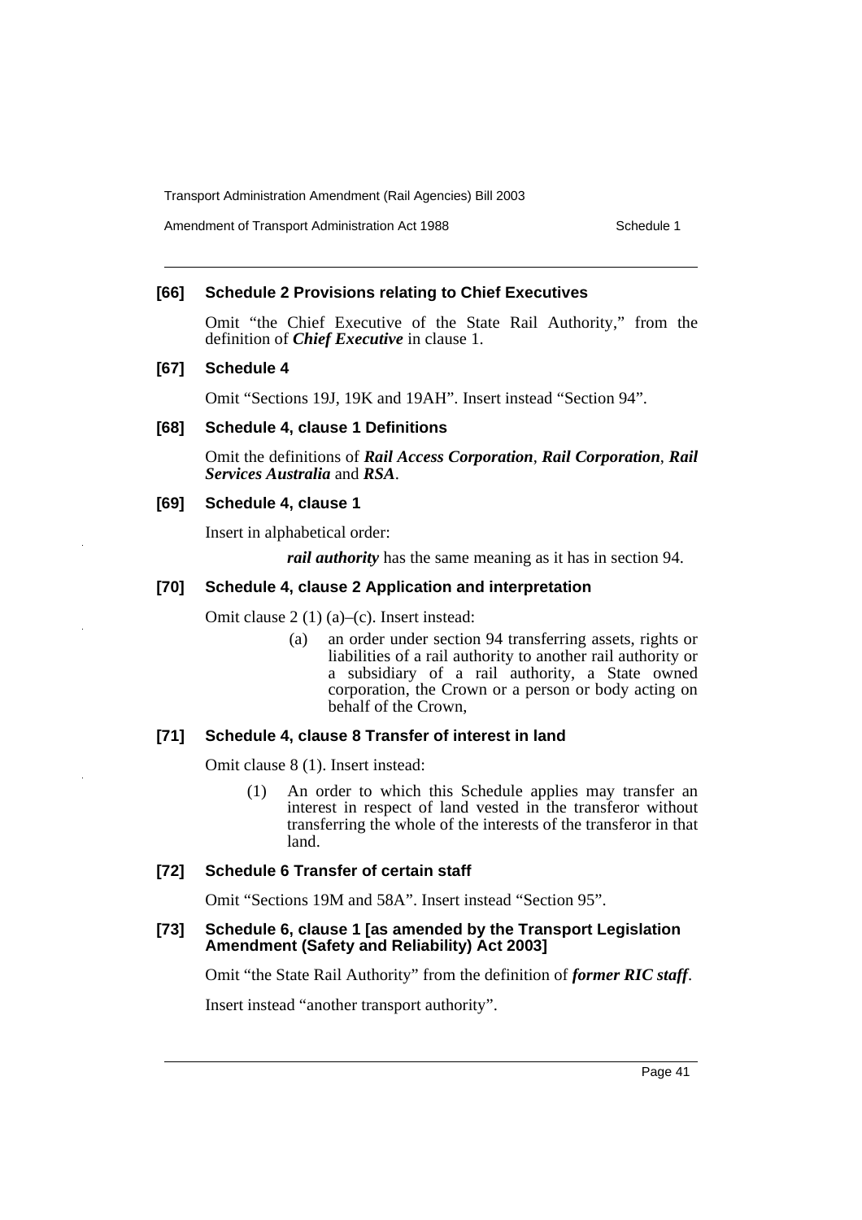#### [66] Schedule 2 Provisions relating to Chief Executives

Omit "the Chief Executive of the State Rail Authority," from the definition of ***Chief Executive*** in clause 1.

#### [67] Schedule 4

Omit "Sections 19J, 19K and 19AH". Insert instead "Section 94".

#### [68] Schedule 4, clause 1 Definitions

Omit the definitions of ***Rail Access Corporation***, ***Rail Corporation***, ***Rail Services Australia*** and ***RSA***.

#### [69] Schedule 4, clause 1

Insert in alphabetical order:

***rail authority*** has the same meaning as it has in section 94.

#### [70] Schedule 4, clause 2 Application and interpretation

Omit clause 2 (1) (a)–(c). Insert instead:

(a) an order under section 94 transferring assets, rights or liabilities of a rail authority to another rail authority or a subsidiary of a rail authority, a State owned corporation, the Crown or a person or body acting on behalf of the Crown,

#### [71] Schedule 4, clause 8 Transfer of interest in land

Omit clause 8 (1). Insert instead:

(1) An order to which this Schedule applies may transfer an interest in respect of land vested in the transferor without transferring the whole of the interests of the transferor in that land.

#### [72] Schedule 6 Transfer of certain staff

Omit "Sections 19M and 58A". Insert instead "Section 95".

#### [73] Schedule 6, clause 1 [as amended by the Transport Legislation Amendment (Safety and Reliability) Act 2003]

Omit "the State Rail Authority" from the definition of ***former RIC staff***.

Insert instead "another transport authority".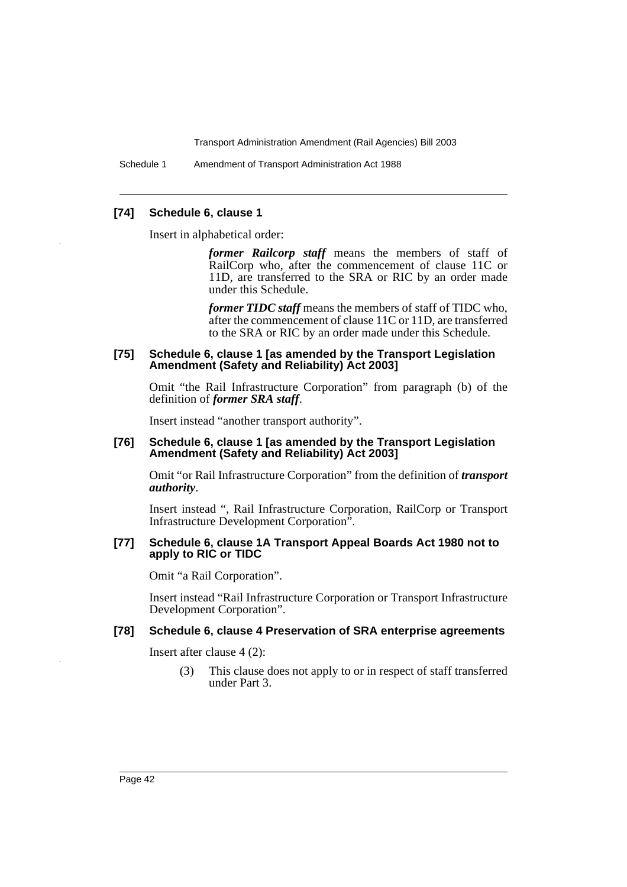### [74] Schedule 6, clause 1

Insert in alphabetical order:

> ***former Railcorp staff*** means the members of staff of RailCorp who, after the commencement of clause 11C or 11D, are transferred to the SRA or RIC by an order made under this Schedule.
>
> ***former TIDC staff*** means the members of staff of TIDC who, after the commencement of clause 11C or 11D, are transferred to the SRA or RIC by an order made under this Schedule.

### [75] Schedule 6, clause 1 [as amended by the Transport Legislation Amendment (Safety and Reliability) Act 2003]

Omit "the Rail Infrastructure Corporation" from paragraph (b) of the definition of ***former SRA staff***.

Insert instead "another transport authority".

### [76] Schedule 6, clause 1 [as amended by the Transport Legislation Amendment (Safety and Reliability) Act 2003]

Omit "or Rail Infrastructure Corporation" from the definition of ***transport authority***.

Insert instead ", Rail Infrastructure Corporation, RailCorp or Transport Infrastructure Development Corporation".

### [77] Schedule 6, clause 1A Transport Appeal Boards Act 1980 not to apply to RIC or TIDC

Omit "a Rail Corporation".

Insert instead "Rail Infrastructure Corporation or Transport Infrastructure Development Corporation".

### [78] Schedule 6, clause 4 Preservation of SRA enterprise agreements

Insert after clause 4 (2):

> (3) This clause does not apply to or in respect of staff transferred under Part 3.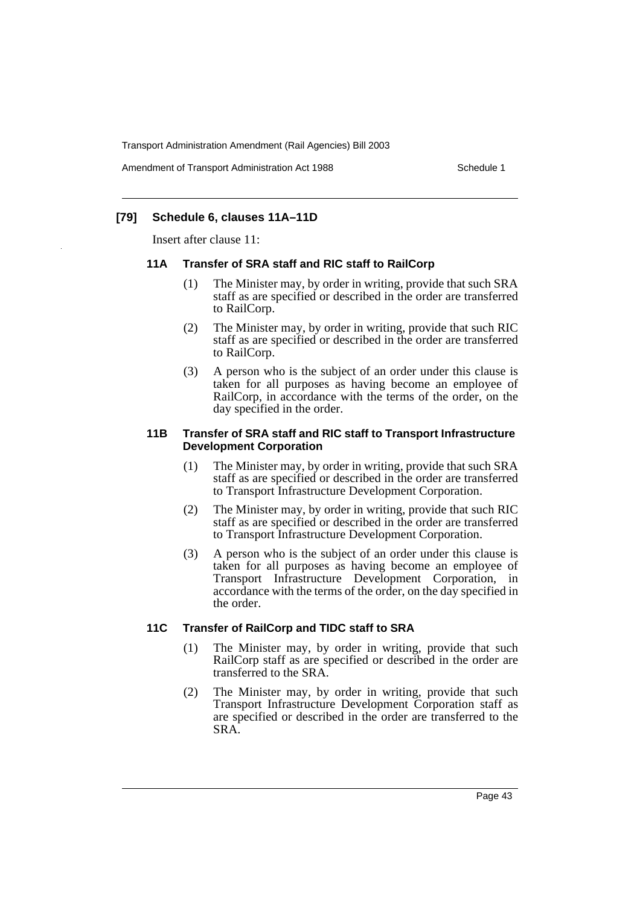### [79] Schedule 6, clauses 11A–11D

Insert after clause 11:

#### 11A Transfer of SRA staff and RIC staff to RailCorp

(1) The Minister may, by order in writing, provide that such SRA staff as are specified or described in the order are transferred to RailCorp.

(2) The Minister may, by order in writing, provide that such RIC staff as are specified or described in the order are transferred to RailCorp.

(3) A person who is the subject of an order under this clause is taken for all purposes as having become an employee of RailCorp, in accordance with the terms of the order, on the day specified in the order.

#### 11B Transfer of SRA staff and RIC staff to Transport Infrastructure Development Corporation

(1) The Minister may, by order in writing, provide that such SRA staff as are specified or described in the order are transferred to Transport Infrastructure Development Corporation.

(2) The Minister may, by order in writing, provide that such RIC staff as are specified or described in the order are transferred to Transport Infrastructure Development Corporation.

(3) A person who is the subject of an order under this clause is taken for all purposes as having become an employee of Transport Infrastructure Development Corporation, in accordance with the terms of the order, on the day specified in the order.

#### 11C Transfer of RailCorp and TIDC staff to SRA

(1) The Minister may, by order in writing, provide that such RailCorp staff as are specified or described in the order are transferred to the SRA.

(2) The Minister may, by order in writing, provide that such Transport Infrastructure Development Corporation staff as are specified or described in the order are transferred to the SRA.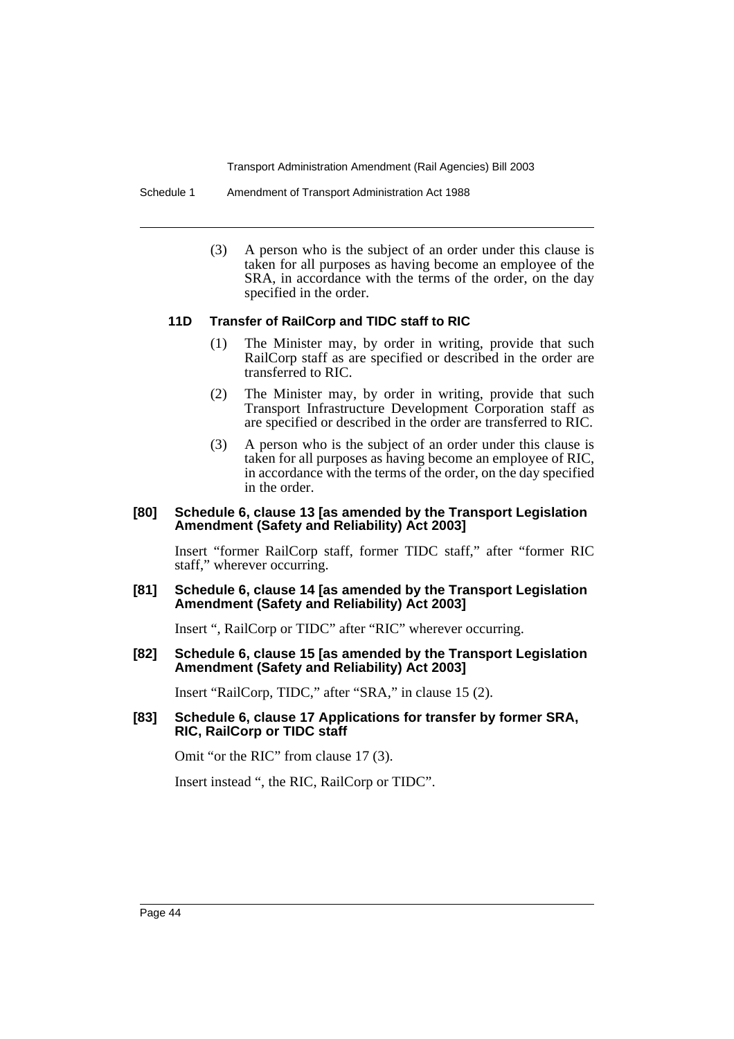(3) A person who is the subject of an order under this clause is taken for all purposes as having become an employee of the SRA, in accordance with the terms of the order, on the day specified in the order.

#### 11D Transfer of RailCorp and TIDC staff to RIC

(1) The Minister may, by order in writing, provide that such RailCorp staff as are specified or described in the order are transferred to RIC.

(2) The Minister may, by order in writing, provide that such Transport Infrastructure Development Corporation staff as are specified or described in the order are transferred to RIC.

(3) A person who is the subject of an order under this clause is taken for all purposes as having become an employee of RIC, in accordance with the terms of the order, on the day specified in the order.

#### [80] Schedule 6, clause 13 [as amended by the Transport Legislation Amendment (Safety and Reliability) Act 2003]

Insert "former RailCorp staff, former TIDC staff," after "former RIC staff," wherever occurring.

#### [81] Schedule 6, clause 14 [as amended by the Transport Legislation Amendment (Safety and Reliability) Act 2003]

Insert ", RailCorp or TIDC" after "RIC" wherever occurring.

#### [82] Schedule 6, clause 15 [as amended by the Transport Legislation Amendment (Safety and Reliability) Act 2003]

Insert "RailCorp, TIDC," after "SRA," in clause 15 (2).

#### [83] Schedule 6, clause 17 Applications for transfer by former SRA, RIC, RailCorp or TIDC staff

Omit "or the RIC" from clause 17 (3).

Insert instead ", the RIC, RailCorp or TIDC".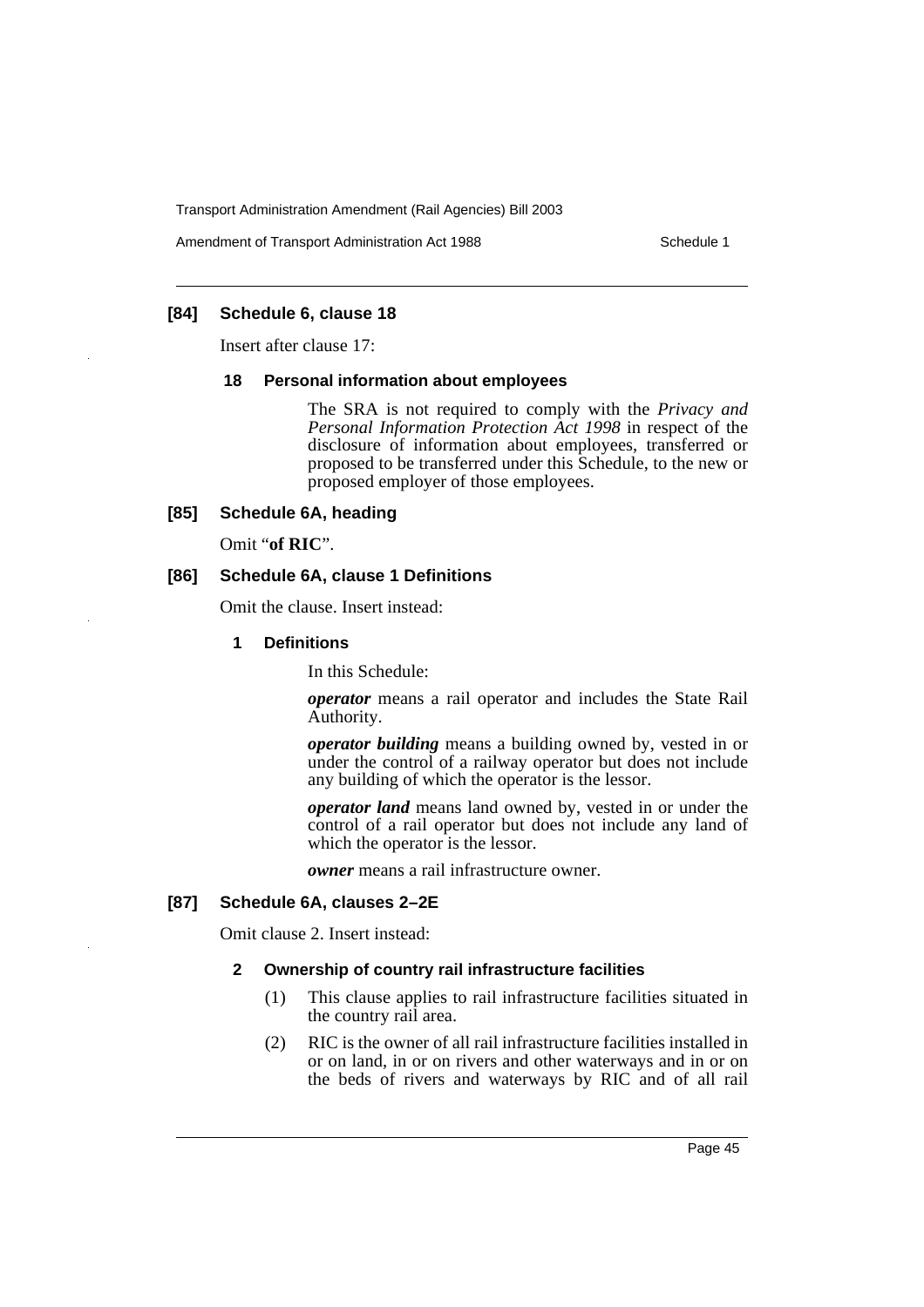### [84] Schedule 6, clause 18

Insert after clause 17:

#### 18 Personal information about employees

The SRA is not required to comply with the *Privacy and Personal Information Protection Act 1998* in respect of the disclosure of information about employees, transferred or proposed to be transferred under this Schedule, to the new or proposed employer of those employees.

### [85] Schedule 6A, heading

Omit "**of RIC**".

### [86] Schedule 6A, clause 1 Definitions

Omit the clause. Insert instead:

#### 1 Definitions

In this Schedule:

***operator*** means a rail operator and includes the State Rail Authority.

***operator building*** means a building owned by, vested in or under the control of a railway operator but does not include any building of which the operator is the lessor.

***operator land*** means land owned by, vested in or under the control of a rail operator but does not include any land of which the operator is the lessor.

***owner*** means a rail infrastructure owner.

### [87] Schedule 6A, clauses 2–2E

Omit clause 2. Insert instead:

#### 2 Ownership of country rail infrastructure facilities

(1) This clause applies to rail infrastructure facilities situated in the country rail area.

(2) RIC is the owner of all rail infrastructure facilities installed in or on land, in or on rivers and other waterways and in or on the beds of rivers and waterways by RIC and of all rail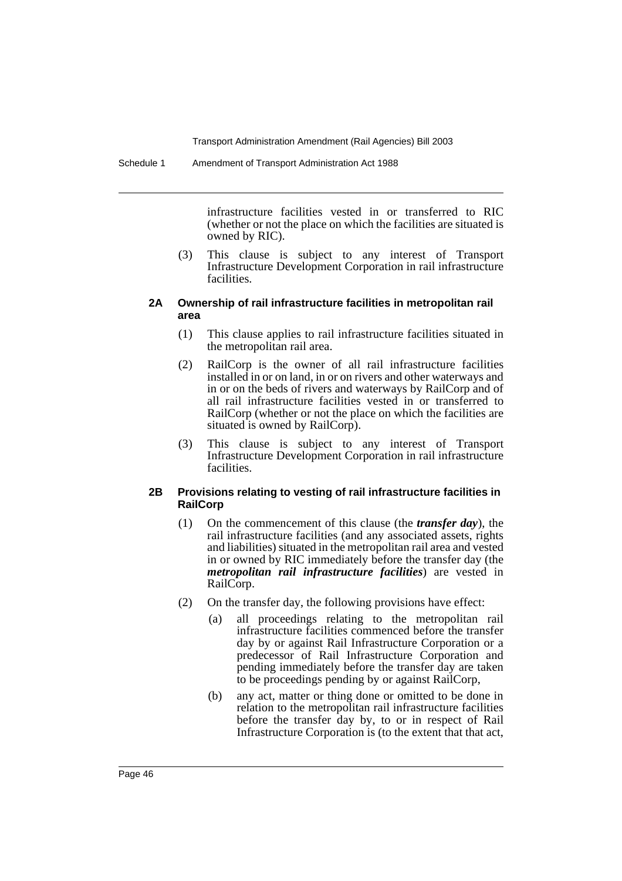infrastructure facilities vested in or transferred to RIC (whether or not the place on which the facilities are situated is owned by RIC).

(3) This clause is subject to any interest of Transport Infrastructure Development Corporation in rail infrastructure facilities.

**2A Ownership of rail infrastructure facilities in metropolitan rail area**

(1) This clause applies to rail infrastructure facilities situated in the metropolitan rail area.

(2) RailCorp is the owner of all rail infrastructure facilities installed in or on land, in or on rivers and other waterways and in or on the beds of rivers and waterways by RailCorp and of all rail infrastructure facilities vested in or transferred to RailCorp (whether or not the place on which the facilities are situated is owned by RailCorp).

(3) This clause is subject to any interest of Transport Infrastructure Development Corporation in rail infrastructure facilities.

**2B Provisions relating to vesting of rail infrastructure facilities in RailCorp**

(1) On the commencement of this clause (the ***transfer day***), the rail infrastructure facilities (and any associated assets, rights and liabilities) situated in the metropolitan rail area and vested in or owned by RIC immediately before the transfer day (the ***metropolitan rail infrastructure facilities***) are vested in RailCorp.

(2) On the transfer day, the following provisions have effect:

(a) all proceedings relating to the metropolitan rail infrastructure facilities commenced before the transfer day by or against Rail Infrastructure Corporation or a predecessor of Rail Infrastructure Corporation and pending immediately before the transfer day are taken to be proceedings pending by or against RailCorp,

(b) any act, matter or thing done or omitted to be done in relation to the metropolitan rail infrastructure facilities before the transfer day by, to or in respect of Rail Infrastructure Corporation is (to the extent that that act,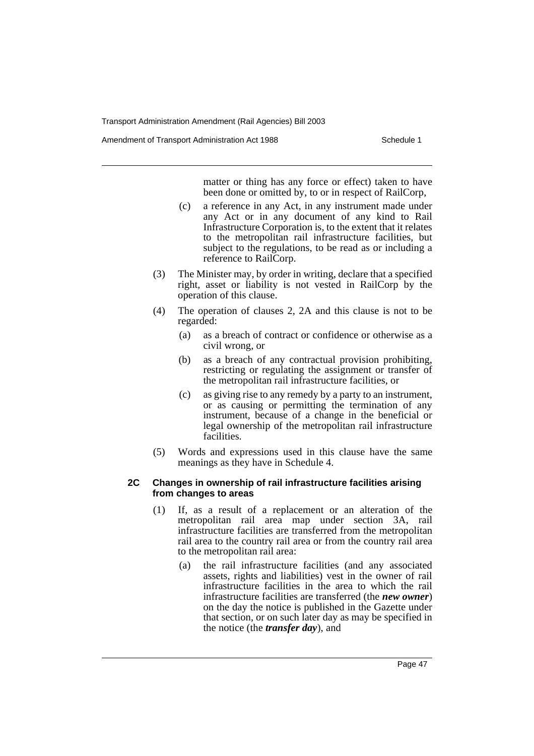matter or thing has any force or effect) taken to have been done or omitted by, to or in respect of RailCorp,

(c) a reference in any Act, in any instrument made under any Act or in any document of any kind to Rail Infrastructure Corporation is, to the extent that it relates to the metropolitan rail infrastructure facilities, but subject to the regulations, to be read as or including a reference to RailCorp.

(3) The Minister may, by order in writing, declare that a specified right, asset or liability is not vested in RailCorp by the operation of this clause.

(4) The operation of clauses 2, 2A and this clause is not to be regarded:

(a) as a breach of contract or confidence or otherwise as a civil wrong, or

(b) as a breach of any contractual provision prohibiting, restricting or regulating the assignment or transfer of the metropolitan rail infrastructure facilities, or

(c) as giving rise to any remedy by a party to an instrument, or as causing or permitting the termination of any instrument, because of a change in the beneficial or legal ownership of the metropolitan rail infrastructure facilities.

(5) Words and expressions used in this clause have the same meanings as they have in Schedule 4.

**2C Changes in ownership of rail infrastructure facilities arising from changes to areas**

(1) If, as a result of a replacement or an alteration of the metropolitan rail area map under section 3A, rail infrastructure facilities are transferred from the metropolitan rail area to the country rail area or from the country rail area to the metropolitan rail area:

(a) the rail infrastructure facilities (and any associated assets, rights and liabilities) vest in the owner of rail infrastructure facilities in the area to which the rail infrastructure facilities are transferred (the ***new owner***) on the day the notice is published in the Gazette under that section, or on such later day as may be specified in the notice (the ***transfer day***), and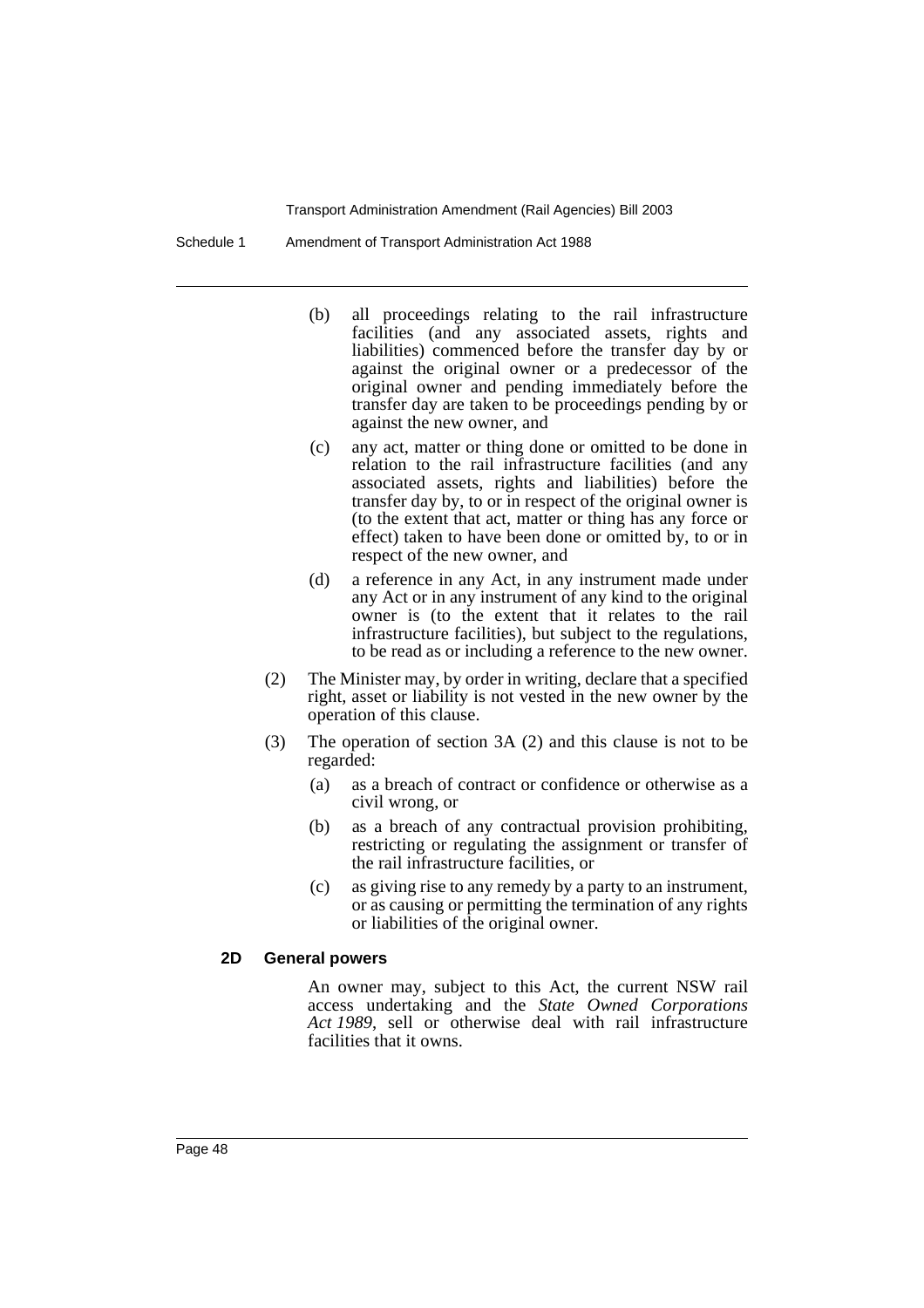(b) all proceedings relating to the rail infrastructure facilities (and any associated assets, rights and liabilities) commenced before the transfer day by or against the original owner or a predecessor of the original owner and pending immediately before the transfer day are taken to be proceedings pending by or against the new owner, and

(c) any act, matter or thing done or omitted to be done in relation to the rail infrastructure facilities (and any associated assets, rights and liabilities) before the transfer day by, to or in respect of the original owner is (to the extent that act, matter or thing has any force or effect) taken to have been done or omitted by, to or in respect of the new owner, and

(d) a reference in any Act, in any instrument made under any Act or in any instrument of any kind to the original owner is (to the extent that it relates to the rail infrastructure facilities), but subject to the regulations, to be read as or including a reference to the new owner.

(2) The Minister may, by order in writing, declare that a specified right, asset or liability is not vested in the new owner by the operation of this clause.

(3) The operation of section 3A (2) and this clause is not to be regarded:

(a) as a breach of contract or confidence or otherwise as a civil wrong, or

(b) as a breach of any contractual provision prohibiting, restricting or regulating the assignment or transfer of the rail infrastructure facilities, or

(c) as giving rise to any remedy by a party to an instrument, or as causing or permitting the termination of any rights or liabilities of the original owner.

**2D General powers**

An owner may, subject to this Act, the current NSW rail access undertaking and the *State Owned Corporations Act 1989*, sell or otherwise deal with rail infrastructure facilities that it owns.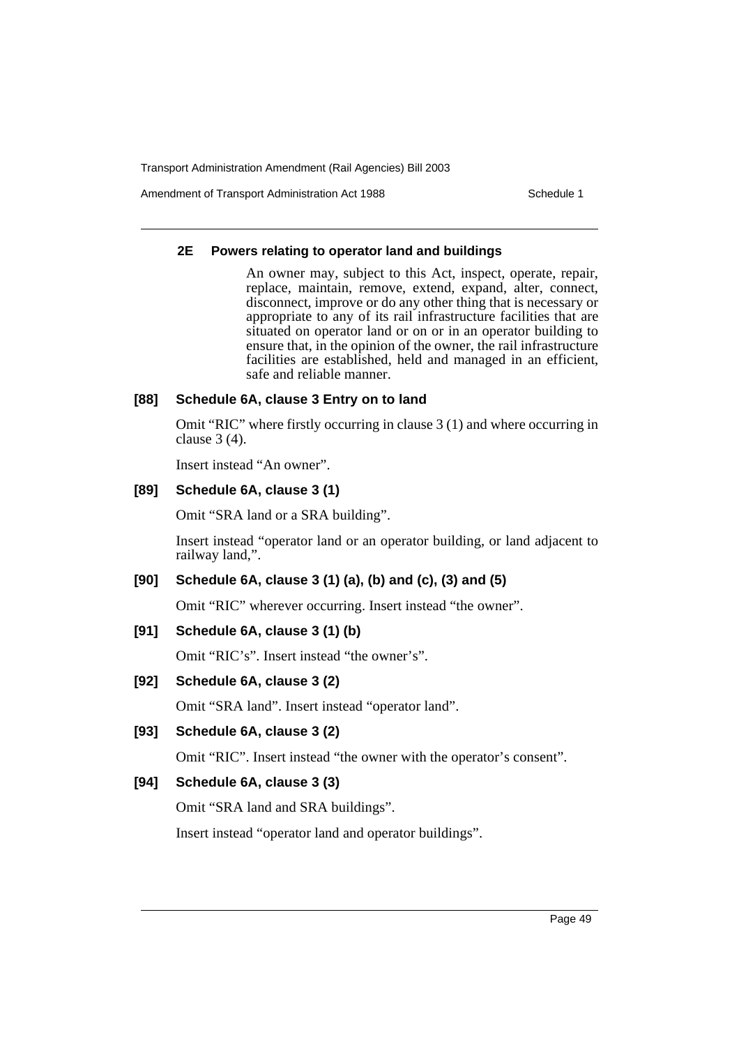#### 2E Powers relating to operator land and buildings

An owner may, subject to this Act, inspect, operate, repair, replace, maintain, remove, extend, expand, alter, connect, disconnect, improve or do any other thing that is necessary or appropriate to any of its rail infrastructure facilities that are situated on operator land or on or in an operator building to ensure that, in the opinion of the owner, the rail infrastructure facilities are established, held and managed in an efficient, safe and reliable manner.

#### [88] Schedule 6A, clause 3 Entry on to land

Omit "RIC" where firstly occurring in clause 3 (1) and where occurring in clause 3 (4).

Insert instead "An owner".

#### [89] Schedule 6A, clause 3 (1)

Omit "SRA land or a SRA building".

Insert instead "operator land or an operator building, or land adjacent to railway land,".

#### [90] Schedule 6A, clause 3 (1) (a), (b) and (c), (3) and (5)

Omit "RIC" wherever occurring. Insert instead "the owner".

#### [91] Schedule 6A, clause 3 (1) (b)

Omit "RIC's". Insert instead "the owner's".

#### [92] Schedule 6A, clause 3 (2)

Omit "SRA land". Insert instead "operator land".

#### [93] Schedule 6A, clause 3 (2)

Omit "RIC". Insert instead "the owner with the operator's consent".

#### [94] Schedule 6A, clause 3 (3)

Omit "SRA land and SRA buildings".

Insert instead "operator land and operator buildings".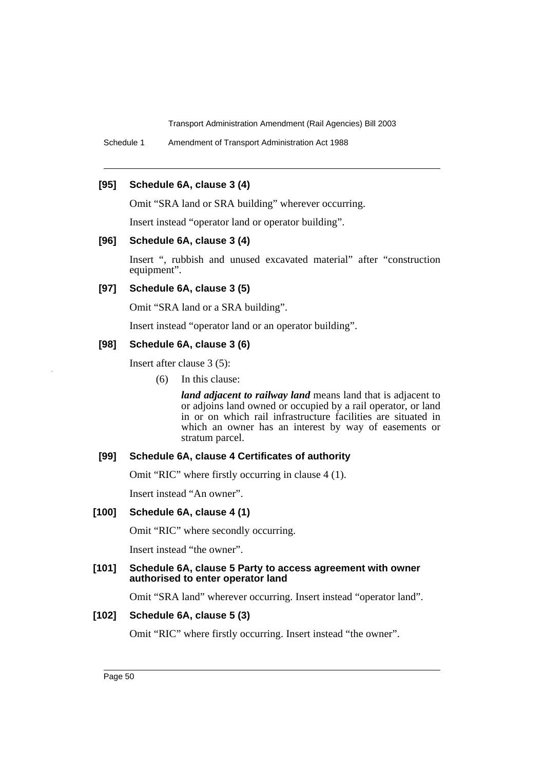**[95] Schedule 6A, clause 3 (4)**

Omit "SRA land or SRA building" wherever occurring.

Insert instead "operator land or operator building".

**[96] Schedule 6A, clause 3 (4)**

Insert ", rubbish and unused excavated material" after "construction equipment".

**[97] Schedule 6A, clause 3 (5)**

Omit "SRA land or a SRA building".

Insert instead "operator land or an operator building".

**[98] Schedule 6A, clause 3 (6)**

Insert after clause 3 (5):

(6) In this clause:

***land adjacent to railway land*** means land that is adjacent to or adjoins land owned or occupied by a rail operator, or land in or on which rail infrastructure facilities are situated in which an owner has an interest by way of easements or stratum parcel.

**[99] Schedule 6A, clause 4 Certificates of authority**

Omit "RIC" where firstly occurring in clause 4 (1).

Insert instead "An owner".

**[100] Schedule 6A, clause 4 (1)**

Omit "RIC" where secondly occurring.

Insert instead "the owner".

**[101] Schedule 6A, clause 5 Party to access agreement with owner authorised to enter operator land**

Omit "SRA land" wherever occurring. Insert instead "operator land".

**[102] Schedule 6A, clause 5 (3)**

Omit "RIC" where firstly occurring. Insert instead "the owner".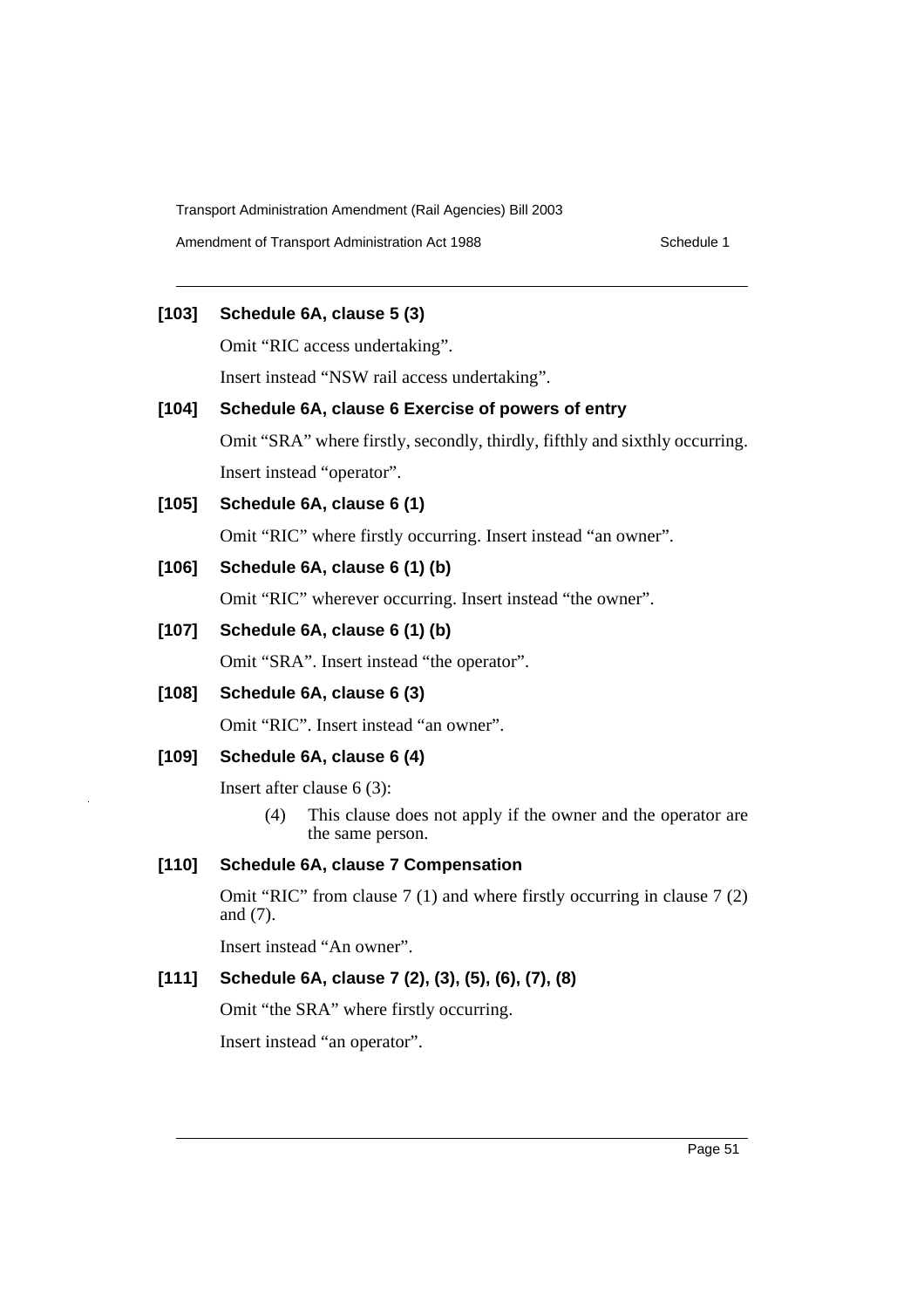**[103] Schedule 6A, clause 5 (3)**

Omit "RIC access undertaking".

Insert instead "NSW rail access undertaking".

**[104] Schedule 6A, clause 6 Exercise of powers of entry**

Omit "SRA" where firstly, secondly, thirdly, fifthly and sixthly occurring.

Insert instead "operator".

**[105] Schedule 6A, clause 6 (1)**

Omit "RIC" where firstly occurring. Insert instead "an owner".

**[106] Schedule 6A, clause 6 (1) (b)**

Omit "RIC" wherever occurring. Insert instead "the owner".

**[107] Schedule 6A, clause 6 (1) (b)**

Omit "SRA". Insert instead "the operator".

**[108] Schedule 6A, clause 6 (3)**

Omit "RIC". Insert instead "an owner".

**[109] Schedule 6A, clause 6 (4)**

Insert after clause 6 (3):

> (4) This clause does not apply if the owner and the operator are the same person.

**[110] Schedule 6A, clause 7 Compensation**

Omit "RIC" from clause 7 (1) and where firstly occurring in clause 7 (2) and (7).

Insert instead "An owner".

**[111] Schedule 6A, clause 7 (2), (3), (5), (6), (7), (8)**

Omit "the SRA" where firstly occurring.

Insert instead "an operator".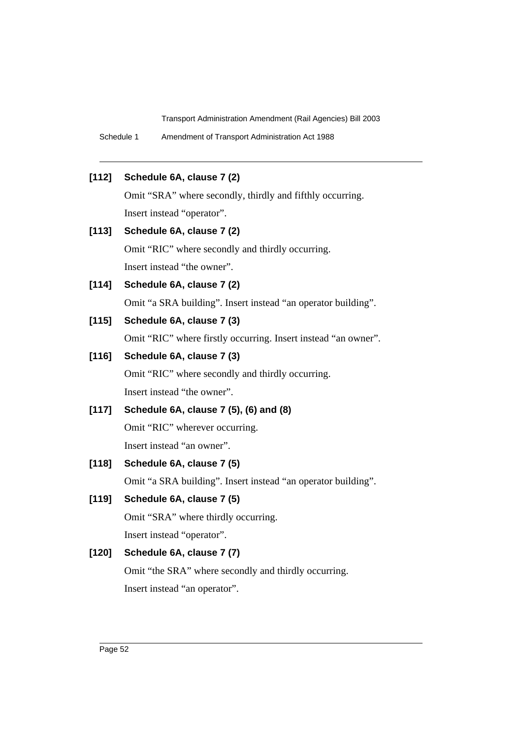**[112] Schedule 6A, clause 7 (2)**

Omit "SRA" where secondly, thirdly and fifthly occurring.

Insert instead "operator".

**[113] Schedule 6A, clause 7 (2)**

Omit "RIC" where secondly and thirdly occurring.

Insert instead "the owner".

**[114] Schedule 6A, clause 7 (2)**

Omit "a SRA building". Insert instead "an operator building".

**[115] Schedule 6A, clause 7 (3)**

Omit "RIC" where firstly occurring. Insert instead "an owner".

**[116] Schedule 6A, clause 7 (3)**

Omit "RIC" where secondly and thirdly occurring.

Insert instead "the owner".

**[117] Schedule 6A, clause 7 (5), (6) and (8)**

Omit "RIC" wherever occurring.

Insert instead "an owner".

**[118] Schedule 6A, clause 7 (5)**

Omit "a SRA building". Insert instead "an operator building".

**[119] Schedule 6A, clause 7 (5)**

Omit "SRA" where thirdly occurring.

Insert instead "operator".

**[120] Schedule 6A, clause 7 (7)**

Omit "the SRA" where secondly and thirdly occurring.

Insert instead "an operator".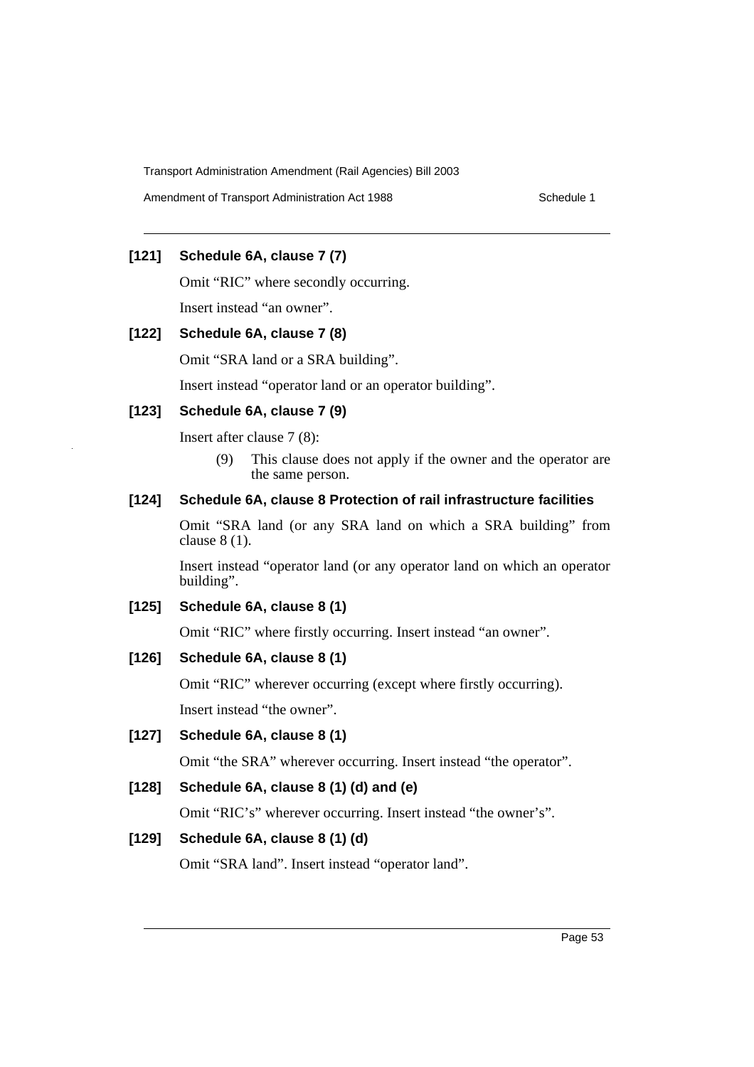**[121] Schedule 6A, clause 7 (7)**

Omit "RIC" where secondly occurring.

Insert instead "an owner".

**[122] Schedule 6A, clause 7 (8)**

Omit "SRA land or a SRA building".

Insert instead "operator land or an operator building".

**[123] Schedule 6A, clause 7 (9)**

Insert after clause 7 (8):

> (9) This clause does not apply if the owner and the operator are the same person.

**[124] Schedule 6A, clause 8 Protection of rail infrastructure facilities**

Omit "SRA land (or any SRA land on which a SRA building" from clause 8 (1).

Insert instead "operator land (or any operator land on which an operator building".

**[125] Schedule 6A, clause 8 (1)**

Omit "RIC" where firstly occurring. Insert instead "an owner".

**[126] Schedule 6A, clause 8 (1)**

Omit "RIC" wherever occurring (except where firstly occurring).

Insert instead "the owner".

**[127] Schedule 6A, clause 8 (1)**

Omit "the SRA" wherever occurring. Insert instead "the operator".

**[128] Schedule 6A, clause 8 (1) (d) and (e)**

Omit "RIC's" wherever occurring. Insert instead "the owner's".

**[129] Schedule 6A, clause 8 (1) (d)**

Omit "SRA land". Insert instead "operator land".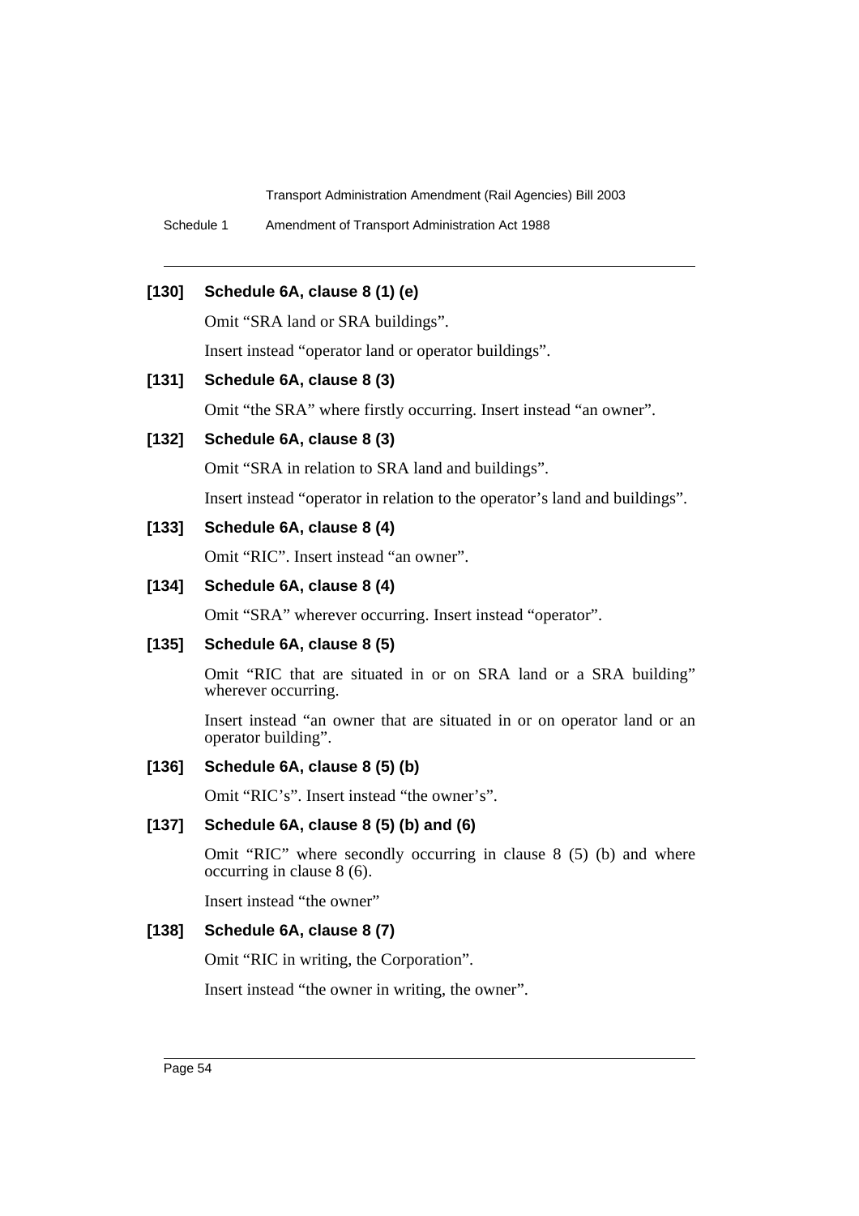### [130] Schedule 6A, clause 8 (1) (e)

Omit "SRA land or SRA buildings".

Insert instead "operator land or operator buildings".

### [131] Schedule 6A, clause 8 (3)

Omit "the SRA" where firstly occurring. Insert instead "an owner".

### [132] Schedule 6A, clause 8 (3)

Omit "SRA in relation to SRA land and buildings".

Insert instead "operator in relation to the operator's land and buildings".

### [133] Schedule 6A, clause 8 (4)

Omit "RIC". Insert instead "an owner".

### [134] Schedule 6A, clause 8 (4)

Omit "SRA" wherever occurring. Insert instead "operator".

### [135] Schedule 6A, clause 8 (5)

Omit "RIC that are situated in or on SRA land or a SRA building" wherever occurring.

Insert instead "an owner that are situated in or on operator land or an operator building".

### [136] Schedule 6A, clause 8 (5) (b)

Omit "RIC's". Insert instead "the owner's".

### [137] Schedule 6A, clause 8 (5) (b) and (6)

Omit "RIC" where secondly occurring in clause 8 (5) (b) and where occurring in clause 8 (6).

Insert instead "the owner"

### [138] Schedule 6A, clause 8 (7)

Omit "RIC in writing, the Corporation".

Insert instead "the owner in writing, the owner".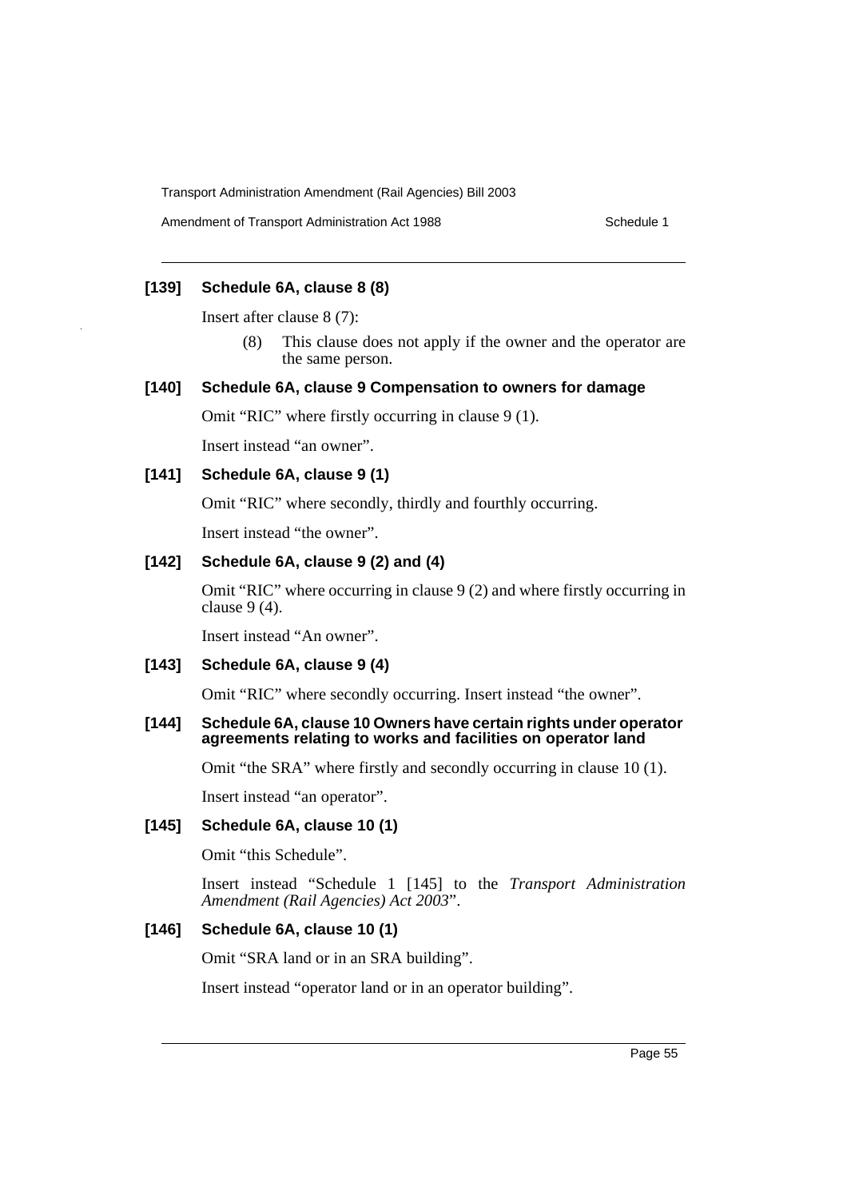### [139] Schedule 6A, clause 8 (8)

Insert after clause 8 (7):

> (8) This clause does not apply if the owner and the operator are the same person.

### [140] Schedule 6A, clause 9 Compensation to owners for damage

Omit "RIC" where firstly occurring in clause 9 (1).

Insert instead "an owner".

### [141] Schedule 6A, clause 9 (1)

Omit "RIC" where secondly, thirdly and fourthly occurring.

Insert instead "the owner".

### [142] Schedule 6A, clause 9 (2) and (4)

Omit "RIC" where occurring in clause 9 (2) and where firstly occurring in clause 9 (4).

Insert instead "An owner".

### [143] Schedule 6A, clause 9 (4)

Omit "RIC" where secondly occurring. Insert instead "the owner".

### [144] Schedule 6A, clause 10 Owners have certain rights under operator agreements relating to works and facilities on operator land

Omit "the SRA" where firstly and secondly occurring in clause 10 (1).

Insert instead "an operator".

### [145] Schedule 6A, clause 10 (1)

Omit "this Schedule".

Insert instead "Schedule 1 [145] to the *Transport Administration Amendment (Rail Agencies) Act 2003*".

### [146] Schedule 6A, clause 10 (1)

Omit "SRA land or in an SRA building".

Insert instead "operator land or in an operator building".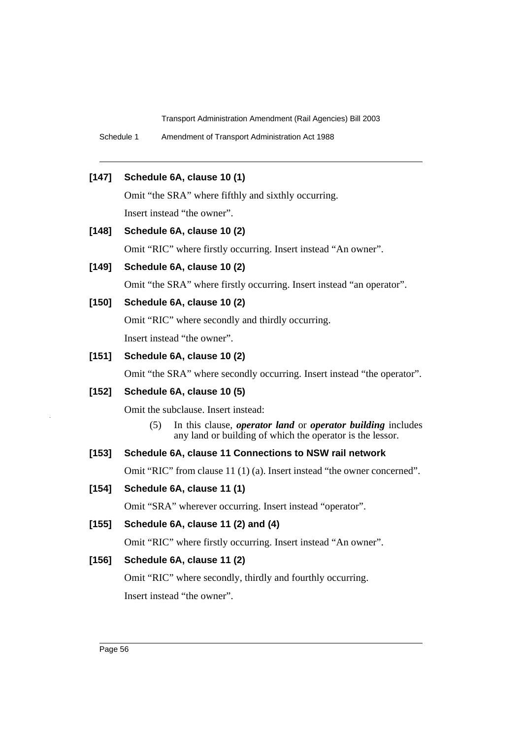**[147] Schedule 6A, clause 10 (1)**

Omit "the SRA" where fifthly and sixthly occurring.

Insert instead "the owner".

**[148] Schedule 6A, clause 10 (2)**

Omit "RIC" where firstly occurring. Insert instead "An owner".

**[149] Schedule 6A, clause 10 (2)**

Omit "the SRA" where firstly occurring. Insert instead "an operator".

**[150] Schedule 6A, clause 10 (2)**

Omit "RIC" where secondly and thirdly occurring.

Insert instead "the owner".

**[151] Schedule 6A, clause 10 (2)**

Omit "the SRA" where secondly occurring. Insert instead "the operator".

**[152] Schedule 6A, clause 10 (5)**

Omit the subclause. Insert instead:

> (5) In this clause, ***operator land*** or ***operator building*** includes any land or building of which the operator is the lessor.

**[153] Schedule 6A, clause 11 Connections to NSW rail network**

Omit "RIC" from clause 11 (1) (a). Insert instead "the owner concerned".

**[154] Schedule 6A, clause 11 (1)**

Omit "SRA" wherever occurring. Insert instead "operator".

**[155] Schedule 6A, clause 11 (2) and (4)**

Omit "RIC" where firstly occurring. Insert instead "An owner".

**[156] Schedule 6A, clause 11 (2)**

Omit "RIC" where secondly, thirdly and fourthly occurring.

Insert instead "the owner".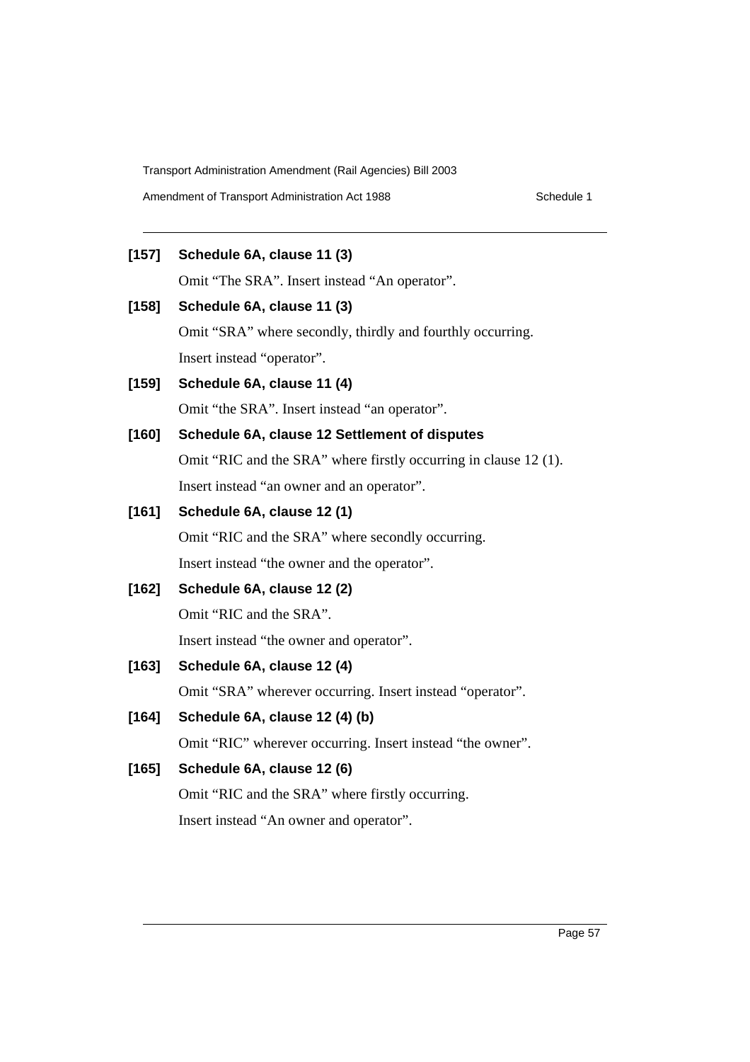**[157] Schedule 6A, clause 11 (3)**

Omit "The SRA". Insert instead "An operator".

**[158] Schedule 6A, clause 11 (3)**

Omit "SRA" where secondly, thirdly and fourthly occurring.

Insert instead "operator".

**[159] Schedule 6A, clause 11 (4)**

Omit "the SRA". Insert instead "an operator".

**[160] Schedule 6A, clause 12 Settlement of disputes**

Omit "RIC and the SRA" where firstly occurring in clause 12 (1).

Insert instead "an owner and an operator".

**[161] Schedule 6A, clause 12 (1)**

Omit "RIC and the SRA" where secondly occurring.

Insert instead "the owner and the operator".

**[162] Schedule 6A, clause 12 (2)**

Omit "RIC and the SRA".

Insert instead "the owner and operator".

**[163] Schedule 6A, clause 12 (4)**

Omit "SRA" wherever occurring. Insert instead "operator".

**[164] Schedule 6A, clause 12 (4) (b)**

Omit "RIC" wherever occurring. Insert instead "the owner".

**[165] Schedule 6A, clause 12 (6)**

Omit "RIC and the SRA" where firstly occurring.

Insert instead "An owner and operator".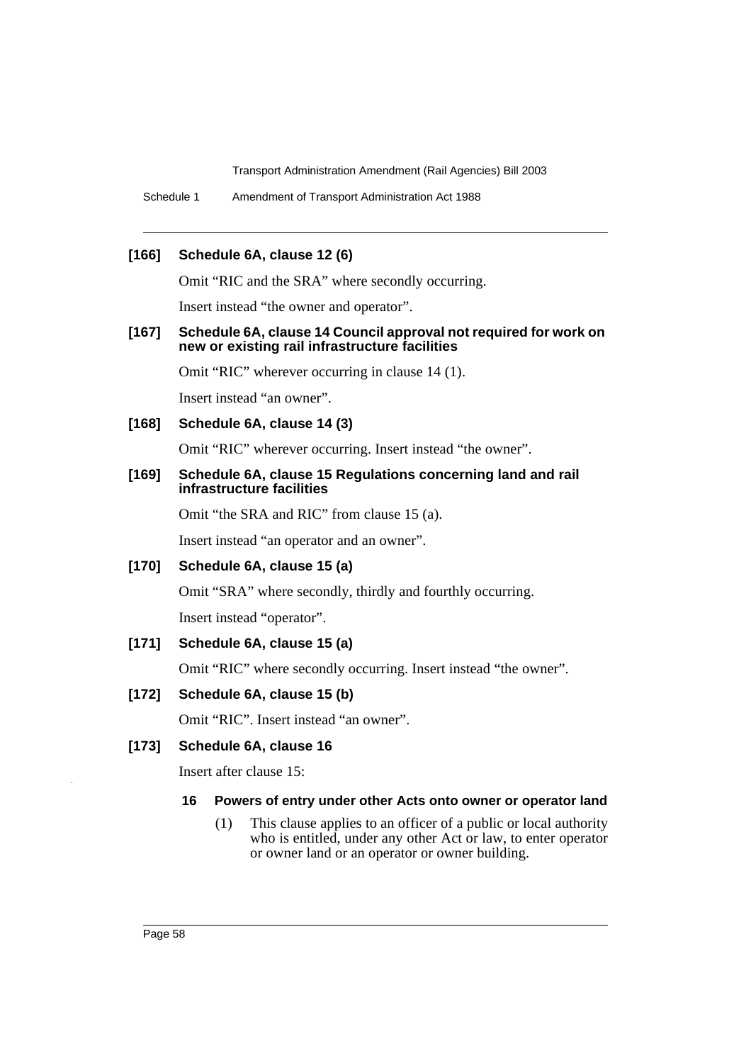**[166] Schedule 6A, clause 12 (6)**

Omit "RIC and the SRA" where secondly occurring.

Insert instead "the owner and operator".

**[167] Schedule 6A, clause 14 Council approval not required for work on new or existing rail infrastructure facilities**

Omit "RIC" wherever occurring in clause 14 (1).

Insert instead "an owner".

**[168] Schedule 6A, clause 14 (3)**

Omit "RIC" wherever occurring. Insert instead "the owner".

**[169] Schedule 6A, clause 15 Regulations concerning land and rail infrastructure facilities**

Omit "the SRA and RIC" from clause 15 (a).

Insert instead "an operator and an owner".

**[170] Schedule 6A, clause 15 (a)**

Omit "SRA" where secondly, thirdly and fourthly occurring.

Insert instead "operator".

**[171] Schedule 6A, clause 15 (a)**

Omit "RIC" where secondly occurring. Insert instead "the owner".

**[172] Schedule 6A, clause 15 (b)**

Omit "RIC". Insert instead "an owner".

**[173] Schedule 6A, clause 16**

Insert after clause 15:

**16 Powers of entry under other Acts onto owner or operator land**

(1) This clause applies to an officer of a public or local authority who is entitled, under any other Act or law, to enter operator or owner land or an operator or owner building.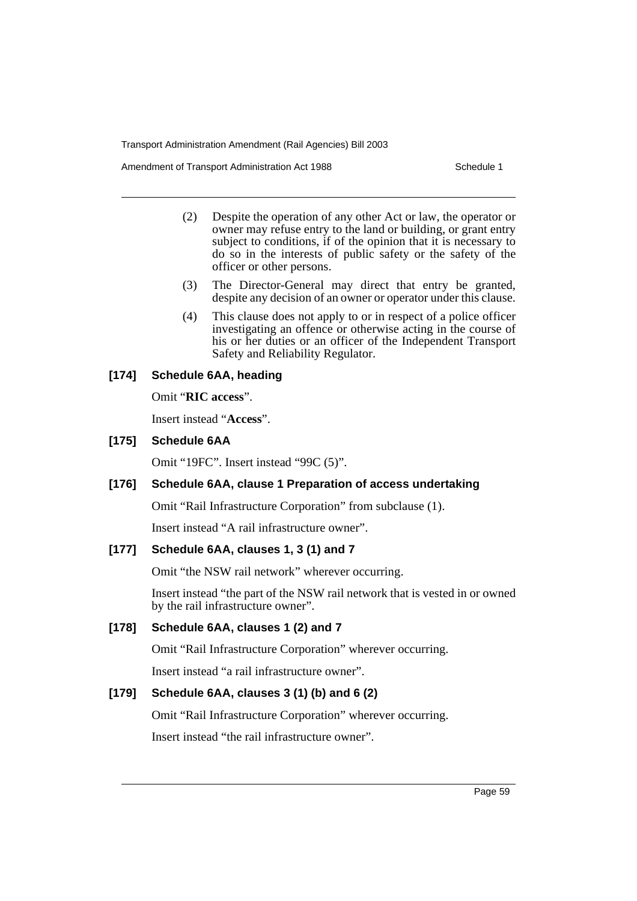(2) Despite the operation of any other Act or law, the operator or owner may refuse entry to the land or building, or grant entry subject to conditions, if of the opinion that it is necessary to do so in the interests of public safety or the safety of the officer or other persons.

(3) The Director-General may direct that entry be granted, despite any decision of an owner or operator under this clause.

(4) This clause does not apply to or in respect of a police officer investigating an offence or otherwise acting in the course of his or her duties or an officer of the Independent Transport Safety and Reliability Regulator.

### [174] Schedule 6AA, heading

Omit "**RIC access**".

Insert instead "**Access**".

### [175] Schedule 6AA

Omit "19FC". Insert instead "99C (5)".

### [176] Schedule 6AA, clause 1 Preparation of access undertaking

Omit "Rail Infrastructure Corporation" from subclause (1).

Insert instead "A rail infrastructure owner".

### [177] Schedule 6AA, clauses 1, 3 (1) and 7

Omit "the NSW rail network" wherever occurring.

Insert instead "the part of the NSW rail network that is vested in or owned by the rail infrastructure owner".

### [178] Schedule 6AA, clauses 1 (2) and 7

Omit "Rail Infrastructure Corporation" wherever occurring.

Insert instead "a rail infrastructure owner".

### [179] Schedule 6AA, clauses 3 (1) (b) and 6 (2)

Omit "Rail Infrastructure Corporation" wherever occurring.

Insert instead "the rail infrastructure owner".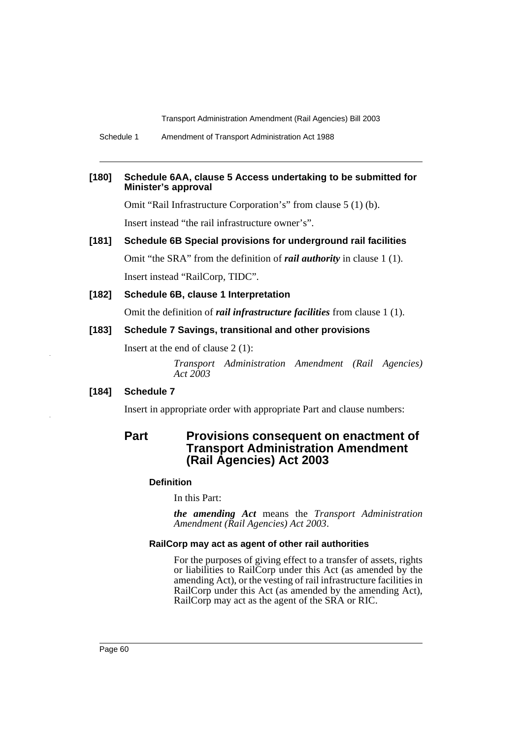**[180] Schedule 6AA, clause 5 Access undertaking to be submitted for Minister's approval**

Omit "Rail Infrastructure Corporation's" from clause 5 (1) (b).

Insert instead "the rail infrastructure owner's".

**[181] Schedule 6B Special provisions for underground rail facilities**

Omit "the SRA" from the definition of ***rail authority*** in clause 1 (1).

Insert instead "RailCorp, TIDC".

**[182] Schedule 6B, clause 1 Interpretation**

Omit the definition of ***rail infrastructure facilities*** from clause 1 (1).

**[183] Schedule 7 Savings, transitional and other provisions**

Insert at the end of clause 2 (1):

> *Transport Administration Amendment (Rail Agencies) Act 2003*

**[184] Schedule 7**

Insert in appropriate order with appropriate Part and clause numbers:

## Part Provisions consequent on enactment of Transport Administration Amendment (Rail Agencies) Act 2003

#### Definition

In this Part:

***the amending Act*** means the *Transport Administration Amendment (Rail Agencies) Act 2003*.

#### RailCorp may act as agent of other rail authorities

For the purposes of giving effect to a transfer of assets, rights or liabilities to RailCorp under this Act (as amended by the amending Act), or the vesting of rail infrastructure facilities in RailCorp under this Act (as amended by the amending Act), RailCorp may act as the agent of the SRA or RIC.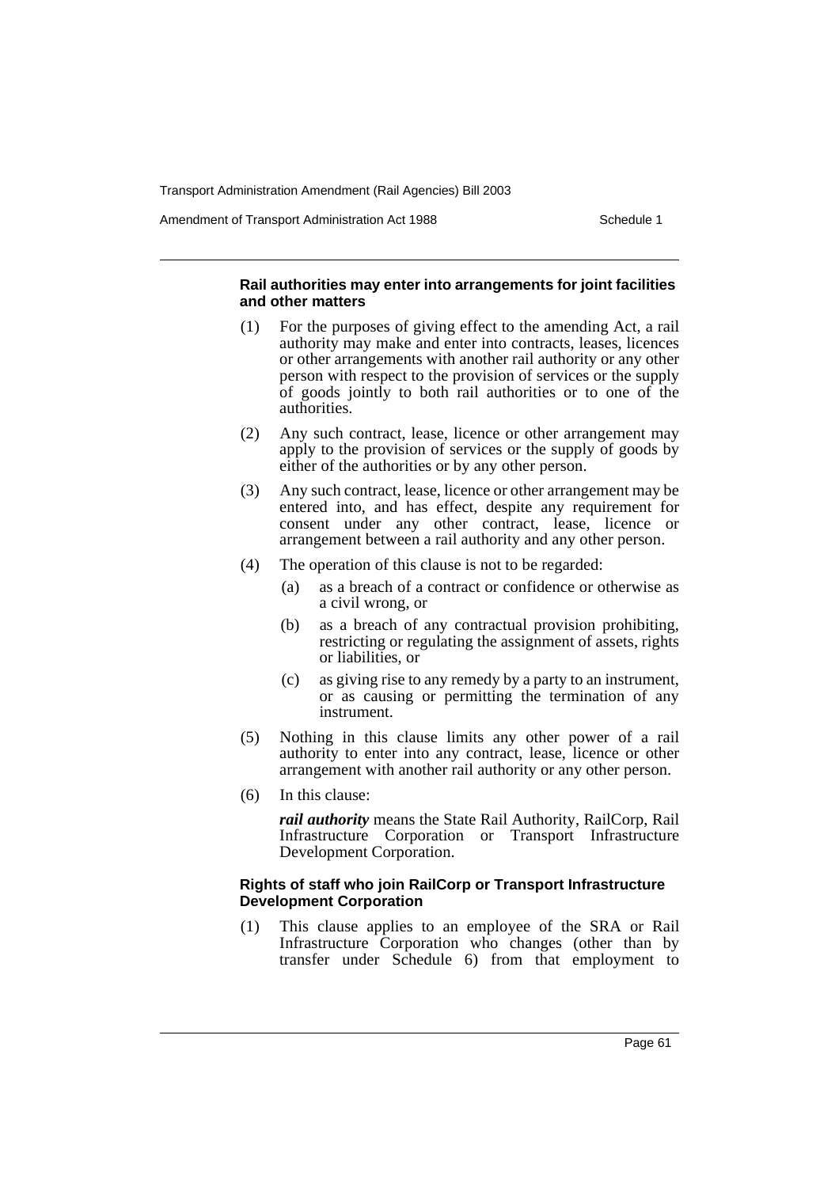#### Rail authorities may enter into arrangements for joint facilities and other matters

(1) For the purposes of giving effect to the amending Act, a rail authority may make and enter into contracts, leases, licences or other arrangements with another rail authority or any other person with respect to the provision of services or the supply of goods jointly to both rail authorities or to one of the authorities.

(2) Any such contract, lease, licence or other arrangement may apply to the provision of services or the supply of goods by either of the authorities or by any other person.

(3) Any such contract, lease, licence or other arrangement may be entered into, and has effect, despite any requirement for consent under any other contract, lease, licence or arrangement between a rail authority and any other person.

(4) The operation of this clause is not to be regarded:

- (a) as a breach of a contract or confidence or otherwise as a civil wrong, or
- (b) as a breach of any contractual provision prohibiting, restricting or regulating the assignment of assets, rights or liabilities, or
- (c) as giving rise to any remedy by a party to an instrument, or as causing or permitting the termination of any instrument.

(5) Nothing in this clause limits any other power of a rail authority to enter into any contract, lease, licence or other arrangement with another rail authority or any other person.

(6) In this clause:

***rail authority*** means the State Rail Authority, RailCorp, Rail Infrastructure Corporation or Transport Infrastructure Development Corporation.

#### Rights of staff who join RailCorp or Transport Infrastructure Development Corporation

(1) This clause applies to an employee of the SRA or Rail Infrastructure Corporation who changes (other than by transfer under Schedule 6) from that employment to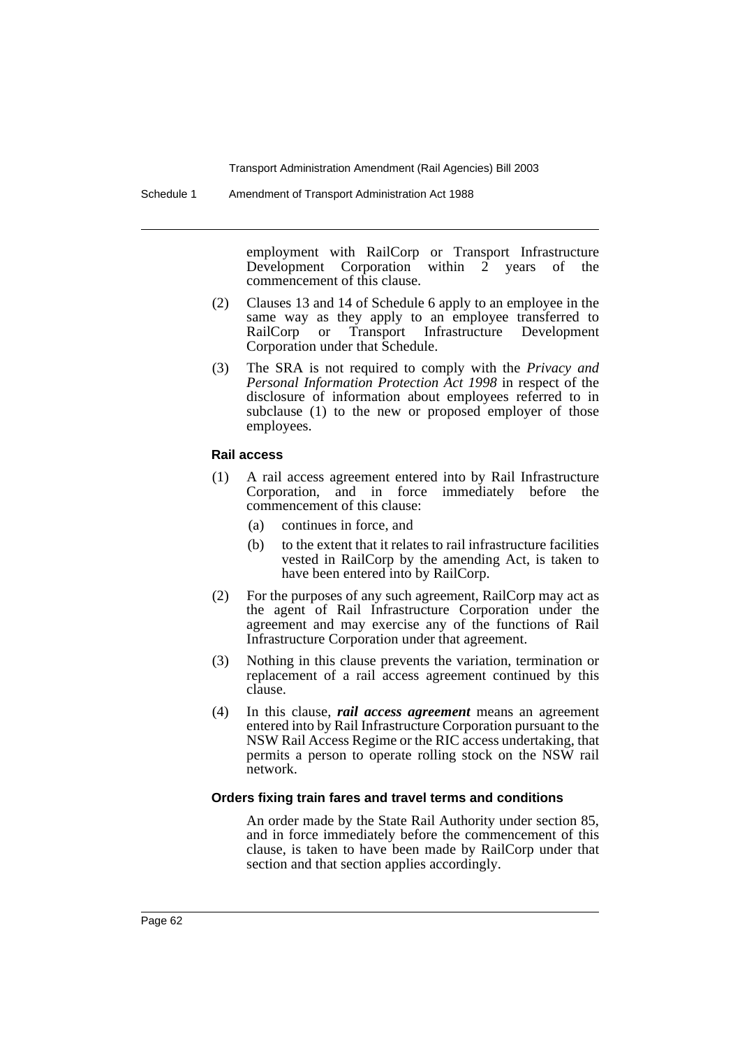employment with RailCorp or Transport Infrastructure Development Corporation within 2 years of the commencement of this clause.

(2) Clauses 13 and 14 of Schedule 6 apply to an employee in the same way as they apply to an employee transferred to RailCorp or Transport Infrastructure Development Corporation under that Schedule.

(3) The SRA is not required to comply with the *Privacy and Personal Information Protection Act 1998* in respect of the disclosure of information about employees referred to in subclause (1) to the new or proposed employer of those employees.

#### Rail access

(1) A rail access agreement entered into by Rail Infrastructure Corporation, and in force immediately before the commencement of this clause:

- (a) continues in force, and
- (b) to the extent that it relates to rail infrastructure facilities vested in RailCorp by the amending Act, is taken to have been entered into by RailCorp.

(2) For the purposes of any such agreement, RailCorp may act as the agent of Rail Infrastructure Corporation under the agreement and may exercise any of the functions of Rail Infrastructure Corporation under that agreement.

(3) Nothing in this clause prevents the variation, termination or replacement of a rail access agreement continued by this clause.

(4) In this clause, ***rail access agreement*** means an agreement entered into by Rail Infrastructure Corporation pursuant to the NSW Rail Access Regime or the RIC access undertaking, that permits a person to operate rolling stock on the NSW rail network.

#### Orders fixing train fares and travel terms and conditions

An order made by the State Rail Authority under section 85, and in force immediately before the commencement of this clause, is taken to have been made by RailCorp under that section and that section applies accordingly.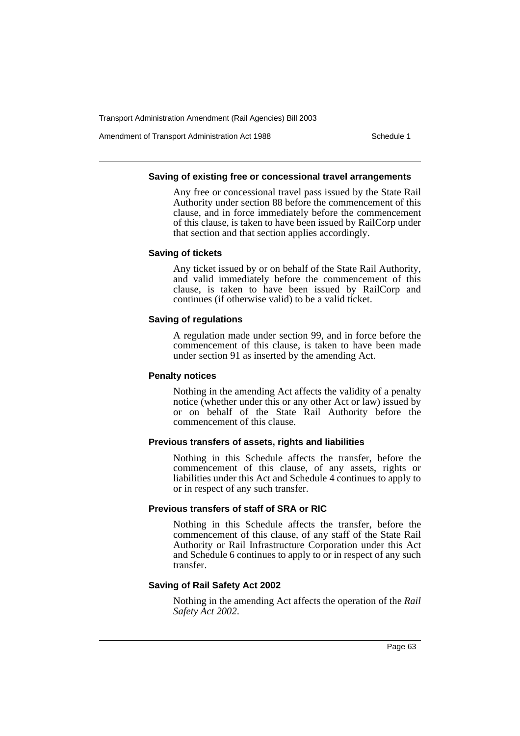#### Saving of existing free or concessional travel arrangements

Any free or concessional travel pass issued by the State Rail Authority under section 88 before the commencement of this clause, and in force immediately before the commencement of this clause, is taken to have been issued by RailCorp under that section and that section applies accordingly.

#### Saving of tickets

Any ticket issued by or on behalf of the State Rail Authority, and valid immediately before the commencement of this clause, is taken to have been issued by RailCorp and continues (if otherwise valid) to be a valid ticket.

#### Saving of regulations

A regulation made under section 99, and in force before the commencement of this clause, is taken to have been made under section 91 as inserted by the amending Act.

#### Penalty notices

Nothing in the amending Act affects the validity of a penalty notice (whether under this or any other Act or law) issued by or on behalf of the State Rail Authority before the commencement of this clause.

#### Previous transfers of assets, rights and liabilities

Nothing in this Schedule affects the transfer, before the commencement of this clause, of any assets, rights or liabilities under this Act and Schedule 4 continues to apply to or in respect of any such transfer.

#### Previous transfers of staff of SRA or RIC

Nothing in this Schedule affects the transfer, before the commencement of this clause, of any staff of the State Rail Authority or Rail Infrastructure Corporation under this Act and Schedule 6 continues to apply to or in respect of any such transfer.

#### Saving of Rail Safety Act 2002

Nothing in the amending Act affects the operation of the *Rail Safety Act 2002*.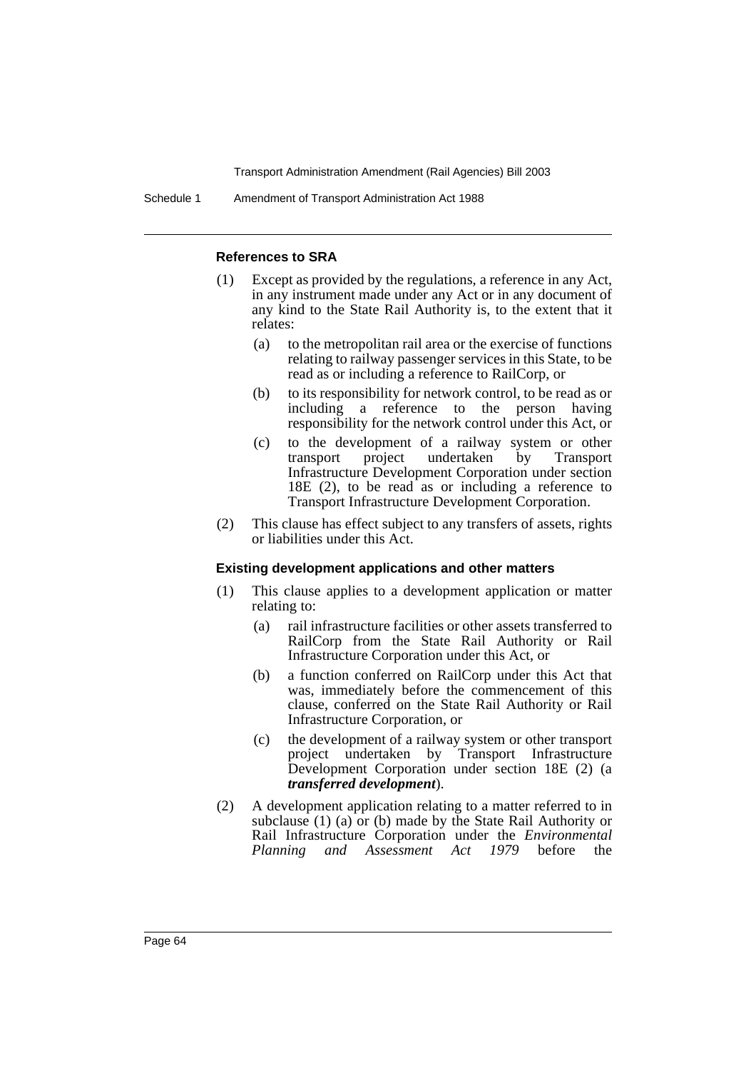#### References to SRA

(1) Except as provided by the regulations, a reference in any Act, in any instrument made under any Act or in any document of any kind to the State Rail Authority is, to the extent that it relates:

(a) to the metropolitan rail area or the exercise of functions relating to railway passenger services in this State, to be read as or including a reference to RailCorp, or

(b) to its responsibility for network control, to be read as or including a reference to the person having responsibility for the network control under this Act, or

(c) to the development of a railway system or other transport project undertaken by Transport Infrastructure Development Corporation under section 18E (2), to be read as or including a reference to Transport Infrastructure Development Corporation.

(2) This clause has effect subject to any transfers of assets, rights or liabilities under this Act.

#### Existing development applications and other matters

(1) This clause applies to a development application or matter relating to:

(a) rail infrastructure facilities or other assets transferred to RailCorp from the State Rail Authority or Rail Infrastructure Corporation under this Act, or

(b) a function conferred on RailCorp under this Act that was, immediately before the commencement of this clause, conferred on the State Rail Authority or Rail Infrastructure Corporation, or

(c) the development of a railway system or other transport project undertaken by Transport Infrastructure Development Corporation under section 18E (2) (a ***transferred development***).

(2) A development application relating to a matter referred to in subclause (1) (a) or (b) made by the State Rail Authority or Rail Infrastructure Corporation under the *Environmental Planning and Assessment Act 1979* before the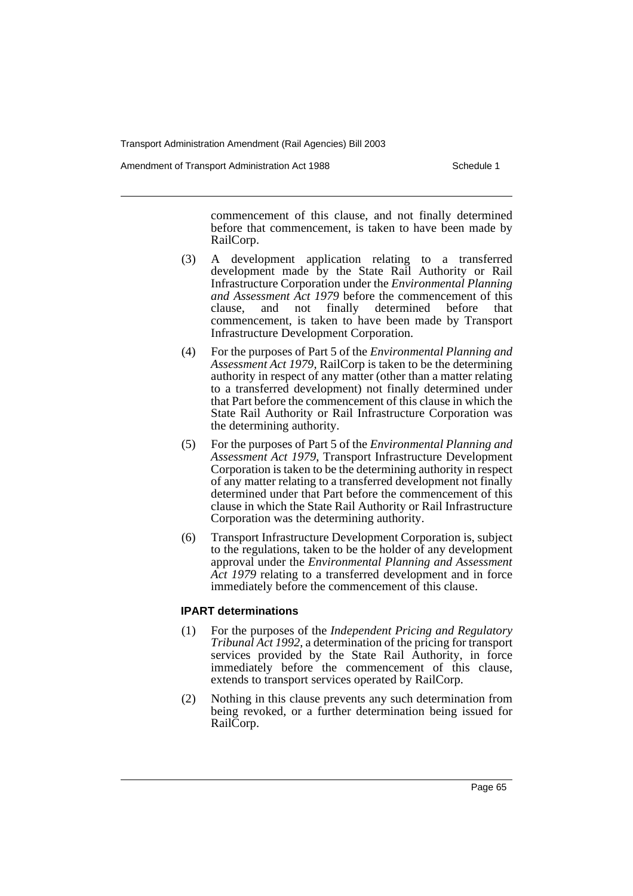commencement of this clause, and not finally determined before that commencement, is taken to have been made by RailCorp.

(3) A development application relating to a transferred development made by the State Rail Authority or Rail Infrastructure Corporation under the *Environmental Planning and Assessment Act 1979* before the commencement of this clause, and not finally determined before that commencement, is taken to have been made by Transport Infrastructure Development Corporation.

(4) For the purposes of Part 5 of the *Environmental Planning and Assessment Act 1979*, RailCorp is taken to be the determining authority in respect of any matter (other than a matter relating to a transferred development) not finally determined under that Part before the commencement of this clause in which the State Rail Authority or Rail Infrastructure Corporation was the determining authority.

(5) For the purposes of Part 5 of the *Environmental Planning and Assessment Act 1979*, Transport Infrastructure Development Corporation is taken to be the determining authority in respect of any matter relating to a transferred development not finally determined under that Part before the commencement of this clause in which the State Rail Authority or Rail Infrastructure Corporation was the determining authority.

(6) Transport Infrastructure Development Corporation is, subject to the regulations, taken to be the holder of any development approval under the *Environmental Planning and Assessment Act 1979* relating to a transferred development and in force immediately before the commencement of this clause.

**IPART determinations**

(1) For the purposes of the *Independent Pricing and Regulatory Tribunal Act 1992*, a determination of the pricing for transport services provided by the State Rail Authority, in force immediately before the commencement of this clause, extends to transport services operated by RailCorp.

(2) Nothing in this clause prevents any such determination from being revoked, or a further determination being issued for RailCorp.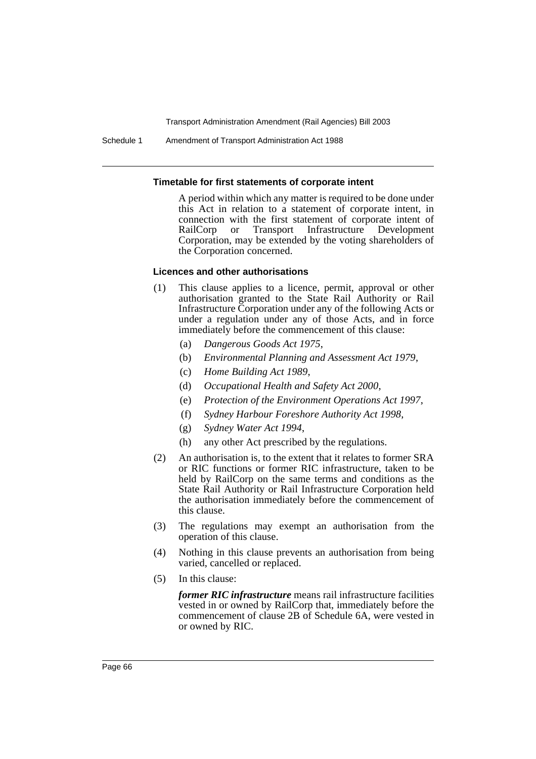#### Timetable for first statements of corporate intent

A period within which any matter is required to be done under this Act in relation to a statement of corporate intent, in connection with the first statement of corporate intent of RailCorp or Transport Infrastructure Development Corporation, may be extended by the voting shareholders of the Corporation concerned.

#### Licences and other authorisations

(1) This clause applies to a licence, permit, approval or other authorisation granted to the State Rail Authority or Rail Infrastructure Corporation under any of the following Acts or under a regulation under any of those Acts, and in force immediately before the commencement of this clause:

(a) *Dangerous Goods Act 1975*,

(b) *Environmental Planning and Assessment Act 1979*,

(c) *Home Building Act 1989*,

(d) *Occupational Health and Safety Act 2000*,

(e) *Protection of the Environment Operations Act 1997*,

(f) *Sydney Harbour Foreshore Authority Act 1998*,

(g) *Sydney Water Act 1994*,

(h) any other Act prescribed by the regulations.

(2) An authorisation is, to the extent that it relates to former SRA or RIC functions or former RIC infrastructure, taken to be held by RailCorp on the same terms and conditions as the State Rail Authority or Rail Infrastructure Corporation held the authorisation immediately before the commencement of this clause.

(3) The regulations may exempt an authorisation from the operation of this clause.

(4) Nothing in this clause prevents an authorisation from being varied, cancelled or replaced.

(5) In this clause:

***former RIC infrastructure*** means rail infrastructure facilities vested in or owned by RailCorp that, immediately before the commencement of clause 2B of Schedule 6A, were vested in or owned by RIC.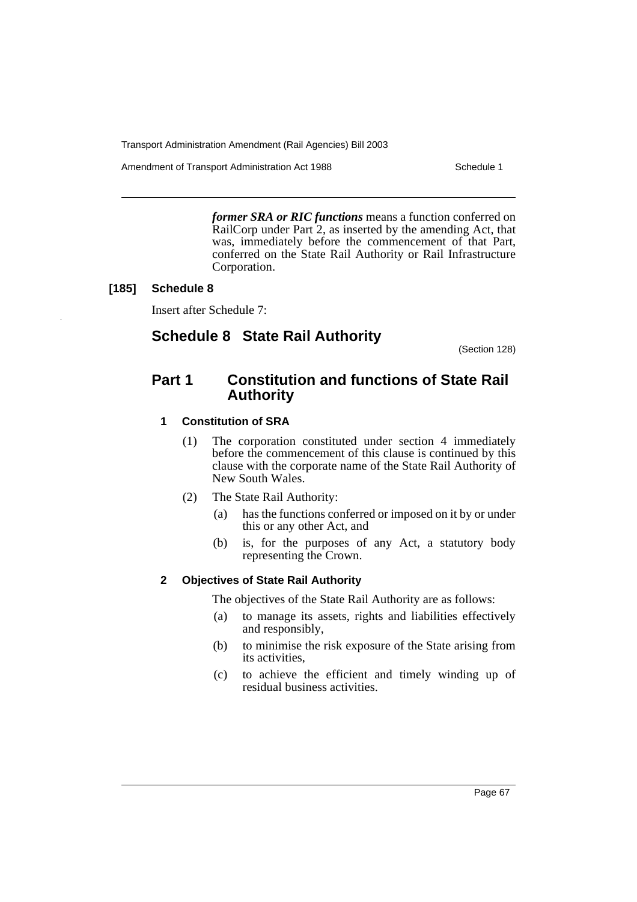***former SRA or RIC functions*** means a function conferred on RailCorp under Part 2, as inserted by the amending Act, that was, immediately before the commencement of that Part, conferred on the State Rail Authority or Rail Infrastructure Corporation.

**[185] Schedule 8**

Insert after Schedule 7:

## Schedule 8 State Rail Authority

(Section 128)

### Part 1 Constitution and functions of State Rail Authority

#### 1 Constitution of SRA

(1) The corporation constituted under section 4 immediately before the commencement of this clause is continued by this clause with the corporate name of the State Rail Authority of New South Wales.

(2) The State Rail Authority:

(a) has the functions conferred or imposed on it by or under this or any other Act, and

(b) is, for the purposes of any Act, a statutory body representing the Crown.

#### 2 Objectives of State Rail Authority

The objectives of the State Rail Authority are as follows:

(a) to manage its assets, rights and liabilities effectively and responsibly,

(b) to minimise the risk exposure of the State arising from its activities,

(c) to achieve the efficient and timely winding up of residual business activities.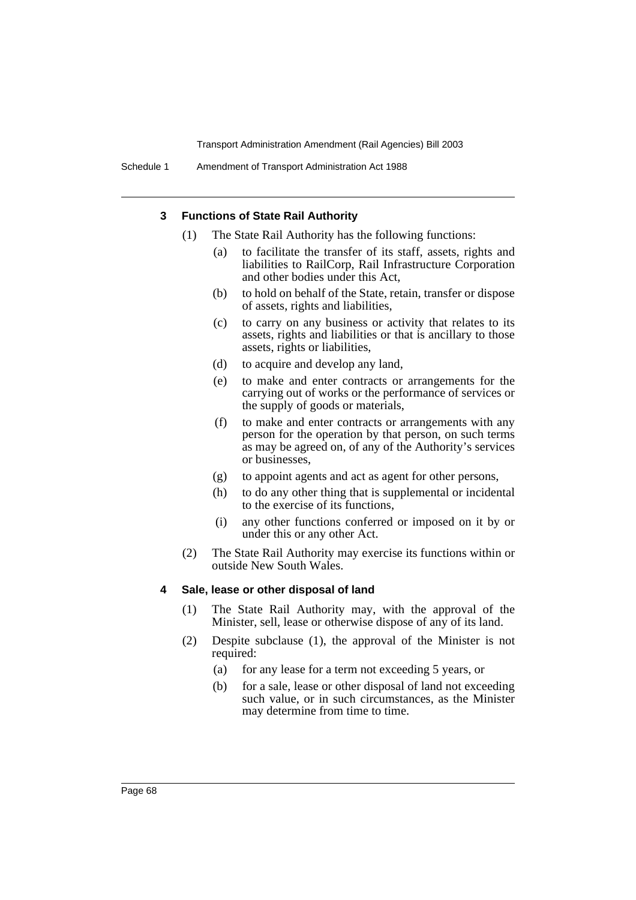### 3 Functions of State Rail Authority

(1) The State Rail Authority has the following functions:

- (a) to facilitate the transfer of its staff, assets, rights and liabilities to RailCorp, Rail Infrastructure Corporation and other bodies under this Act,
- (b) to hold on behalf of the State, retain, transfer or dispose of assets, rights and liabilities,
- (c) to carry on any business or activity that relates to its assets, rights and liabilities or that is ancillary to those assets, rights or liabilities,
- (d) to acquire and develop any land,
- (e) to make and enter contracts or arrangements for the carrying out of works or the performance of services or the supply of goods or materials,
- (f) to make and enter contracts or arrangements with any person for the operation by that person, on such terms as may be agreed on, of any of the Authority's services or businesses,
- (g) to appoint agents and act as agent for other persons,
- (h) to do any other thing that is supplemental or incidental to the exercise of its functions,
- (i) any other functions conferred or imposed on it by or under this or any other Act.

(2) The State Rail Authority may exercise its functions within or outside New South Wales.

### 4 Sale, lease or other disposal of land

(1) The State Rail Authority may, with the approval of the Minister, sell, lease or otherwise dispose of any of its land.

(2) Despite subclause (1), the approval of the Minister is not required:

- (a) for any lease for a term not exceeding 5 years, or
- (b) for a sale, lease or other disposal of land not exceeding such value, or in such circumstances, as the Minister may determine from time to time.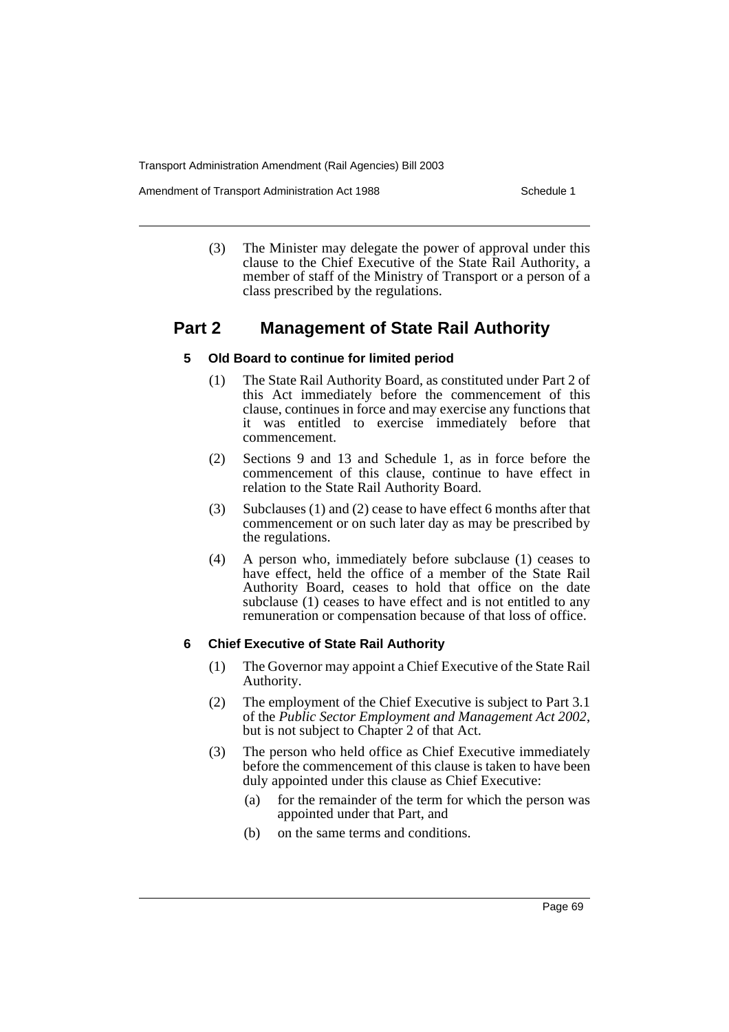(3) The Minister may delegate the power of approval under this clause to the Chief Executive of the State Rail Authority, a member of staff of the Ministry of Transport or a person of a class prescribed by the regulations.

## Part 2 Management of State Rail Authority

### 5 Old Board to continue for limited period

(1) The State Rail Authority Board, as constituted under Part 2 of this Act immediately before the commencement of this clause, continues in force and may exercise any functions that it was entitled to exercise immediately before that commencement.

(2) Sections 9 and 13 and Schedule 1, as in force before the commencement of this clause, continue to have effect in relation to the State Rail Authority Board.

(3) Subclauses (1) and (2) cease to have effect 6 months after that commencement or on such later day as may be prescribed by the regulations.

(4) A person who, immediately before subclause (1) ceases to have effect, held the office of a member of the State Rail Authority Board, ceases to hold that office on the date subclause (1) ceases to have effect and is not entitled to any remuneration or compensation because of that loss of office.

### 6 Chief Executive of State Rail Authority

(1) The Governor may appoint a Chief Executive of the State Rail Authority.

(2) The employment of the Chief Executive is subject to Part 3.1 of the *Public Sector Employment and Management Act 2002*, but is not subject to Chapter 2 of that Act.

(3) The person who held office as Chief Executive immediately before the commencement of this clause is taken to have been duly appointed under this clause as Chief Executive:

(a) for the remainder of the term for which the person was appointed under that Part, and

(b) on the same terms and conditions.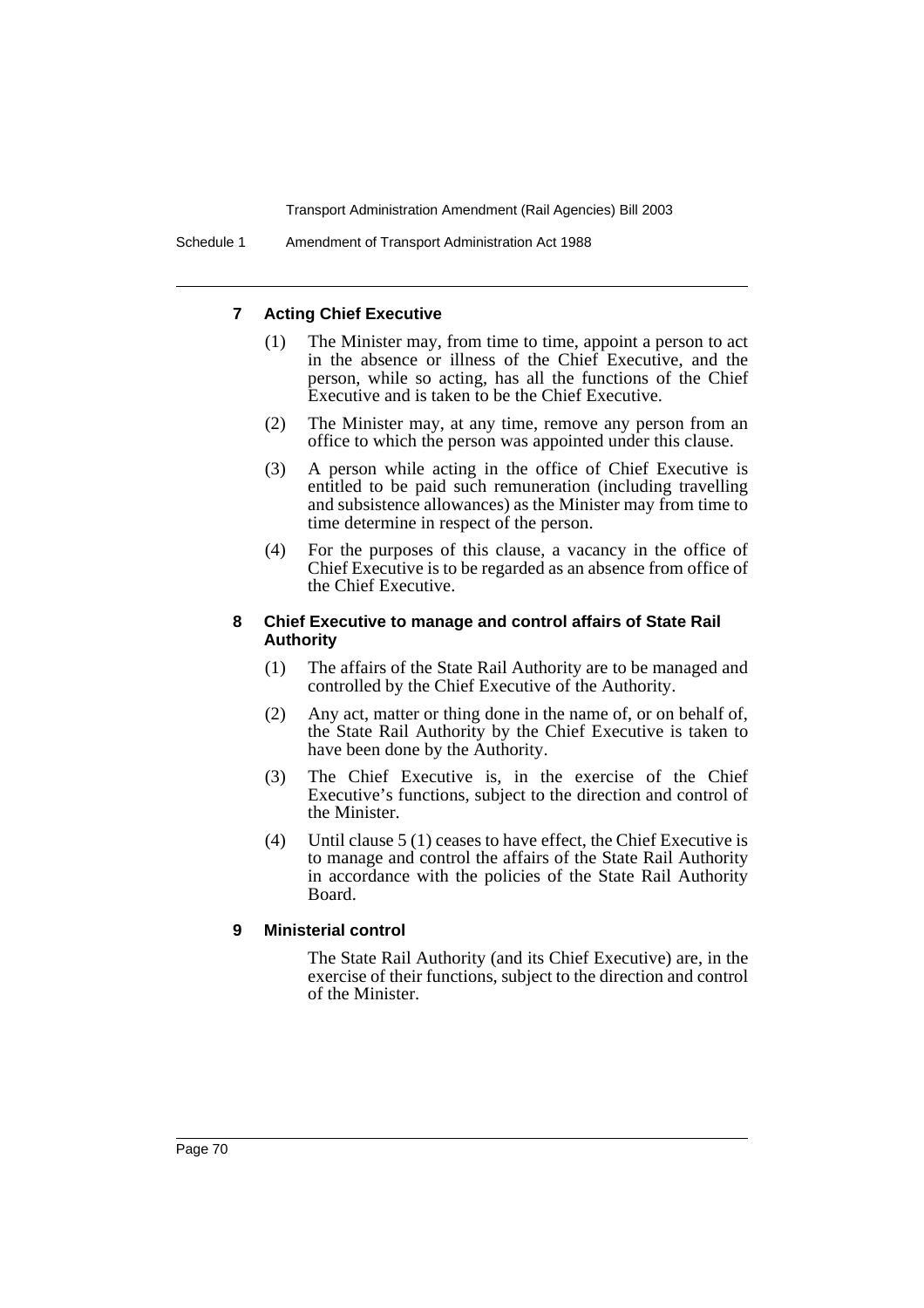### 7 Acting Chief Executive

(1) The Minister may, from time to time, appoint a person to act in the absence or illness of the Chief Executive, and the person, while so acting, has all the functions of the Chief Executive and is taken to be the Chief Executive.

(2) The Minister may, at any time, remove any person from an office to which the person was appointed under this clause.

(3) A person while acting in the office of Chief Executive is entitled to be paid such remuneration (including travelling and subsistence allowances) as the Minister may from time to time determine in respect of the person.

(4) For the purposes of this clause, a vacancy in the office of Chief Executive is to be regarded as an absence from office of the Chief Executive.

### 8 Chief Executive to manage and control affairs of State Rail Authority

(1) The affairs of the State Rail Authority are to be managed and controlled by the Chief Executive of the Authority.

(2) Any act, matter or thing done in the name of, or on behalf of, the State Rail Authority by the Chief Executive is taken to have been done by the Authority.

(3) The Chief Executive is, in the exercise of the Chief Executive's functions, subject to the direction and control of the Minister.

(4) Until clause 5 (1) ceases to have effect, the Chief Executive is to manage and control the affairs of the State Rail Authority in accordance with the policies of the State Rail Authority Board.

### 9 Ministerial control

The State Rail Authority (and its Chief Executive) are, in the exercise of their functions, subject to the direction and control of the Minister.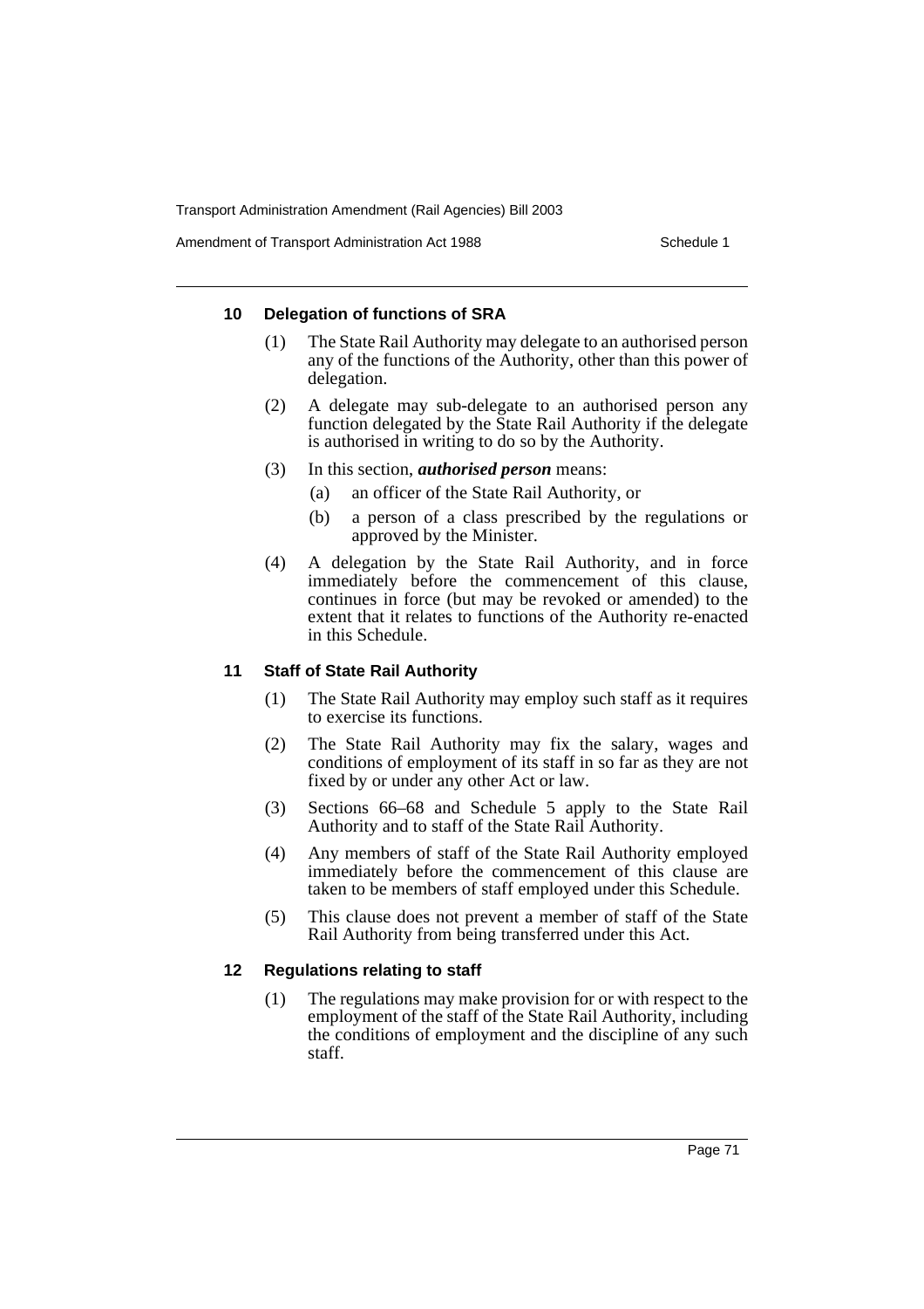### 10 Delegation of functions of SRA

(1) The State Rail Authority may delegate to an authorised person any of the functions of the Authority, other than this power of delegation.

(2) A delegate may sub-delegate to an authorised person any function delegated by the State Rail Authority if the delegate is authorised in writing to do so by the Authority.

(3) In this section, ***authorised person*** means:

- (a) an officer of the State Rail Authority, or
- (b) a person of a class prescribed by the regulations or approved by the Minister.

(4) A delegation by the State Rail Authority, and in force immediately before the commencement of this clause, continues in force (but may be revoked or amended) to the extent that it relates to functions of the Authority re-enacted in this Schedule.

### 11 Staff of State Rail Authority

(1) The State Rail Authority may employ such staff as it requires to exercise its functions.

(2) The State Rail Authority may fix the salary, wages and conditions of employment of its staff in so far as they are not fixed by or under any other Act or law.

(3) Sections 66–68 and Schedule 5 apply to the State Rail Authority and to staff of the State Rail Authority.

(4) Any members of staff of the State Rail Authority employed immediately before the commencement of this clause are taken to be members of staff employed under this Schedule.

(5) This clause does not prevent a member of staff of the State Rail Authority from being transferred under this Act.

### 12 Regulations relating to staff

(1) The regulations may make provision for or with respect to the employment of the staff of the State Rail Authority, including the conditions of employment and the discipline of any such staff.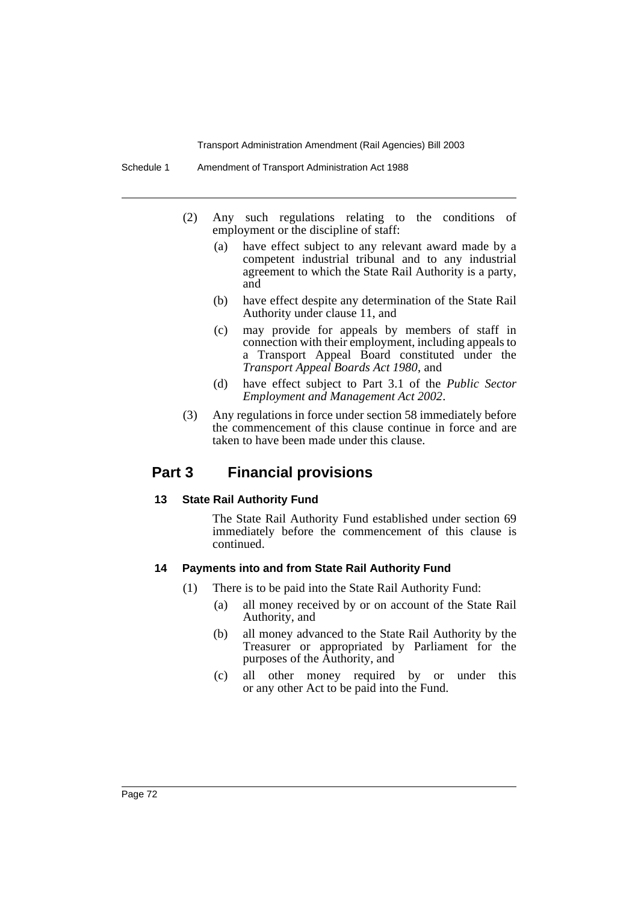(2) Any such regulations relating to the conditions of employment or the discipline of staff:

- (a) have effect subject to any relevant award made by a competent industrial tribunal and to any industrial agreement to which the State Rail Authority is a party, and
- (b) have effect despite any determination of the State Rail Authority under clause 11, and
- (c) may provide for appeals by members of staff in connection with their employment, including appeals to a Transport Appeal Board constituted under the *Transport Appeal Boards Act 1980*, and
- (d) have effect subject to Part 3.1 of the *Public Sector Employment and Management Act 2002*.

(3) Any regulations in force under section 58 immediately before the commencement of this clause continue in force and are taken to have been made under this clause.

## Part 3 Financial provisions

### 13 State Rail Authority Fund

The State Rail Authority Fund established under section 69 immediately before the commencement of this clause is continued.

### 14 Payments into and from State Rail Authority Fund

(1) There is to be paid into the State Rail Authority Fund:

- (a) all money received by or on account of the State Rail Authority, and
- (b) all money advanced to the State Rail Authority by the Treasurer or appropriated by Parliament for the purposes of the Authority, and
- (c) all other money required by or under this or any other Act to be paid into the Fund.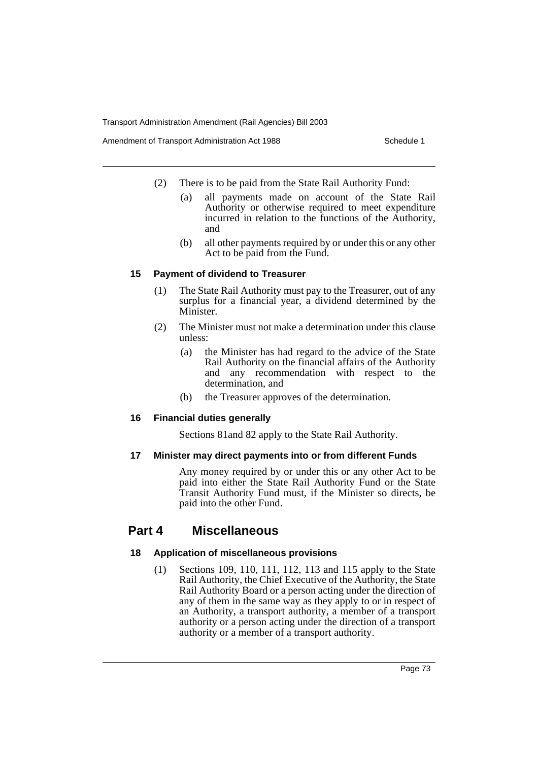(2) There is to be paid from the State Rail Authority Fund:

(a) all payments made on account of the State Rail Authority or otherwise required to meet expenditure incurred in relation to the functions of the Authority, and

(b) all other payments required by or under this or any other Act to be paid from the Fund.

#### 15 Payment of dividend to Treasurer

(1) The State Rail Authority must pay to the Treasurer, out of any surplus for a financial year, a dividend determined by the Minister.

(2) The Minister must not make a determination under this clause unless:

(a) the Minister has had regard to the advice of the State Rail Authority on the financial affairs of the Authority and any recommendation with respect to the determination, and

(b) the Treasurer approves of the determination.

#### 16 Financial duties generally

Sections 81and 82 apply to the State Rail Authority.

#### 17 Minister may direct payments into or from different Funds

Any money required by or under this or any other Act to be paid into either the State Rail Authority Fund or the State Transit Authority Fund must, if the Minister so directs, be paid into the other Fund.

## Part 4 Miscellaneous

#### 18 Application of miscellaneous provisions

(1) Sections 109, 110, 111, 112, 113 and 115 apply to the State Rail Authority, the Chief Executive of the Authority, the State Rail Authority Board or a person acting under the direction of any of them in the same way as they apply to or in respect of an Authority, a transport authority, a member of a transport authority or a person acting under the direction of a transport authority or a member of a transport authority.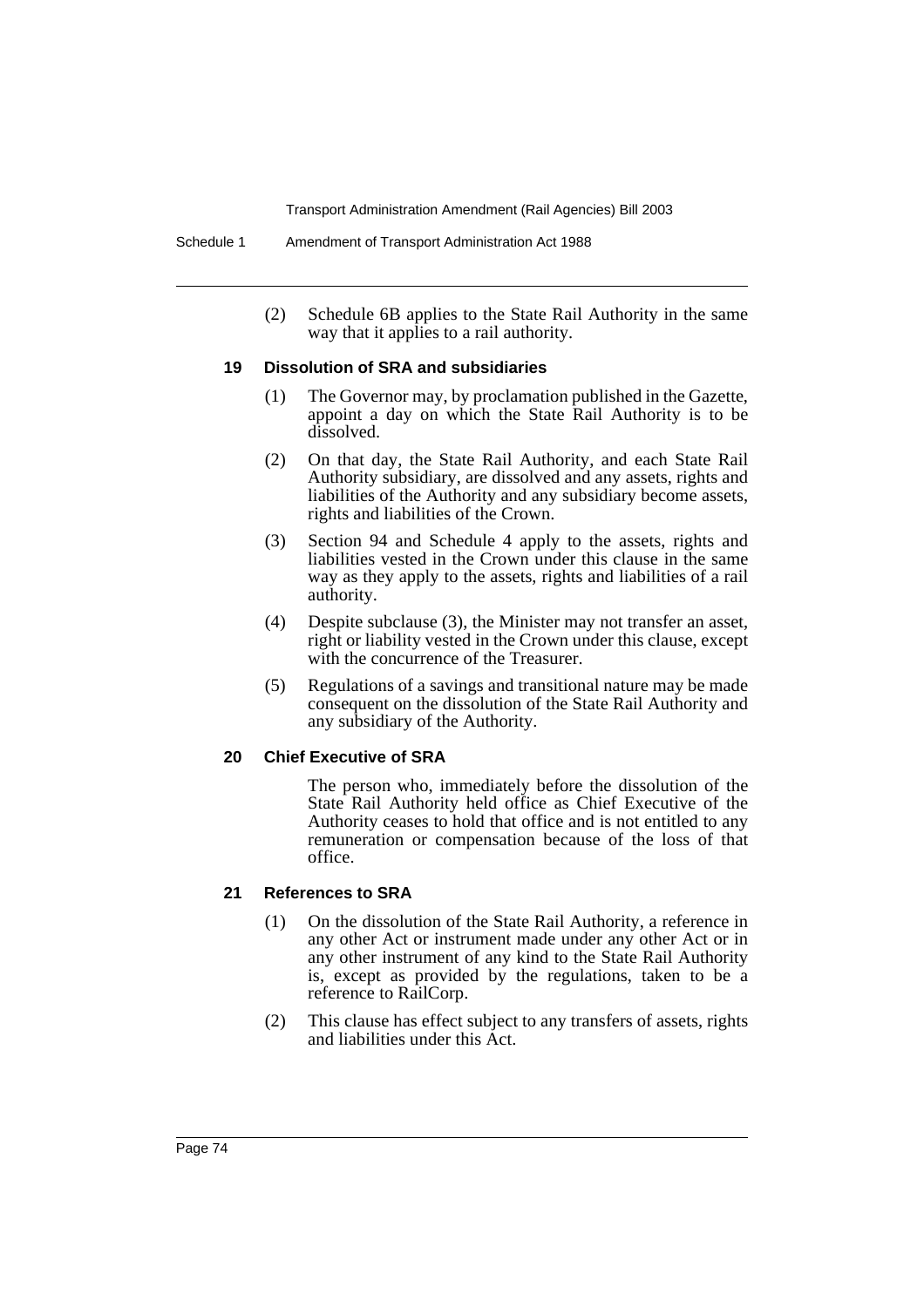(2) Schedule 6B applies to the State Rail Authority in the same way that it applies to a rail authority.

### 19 Dissolution of SRA and subsidiaries

(1) The Governor may, by proclamation published in the Gazette, appoint a day on which the State Rail Authority is to be dissolved.

(2) On that day, the State Rail Authority, and each State Rail Authority subsidiary, are dissolved and any assets, rights and liabilities of the Authority and any subsidiary become assets, rights and liabilities of the Crown.

(3) Section 94 and Schedule 4 apply to the assets, rights and liabilities vested in the Crown under this clause in the same way as they apply to the assets, rights and liabilities of a rail authority.

(4) Despite subclause (3), the Minister may not transfer an asset, right or liability vested in the Crown under this clause, except with the concurrence of the Treasurer.

(5) Regulations of a savings and transitional nature may be made consequent on the dissolution of the State Rail Authority and any subsidiary of the Authority.

### 20 Chief Executive of SRA

The person who, immediately before the dissolution of the State Rail Authority held office as Chief Executive of the Authority ceases to hold that office and is not entitled to any remuneration or compensation because of the loss of that office.

### 21 References to SRA

(1) On the dissolution of the State Rail Authority, a reference in any other Act or instrument made under any other Act or in any other instrument of any kind to the State Rail Authority is, except as provided by the regulations, taken to be a reference to RailCorp.

(2) This clause has effect subject to any transfers of assets, rights and liabilities under this Act.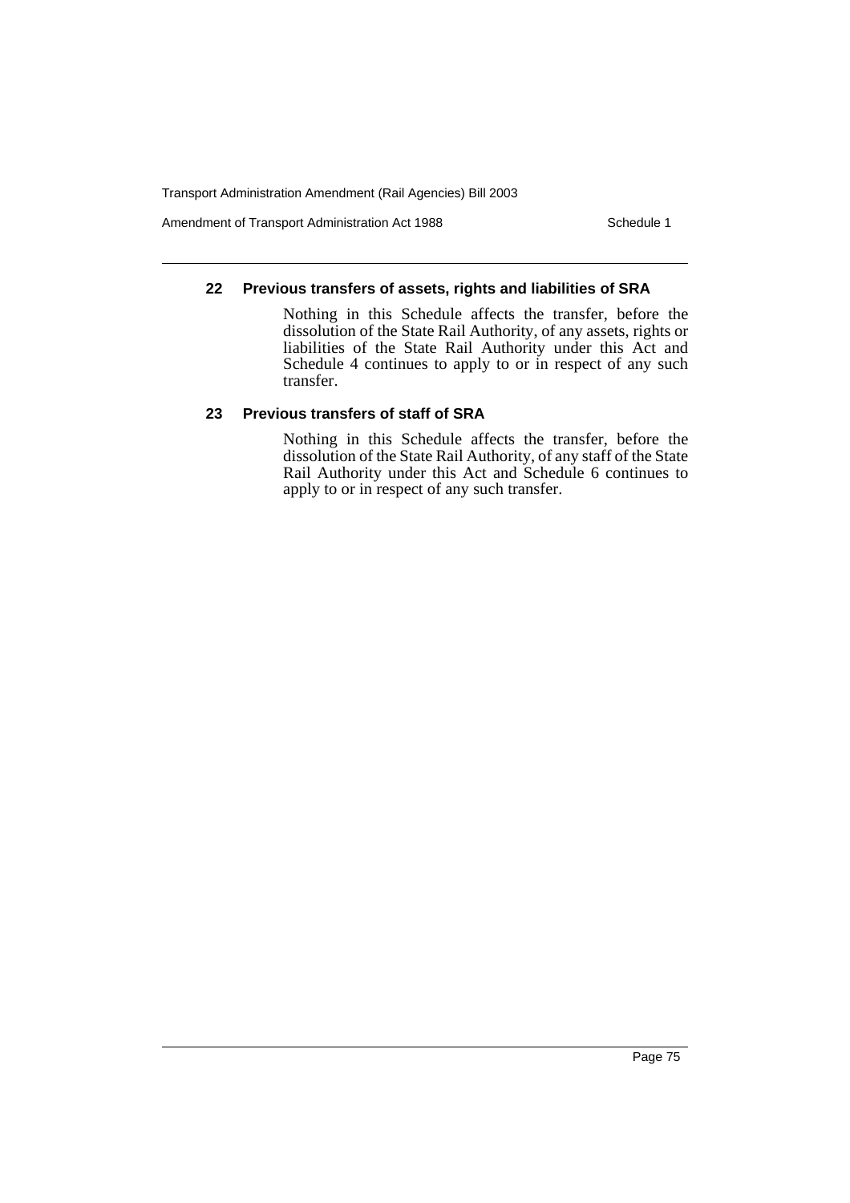### 22 Previous transfers of assets, rights and liabilities of SRA

Nothing in this Schedule affects the transfer, before the dissolution of the State Rail Authority, of any assets, rights or liabilities of the State Rail Authority under this Act and Schedule 4 continues to apply to or in respect of any such transfer.

### 23 Previous transfers of staff of SRA

Nothing in this Schedule affects the transfer, before the dissolution of the State Rail Authority, of any staff of the State Rail Authority under this Act and Schedule 6 continues to apply to or in respect of any such transfer.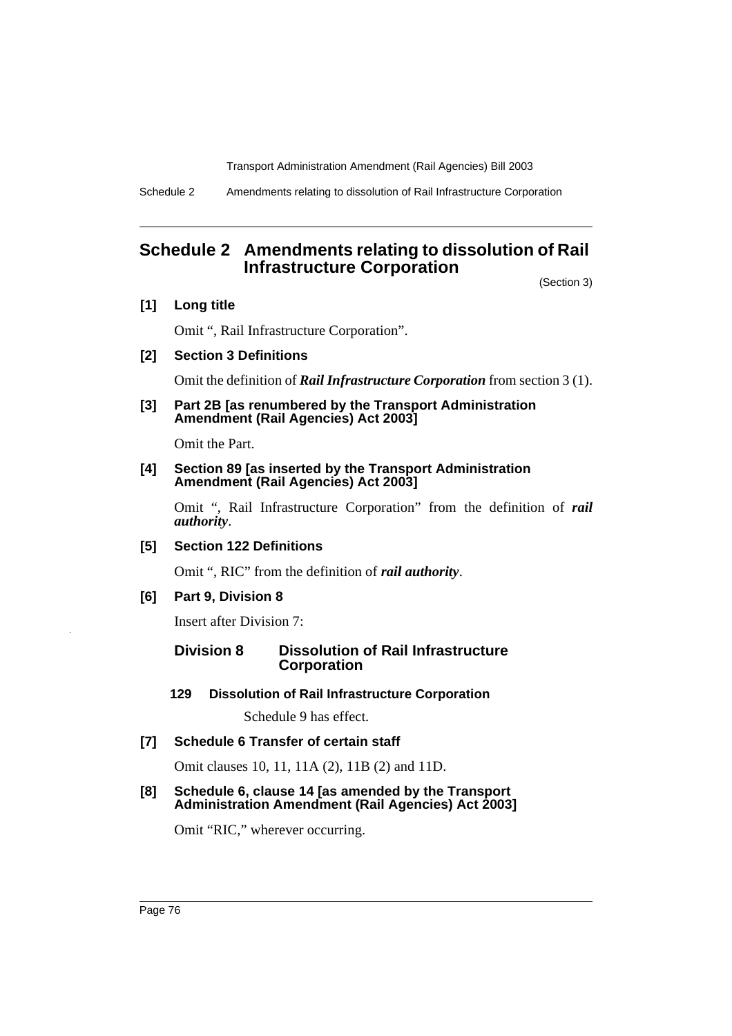## Schedule 2 Amendments relating to dissolution of Rail Infrastructure Corporation

(Section 3)

**[1] Long title**

Omit ", Rail Infrastructure Corporation".

**[2] Section 3 Definitions**

Omit the definition of ***Rail Infrastructure Corporation*** from section 3 (1).

**[3] Part 2B [as renumbered by the Transport Administration Amendment (Rail Agencies) Act 2003]**

Omit the Part.

**[4] Section 89 [as inserted by the Transport Administration Amendment (Rail Agencies) Act 2003]**

Omit ", Rail Infrastructure Corporation" from the definition of ***rail authority***.

**[5] Section 122 Definitions**

Omit ", RIC" from the definition of ***rail authority***.

**[6] Part 9, Division 8**

Insert after Division 7:

**Division 8 Dissolution of Rail Infrastructure Corporation**

**129 Dissolution of Rail Infrastructure Corporation**

Schedule 9 has effect.

**[7] Schedule 6 Transfer of certain staff**

Omit clauses 10, 11, 11A (2), 11B (2) and 11D.

**[8] Schedule 6, clause 14 [as amended by the Transport Administration Amendment (Rail Agencies) Act 2003]**

Omit "RIC," wherever occurring.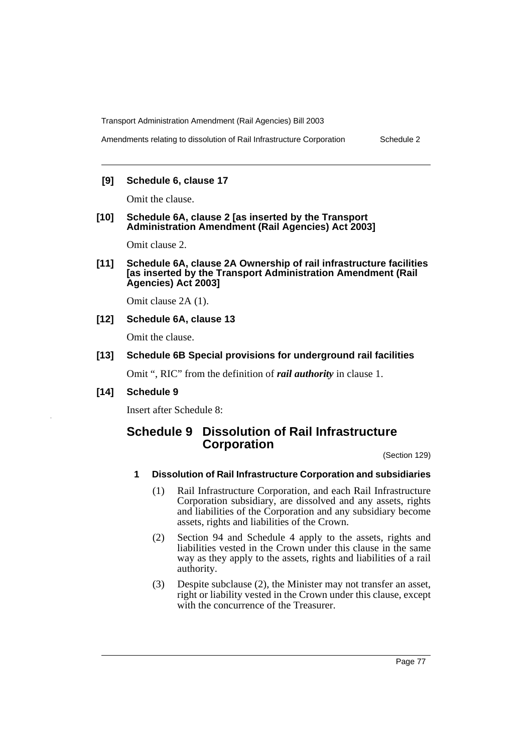**[9] Schedule 6, clause 17**

Omit the clause.

**[10] Schedule 6A, clause 2 [as inserted by the Transport Administration Amendment (Rail Agencies) Act 2003]**

Omit clause 2.

**[11] Schedule 6A, clause 2A Ownership of rail infrastructure facilities [as inserted by the Transport Administration Amendment (Rail Agencies) Act 2003]**

Omit clause 2A (1).

**[12] Schedule 6A, clause 13**

Omit the clause.

**[13] Schedule 6B Special provisions for underground rail facilities**

Omit ", RIC" from the definition of ***rail authority*** in clause 1.

**[14] Schedule 9**

Insert after Schedule 8:

## Schedule 9 Dissolution of Rail Infrastructure Corporation

(Section 129)

### 1 Dissolution of Rail Infrastructure Corporation and subsidiaries

(1) Rail Infrastructure Corporation, and each Rail Infrastructure Corporation subsidiary, are dissolved and any assets, rights and liabilities of the Corporation and any subsidiary become assets, rights and liabilities of the Crown.

(2) Section 94 and Schedule 4 apply to the assets, rights and liabilities vested in the Crown under this clause in the same way as they apply to the assets, rights and liabilities of a rail authority.

(3) Despite subclause (2), the Minister may not transfer an asset, right or liability vested in the Crown under this clause, except with the concurrence of the Treasurer.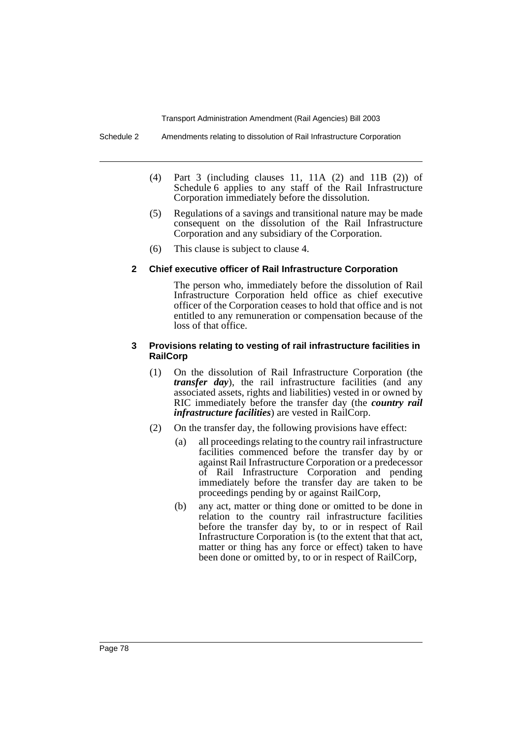(4) Part 3 (including clauses 11, 11A (2) and 11B (2)) of Schedule 6 applies to any staff of the Rail Infrastructure Corporation immediately before the dissolution.

(5) Regulations of a savings and transitional nature may be made consequent on the dissolution of the Rail Infrastructure Corporation and any subsidiary of the Corporation.

(6) This clause is subject to clause 4.

### 2 Chief executive officer of Rail Infrastructure Corporation

The person who, immediately before the dissolution of Rail Infrastructure Corporation held office as chief executive officer of the Corporation ceases to hold that office and is not entitled to any remuneration or compensation because of the loss of that office.

### 3 Provisions relating to vesting of rail infrastructure facilities in RailCorp

(1) On the dissolution of Rail Infrastructure Corporation (the ***transfer day***), the rail infrastructure facilities (and any associated assets, rights and liabilities) vested in or owned by RIC immediately before the transfer day (the ***country rail infrastructure facilities***) are vested in RailCorp.

(2) On the transfer day, the following provisions have effect:

- (a) all proceedings relating to the country rail infrastructure facilities commenced before the transfer day by or against Rail Infrastructure Corporation or a predecessor of Rail Infrastructure Corporation and pending immediately before the transfer day are taken to be proceedings pending by or against RailCorp,
- (b) any act, matter or thing done or omitted to be done in relation to the country rail infrastructure facilities before the transfer day by, to or in respect of Rail Infrastructure Corporation is (to the extent that that act, matter or thing has any force or effect) taken to have been done or omitted by, to or in respect of RailCorp,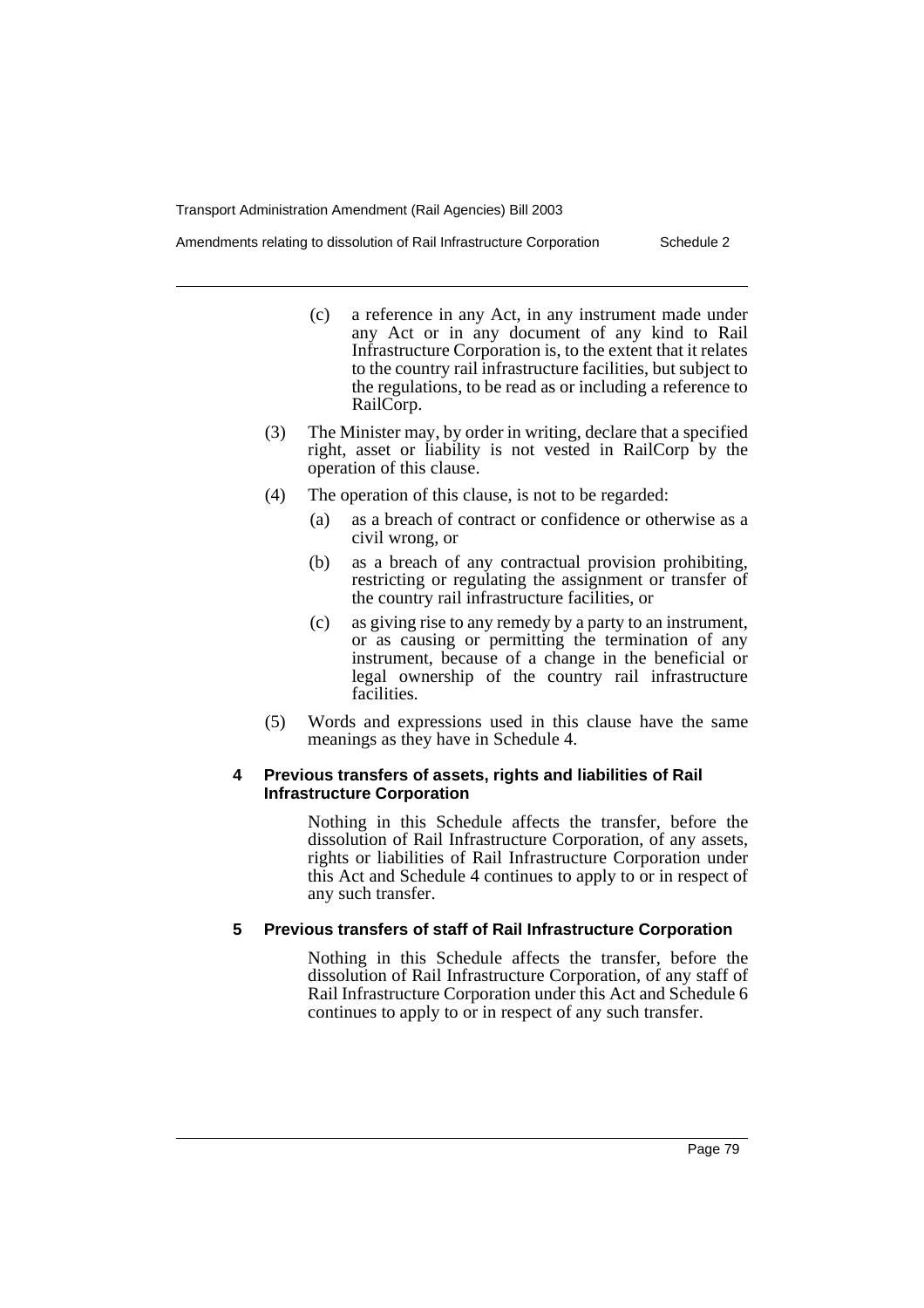(c) a reference in any Act, in any instrument made under any Act or in any document of any kind to Rail Infrastructure Corporation is, to the extent that it relates to the country rail infrastructure facilities, but subject to the regulations, to be read as or including a reference to RailCorp.

(3) The Minister may, by order in writing, declare that a specified right, asset or liability is not vested in RailCorp by the operation of this clause.

(4) The operation of this clause, is not to be regarded:

(a) as a breach of contract or confidence or otherwise as a civil wrong, or

(b) as a breach of any contractual provision prohibiting, restricting or regulating the assignment or transfer of the country rail infrastructure facilities, or

(c) as giving rise to any remedy by a party to an instrument, or as causing or permitting the termination of any instrument, because of a change in the beneficial or legal ownership of the country rail infrastructure facilities.

(5) Words and expressions used in this clause have the same meanings as they have in Schedule 4.

**4 Previous transfers of assets, rights and liabilities of Rail Infrastructure Corporation**

Nothing in this Schedule affects the transfer, before the dissolution of Rail Infrastructure Corporation, of any assets, rights or liabilities of Rail Infrastructure Corporation under this Act and Schedule 4 continues to apply to or in respect of any such transfer.

**5 Previous transfers of staff of Rail Infrastructure Corporation**

Nothing in this Schedule affects the transfer, before the dissolution of Rail Infrastructure Corporation, of any staff of Rail Infrastructure Corporation under this Act and Schedule 6 continues to apply to or in respect of any such transfer.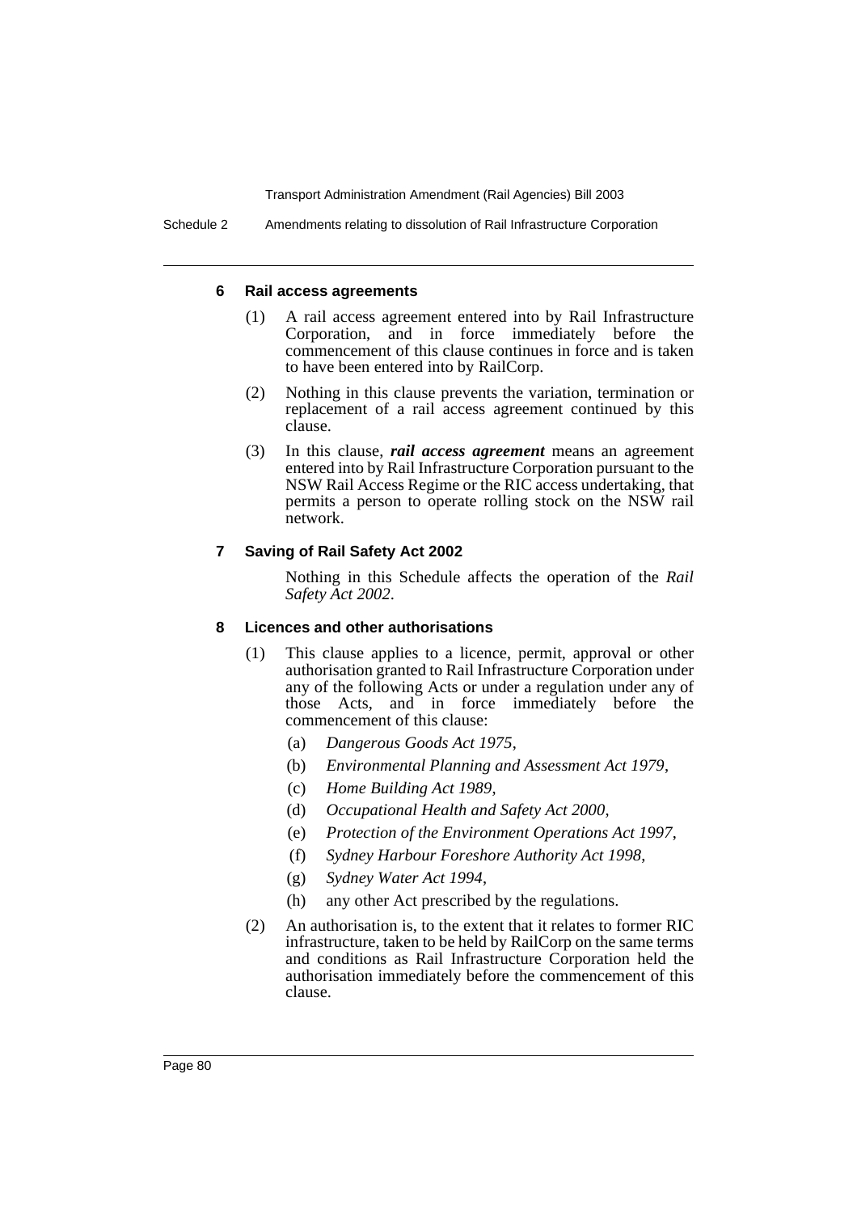#### 6 Rail access agreements

(1) A rail access agreement entered into by Rail Infrastructure Corporation, and in force immediately before the commencement of this clause continues in force and is taken to have been entered into by RailCorp.

(2) Nothing in this clause prevents the variation, termination or replacement of a rail access agreement continued by this clause.

(3) In this clause, ***rail access agreement*** means an agreement entered into by Rail Infrastructure Corporation pursuant to the NSW Rail Access Regime or the RIC access undertaking, that permits a person to operate rolling stock on the NSW rail network.

#### 7 Saving of Rail Safety Act 2002

Nothing in this Schedule affects the operation of the *Rail Safety Act 2002*.

#### 8 Licences and other authorisations

(1) This clause applies to a licence, permit, approval or other authorisation granted to Rail Infrastructure Corporation under any of the following Acts or under a regulation under any of those Acts, and in force immediately before the commencement of this clause:

- (a) *Dangerous Goods Act 1975*,
- (b) *Environmental Planning and Assessment Act 1979*,
- (c) *Home Building Act 1989*,
- (d) *Occupational Health and Safety Act 2000*,
- (e) *Protection of the Environment Operations Act 1997*,
- (f) *Sydney Harbour Foreshore Authority Act 1998*,
- (g) *Sydney Water Act 1994*,
- (h) any other Act prescribed by the regulations.

(2) An authorisation is, to the extent that it relates to former RIC infrastructure, taken to be held by RailCorp on the same terms and conditions as Rail Infrastructure Corporation held the authorisation immediately before the commencement of this clause.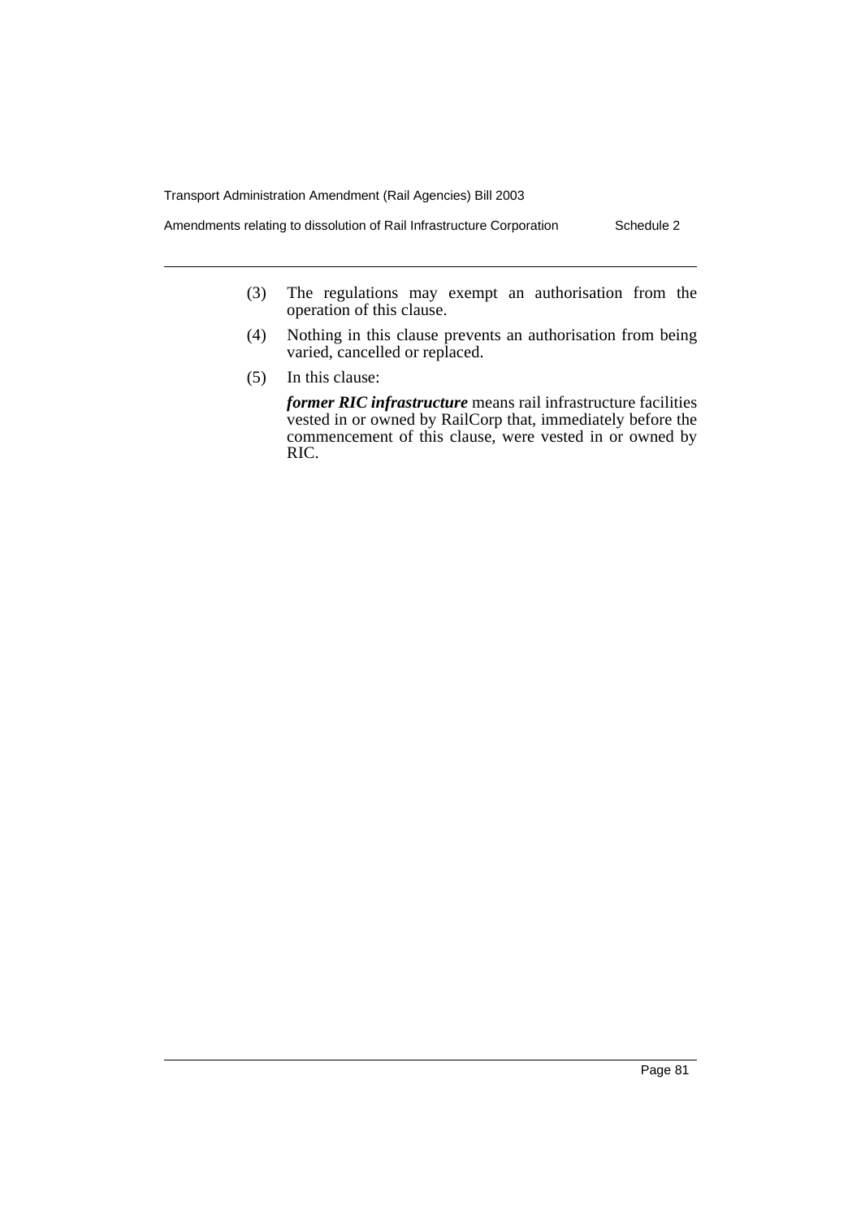(3) The regulations may exempt an authorisation from the operation of this clause.

(4) Nothing in this clause prevents an authorisation from being varied, cancelled or replaced.

(5) In this clause:

***former RIC infrastructure*** means rail infrastructure facilities vested in or owned by RailCorp that, immediately before the commencement of this clause, were vested in or owned by RIC.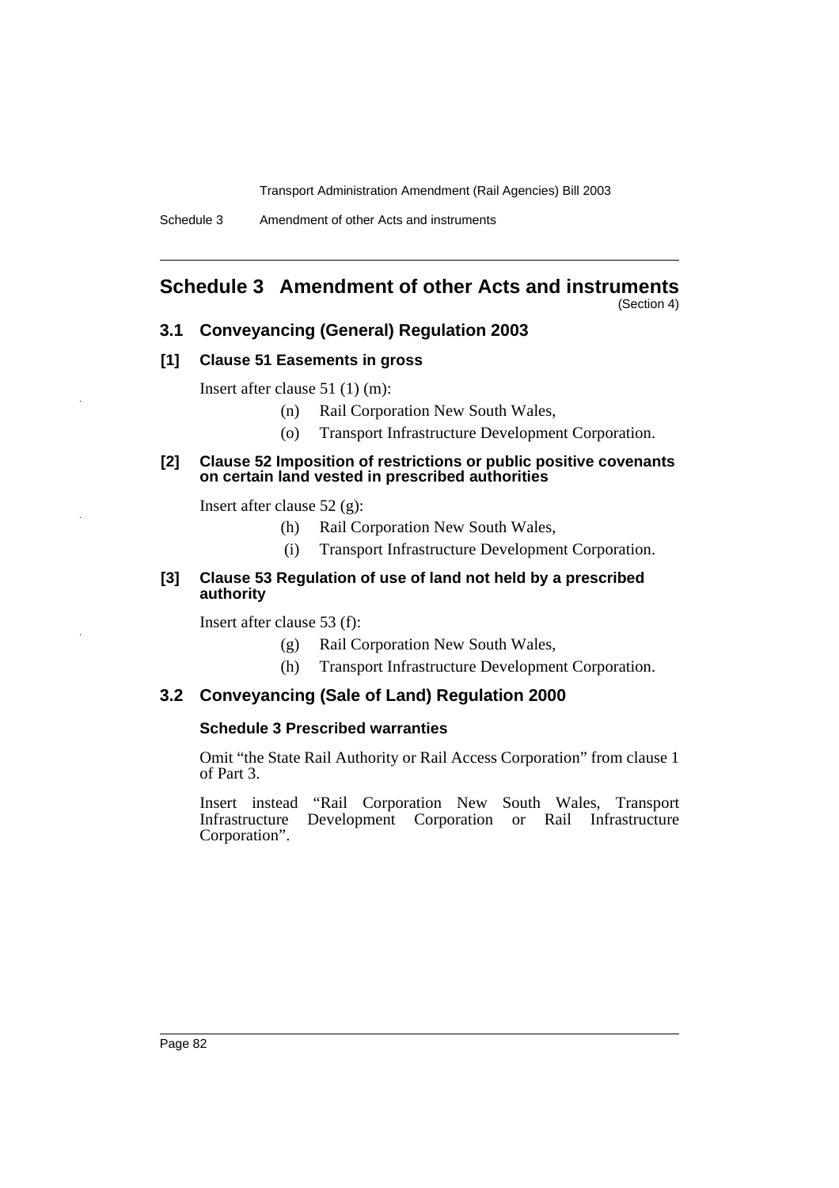# Schedule 3 Amendment of other Acts and instruments

(Section 4)

## 3.1 Conveyancing (General) Regulation 2003

### [1] Clause 51 Easements in gross

Insert after clause 51 (1) (m):

(n) Rail Corporation New South Wales,

(o) Transport Infrastructure Development Corporation.

### [2] Clause 52 Imposition of restrictions or public positive covenants on certain land vested in prescribed authorities

Insert after clause 52 (g):

(h) Rail Corporation New South Wales,

(i) Transport Infrastructure Development Corporation.

### [3] Clause 53 Regulation of use of land not held by a prescribed authority

Insert after clause 53 (f):

(g) Rail Corporation New South Wales,

(h) Transport Infrastructure Development Corporation.

## 3.2 Conveyancing (Sale of Land) Regulation 2000

### Schedule 3 Prescribed warranties

Omit "the State Rail Authority or Rail Access Corporation" from clause 1 of Part 3.

Insert instead "Rail Corporation New South Wales, Transport Infrastructure Development Corporation or Rail Infrastructure Corporation".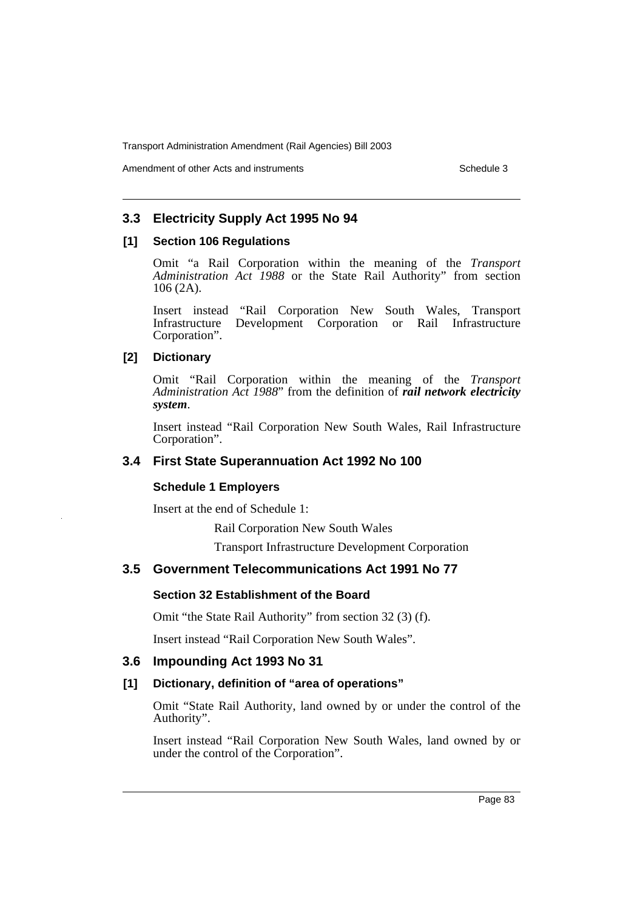## 3.3 Electricity Supply Act 1995 No 94

### [1] Section 106 Regulations

Omit "a Rail Corporation within the meaning of the *Transport Administration Act 1988* or the State Rail Authority" from section 106 (2A).

Insert instead "Rail Corporation New South Wales, Transport Infrastructure Development Corporation or Rail Infrastructure Corporation".

### [2] Dictionary

Omit "Rail Corporation within the meaning of the *Transport Administration Act 1988*" from the definition of ***rail network electricity system***.

Insert instead "Rail Corporation New South Wales, Rail Infrastructure Corporation".

## 3.4 First State Superannuation Act 1992 No 100

### Schedule 1 Employers

Insert at the end of Schedule 1:

Rail Corporation New South Wales

Transport Infrastructure Development Corporation

## 3.5 Government Telecommunications Act 1991 No 77

### Section 32 Establishment of the Board

Omit "the State Rail Authority" from section 32 (3) (f).

Insert instead "Rail Corporation New South Wales".

## 3.6 Impounding Act 1993 No 31

### [1] Dictionary, definition of "area of operations"

Omit "State Rail Authority, land owned by or under the control of the Authority".

Insert instead "Rail Corporation New South Wales, land owned by or under the control of the Corporation".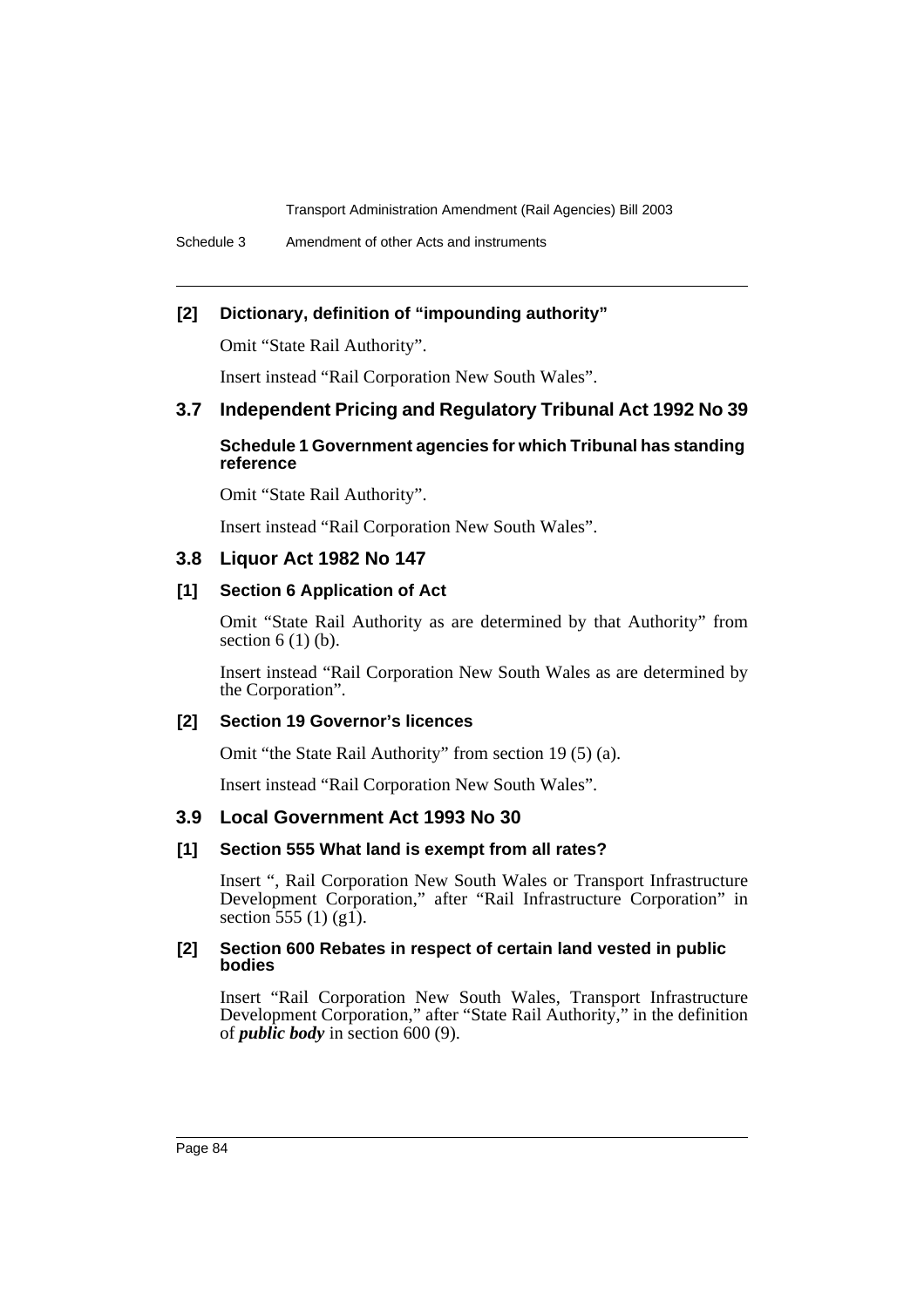### [2] Dictionary, definition of "impounding authority"

Omit "State Rail Authority".

Insert instead "Rail Corporation New South Wales".

## 3.7 Independent Pricing and Regulatory Tribunal Act 1992 No 39

### Schedule 1 Government agencies for which Tribunal has standing reference

Omit "State Rail Authority".

Insert instead "Rail Corporation New South Wales".

## 3.8 Liquor Act 1982 No 147

### [1] Section 6 Application of Act

Omit "State Rail Authority as are determined by that Authority" from section 6 (1) (b).

Insert instead "Rail Corporation New South Wales as are determined by the Corporation".

### [2] Section 19 Governor's licences

Omit "the State Rail Authority" from section 19 (5) (a).

Insert instead "Rail Corporation New South Wales".

## 3.9 Local Government Act 1993 No 30

### [1] Section 555 What land is exempt from all rates?

Insert ", Rail Corporation New South Wales or Transport Infrastructure Development Corporation," after "Rail Infrastructure Corporation" in section 555 (1) (g1).

### [2] Section 600 Rebates in respect of certain land vested in public bodies

Insert "Rail Corporation New South Wales, Transport Infrastructure Development Corporation," after "State Rail Authority," in the definition of ***public body*** in section 600 (9).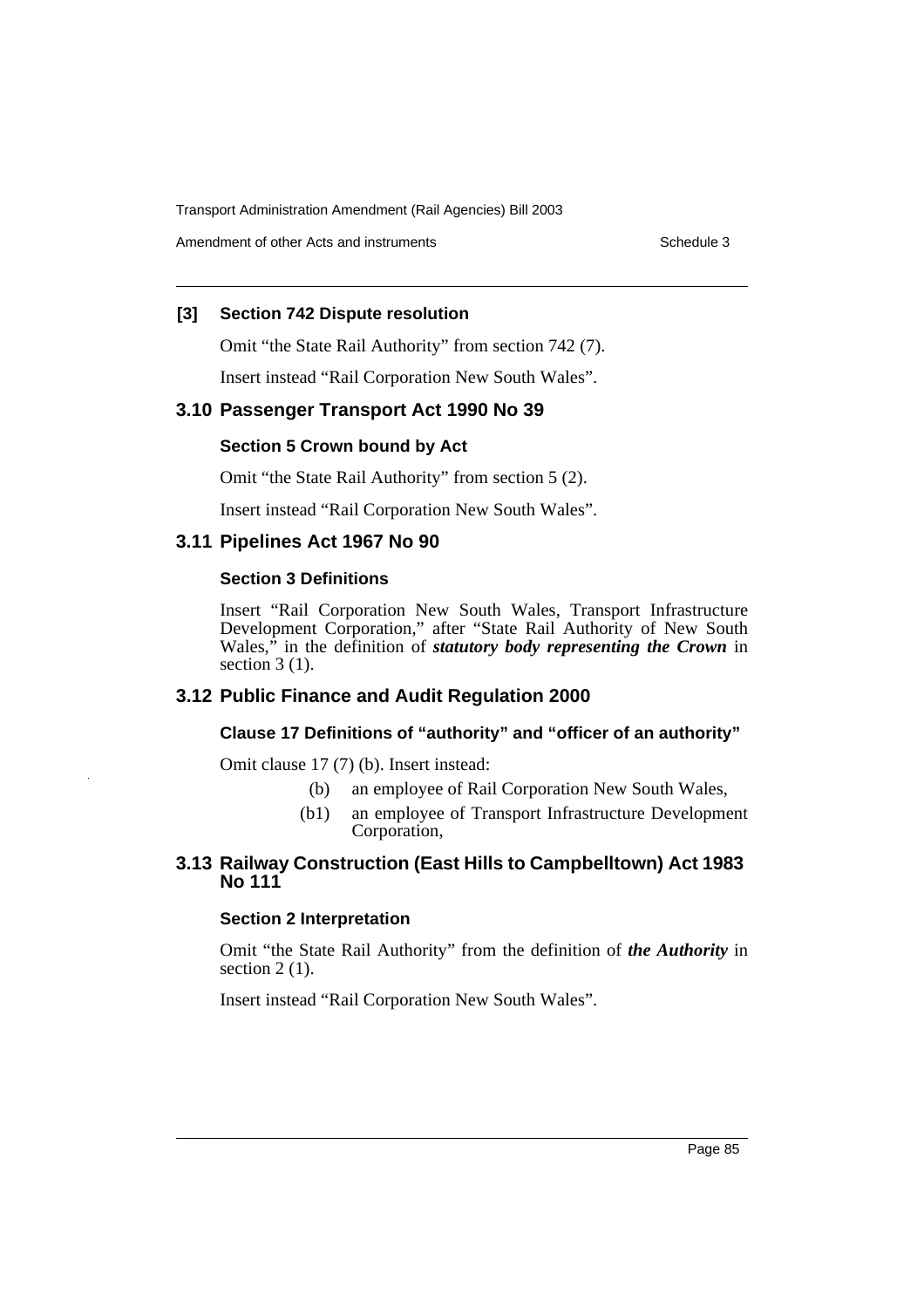### [3] Section 742 Dispute resolution

Omit "the State Rail Authority" from section 742 (7).

Insert instead "Rail Corporation New South Wales".

## 3.10 Passenger Transport Act 1990 No 39

### Section 5 Crown bound by Act

Omit "the State Rail Authority" from section 5 (2).

Insert instead "Rail Corporation New South Wales".

## 3.11 Pipelines Act 1967 No 90

### Section 3 Definitions

Insert "Rail Corporation New South Wales, Transport Infrastructure Development Corporation," after "State Rail Authority of New South Wales," in the definition of ***statutory body representing the Crown*** in section 3 (1).

## 3.12 Public Finance and Audit Regulation 2000

### Clause 17 Definitions of "authority" and "officer of an authority"

Omit clause 17 (7) (b). Insert instead:

- (b) an employee of Rail Corporation New South Wales,
- (b1) an employee of Transport Infrastructure Development Corporation,

## 3.13 Railway Construction (East Hills to Campbelltown) Act 1983 No 111

### Section 2 Interpretation

Omit "the State Rail Authority" from the definition of ***the Authority*** in section 2 (1).

Insert instead "Rail Corporation New South Wales".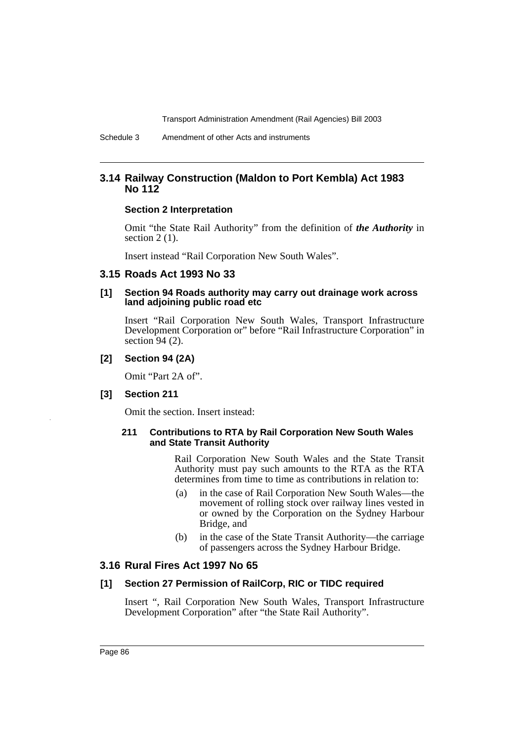## 3.14 Railway Construction (Maldon to Port Kembla) Act 1983 No 112

### Section 2 Interpretation

Omit "the State Rail Authority" from the definition of ***the Authority*** in section 2 (1).

Insert instead "Rail Corporation New South Wales".

## 3.15 Roads Act 1993 No 33

### [1] Section 94 Roads authority may carry out drainage work across land adjoining public road etc

Insert "Rail Corporation New South Wales, Transport Infrastructure Development Corporation or" before "Rail Infrastructure Corporation" in section 94 (2).

### [2] Section 94 (2A)

Omit "Part 2A of".

### [3] Section 211

Omit the section. Insert instead:

**211 Contributions to RTA by Rail Corporation New South Wales and State Transit Authority**

Rail Corporation New South Wales and the State Transit Authority must pay such amounts to the RTA as the RTA determines from time to time as contributions in relation to:

(a) in the case of Rail Corporation New South Wales—the movement of rolling stock over railway lines vested in or owned by the Corporation on the Sydney Harbour Bridge, and

(b) in the case of the State Transit Authority—the carriage of passengers across the Sydney Harbour Bridge.

## 3.16 Rural Fires Act 1997 No 65

### [1] Section 27 Permission of RailCorp, RIC or TIDC required

Insert ", Rail Corporation New South Wales, Transport Infrastructure Development Corporation" after "the State Rail Authority".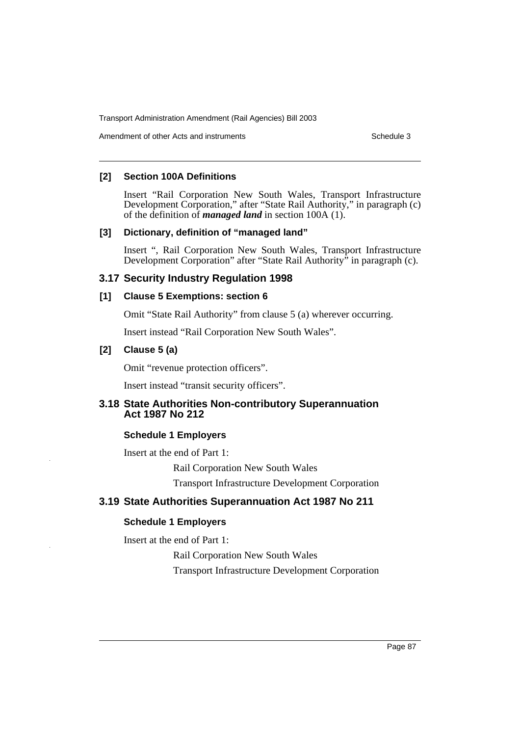#### [2] Section 100A Definitions

Insert "Rail Corporation New South Wales, Transport Infrastructure Development Corporation," after "State Rail Authority," in paragraph (c) of the definition of ***managed land*** in section 100A (1).

#### [3] Dictionary, definition of "managed land"

Insert ", Rail Corporation New South Wales, Transport Infrastructure Development Corporation" after "State Rail Authority" in paragraph (c).

### 3.17 Security Industry Regulation 1998

#### [1] Clause 5 Exemptions: section 6

Omit "State Rail Authority" from clause 5 (a) wherever occurring.

Insert instead "Rail Corporation New South Wales".

#### [2] Clause 5 (a)

Omit "revenue protection officers".

Insert instead "transit security officers".

### 3.18 State Authorities Non-contributory Superannuation Act 1987 No 212

#### Schedule 1 Employers

Insert at the end of Part 1:

Rail Corporation New South Wales

Transport Infrastructure Development Corporation

### 3.19 State Authorities Superannuation Act 1987 No 211

#### Schedule 1 Employers

Insert at the end of Part 1:

Rail Corporation New South Wales

Transport Infrastructure Development Corporation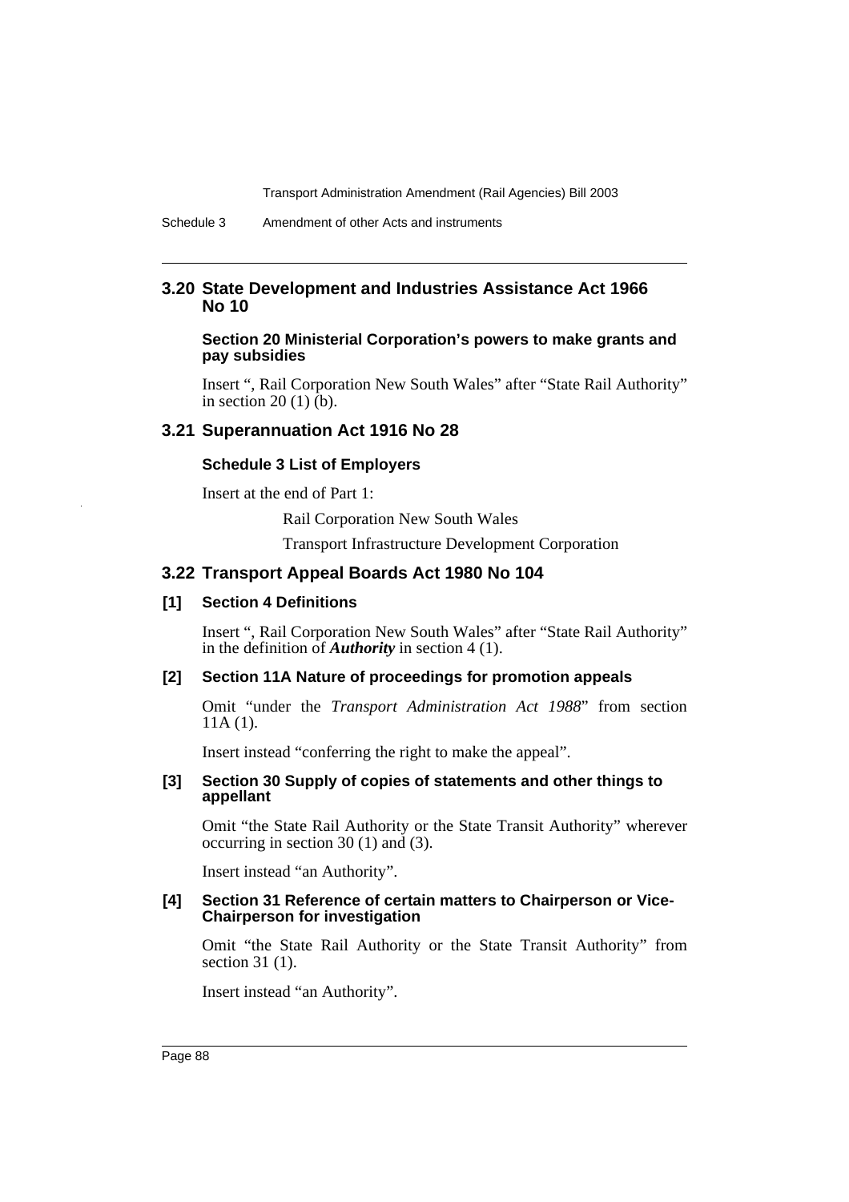## 3.20 State Development and Industries Assistance Act 1966 No 10

**Section 20 Ministerial Corporation's powers to make grants and pay subsidies**

Insert ", Rail Corporation New South Wales" after "State Rail Authority" in section 20 (1) (b).

## 3.21 Superannuation Act 1916 No 28

**Schedule 3 List of Employers**

Insert at the end of Part 1:

Rail Corporation New South Wales

Transport Infrastructure Development Corporation

## 3.22 Transport Appeal Boards Act 1980 No 104

### [1] Section 4 Definitions

Insert ", Rail Corporation New South Wales" after "State Rail Authority" in the definition of ***Authority*** in section 4 (1).

### [2] Section 11A Nature of proceedings for promotion appeals

Omit "under the *Transport Administration Act 1988*" from section 11A (1).

Insert instead "conferring the right to make the appeal".

### [3] Section 30 Supply of copies of statements and other things to appellant

Omit "the State Rail Authority or the State Transit Authority" wherever occurring in section 30 (1) and (3).

Insert instead "an Authority".

### [4] Section 31 Reference of certain matters to Chairperson or Vice-Chairperson for investigation

Omit "the State Rail Authority or the State Transit Authority" from section 31 (1).

Insert instead "an Authority".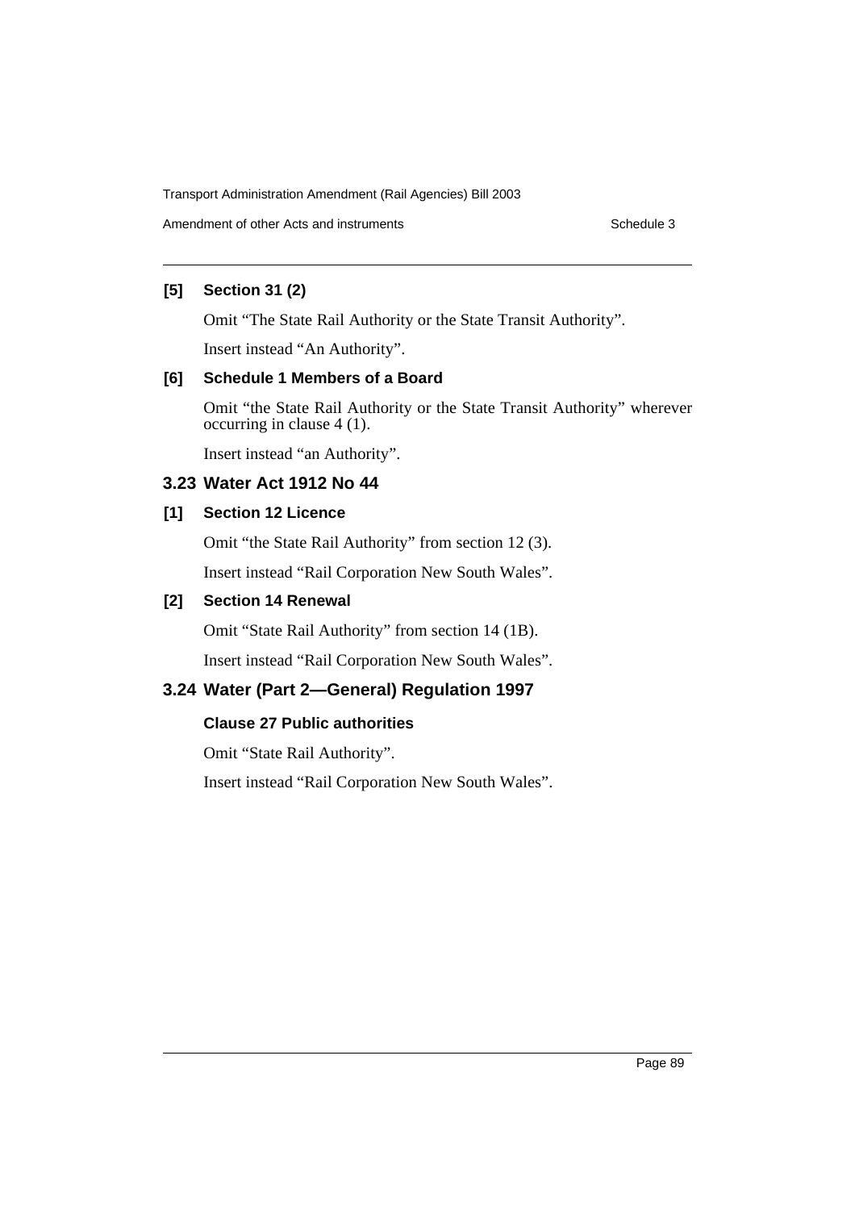**[5] Section 31 (2)**

Omit “The State Rail Authority or the State Transit Authority”.

Insert instead “An Authority”.

**[6] Schedule 1 Members of a Board**

Omit “the State Rail Authority or the State Transit Authority” wherever occurring in clause 4 (1).

Insert instead “an Authority”.

## 3.23 Water Act 1912 No 44

**[1] Section 12 Licence**

Omit “the State Rail Authority” from section 12 (3).

Insert instead “Rail Corporation New South Wales”.

**[2] Section 14 Renewal**

Omit “State Rail Authority” from section 14 (1B).

Insert instead “Rail Corporation New South Wales”.

## 3.24 Water (Part 2—General) Regulation 1997

**Clause 27 Public authorities**

Omit “State Rail Authority”.

Insert instead “Rail Corporation New South Wales”.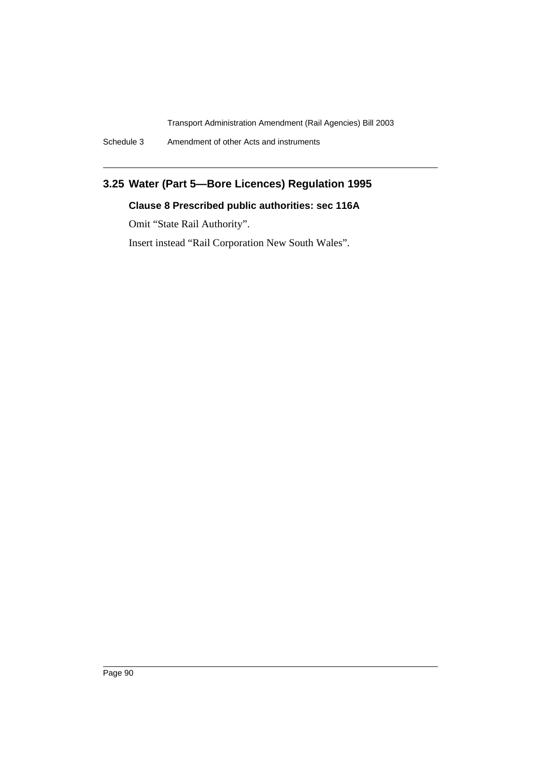## 3.25 Water (Part 5—Bore Licences) Regulation 1995

### Clause 8 Prescribed public authorities: sec 116A

Omit “State Rail Authority”.

Insert instead “Rail Corporation New South Wales”.